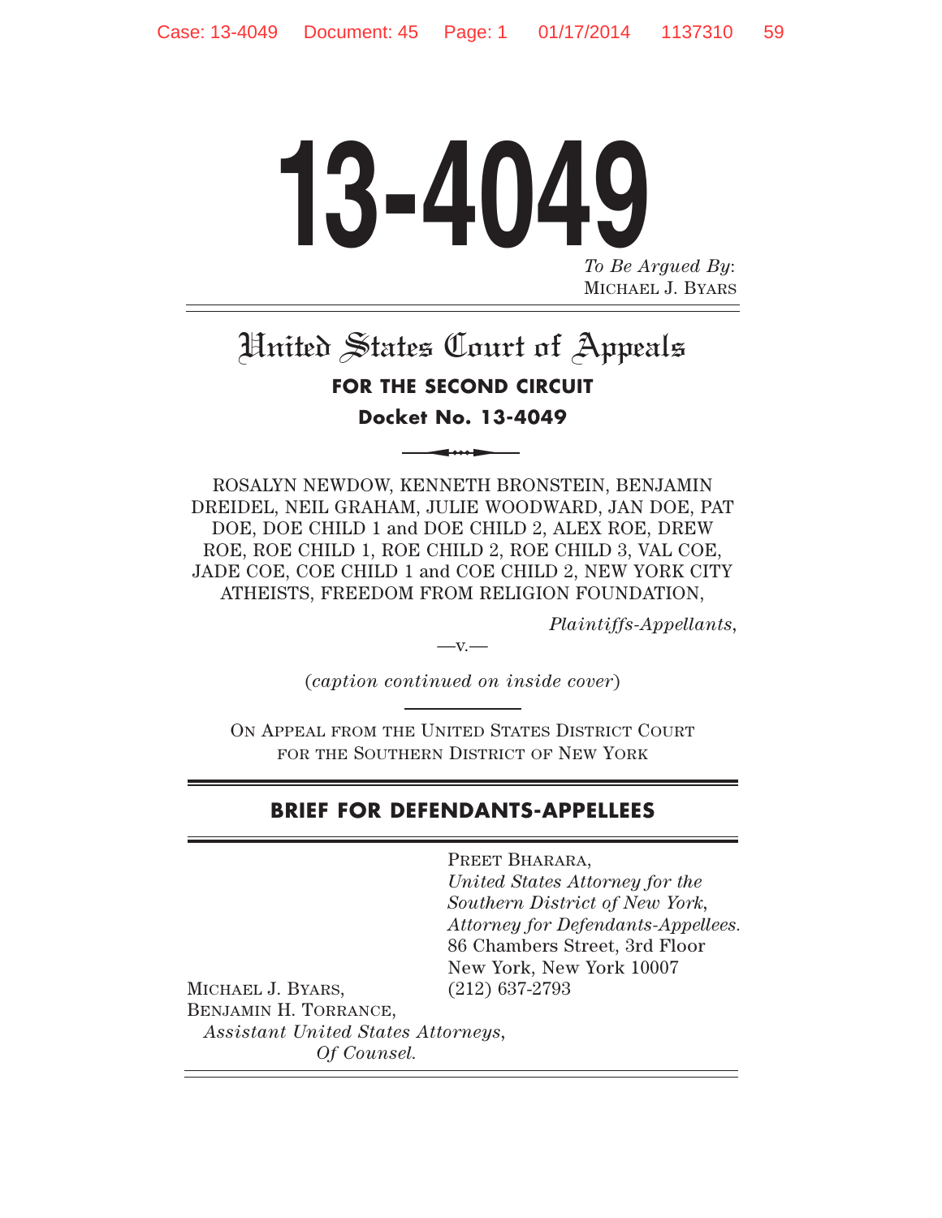# 13-4049

*To Be Argued By*:
MICHAEL J. BYARS

## United States Court of Appeals

**FOR THE SECOND CIRCUIT**

**Docket No. 13-4049**

ROSALYN NEWDOW, KENNETH BRONSTEIN, BENJAMIN DREIDEL, NEIL GRAHAM, JULIE WOODWARD, JAN DOE, PAT DOE, DOE CHILD 1 and DOE CHILD 2, ALEX ROE, DREW ROE, ROE CHILD 1, ROE CHILD 2, ROE CHILD 3, VAL COE, JADE COE, COE CHILD 1 and COE CHILD 2, NEW YORK CITY ATHEISTS, FREEDOM FROM RELIGION FOUNDATION,

*Plaintiffs-Appellants*,

—v.—

(*caption continued on inside cover*)

ON APPEAL FROM THE UNITED STATES DISTRICT COURT FOR THE SOUTHERN DISTRICT OF NEW YORK

## BRIEF FOR DEFENDANTS-APPELLEES

PREET BHARARA,
*United States Attorney for the Southern District of New York, Attorney for Defendants-Appellees.*
86 Chambers Street, 3rd Floor
New York, New York 10007
(212) 637-2793

MICHAEL J. BYARS,
BENJAMIN H. TORRANCE,
*Assistant United States Attorneys, Of Counsel.*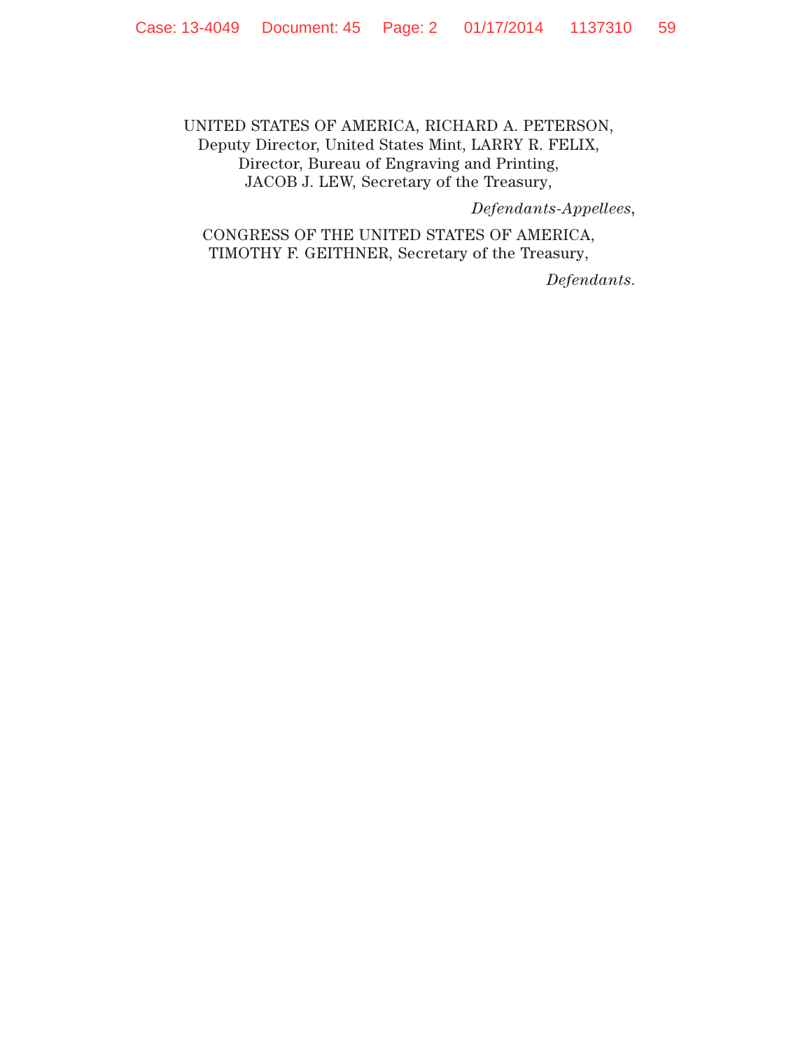UNITED STATES OF AMERICA, RICHARD A. PETERSON,
Deputy Director, United States Mint, LARRY R. FELIX,
Director, Bureau of Engraving and Printing,
JACOB J. LEW, Secretary of the Treasury,

*Defendants-Appellees*,

CONGRESS OF THE UNITED STATES OF AMERICA,
TIMOTHY F. GEITHNER, Secretary of the Treasury,

*Defendants*.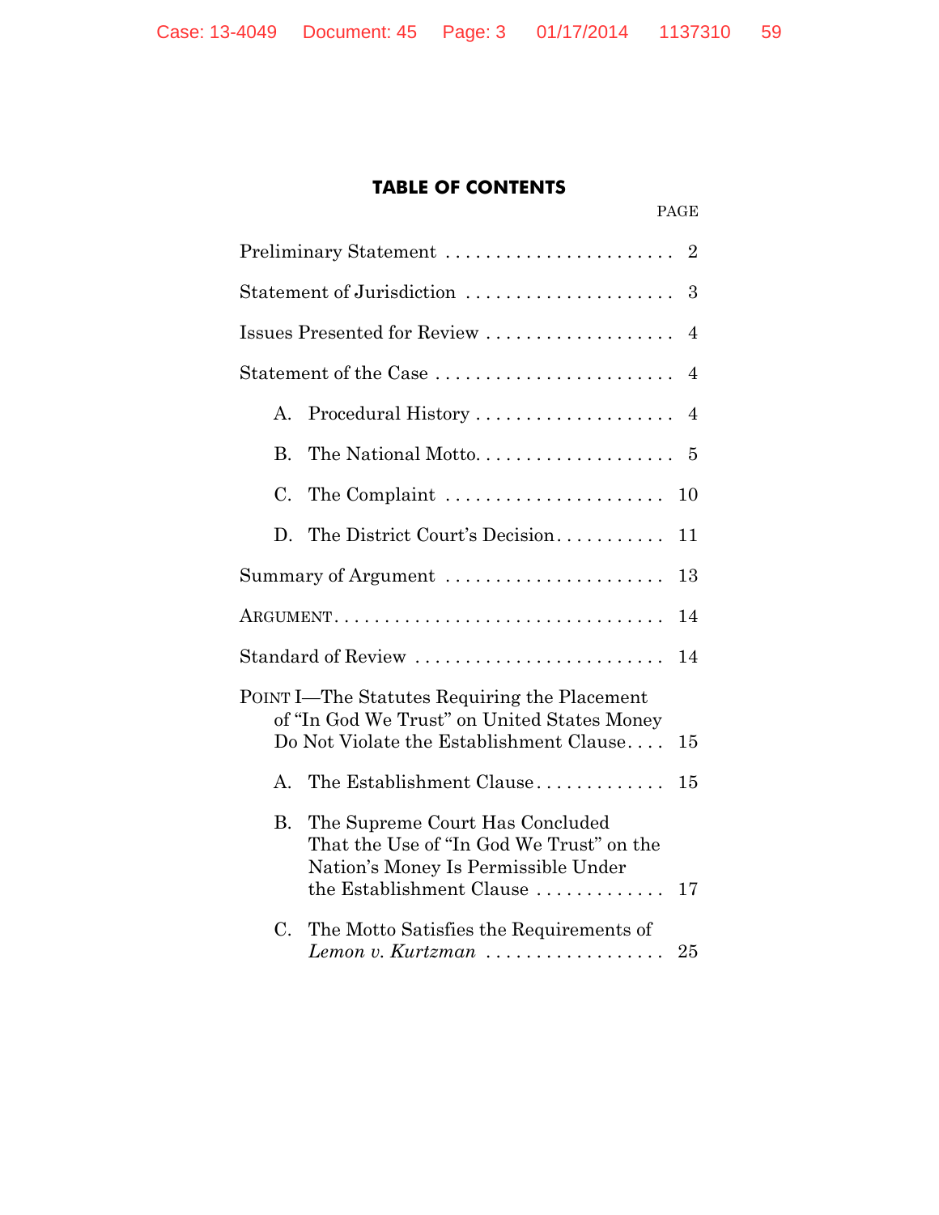## TABLE OF CONTENTS

| | PAGE |
|---|---|
| Preliminary Statement | 2 |
| Statement of Jurisdiction | 3 |
| Issues Presented for Review | 4 |
| Statement of the Case | 4 |
| A. Procedural History | 4 |
| B. The National Motto | 5 |
| C. The Complaint | 10 |
| D. The District Court's Decision | 11 |
| Summary of Argument | 13 |
| ARGUMENT | 14 |
| Standard of Review | 14 |
| POINT I—The Statutes Requiring the Placement of "In God We Trust" on United States Money Do Not Violate the Establishment Clause | 15 |
| A. The Establishment Clause | 15 |
| B. The Supreme Court Has Concluded That the Use of "In God We Trust" on the Nation's Money Is Permissible Under the Establishment Clause | 17 |
| C. The Motto Satisfies the Requirements of *Lemon v. Kurtzman* | 25 |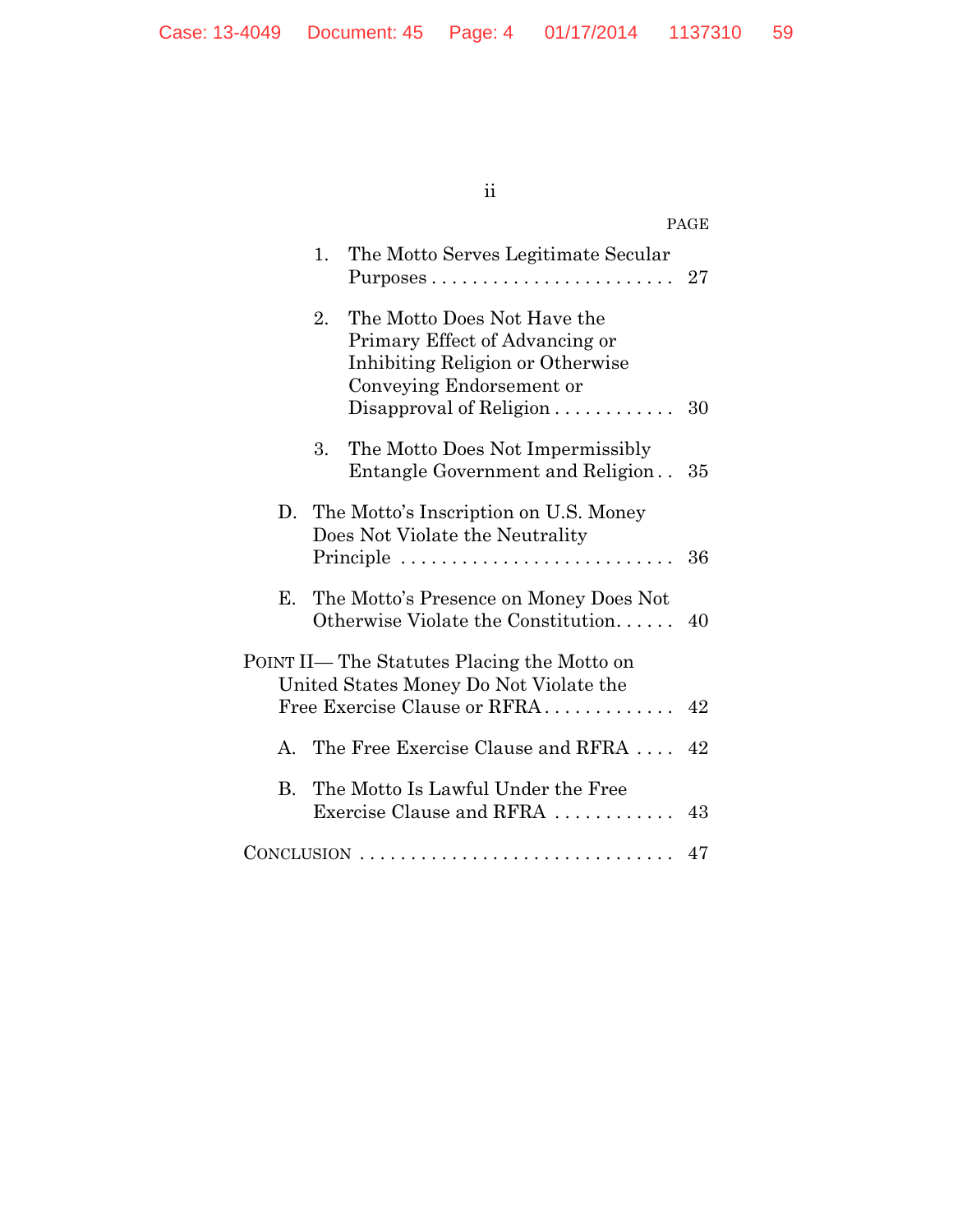| | PAGE |
|---|---|
| 1. The Motto Serves Legitimate Secular Purposes | 27 |
| 2. The Motto Does Not Have the Primary Effect of Advancing or Inhibiting Religion or Otherwise Conveying Endorsement or Disapproval of Religion | 30 |
| 3. The Motto Does Not Impermissibly Entangle Government and Religion | 35 |
| D. The Motto's Inscription on U.S. Money Does Not Violate the Neutrality Principle | 36 |
| E. The Motto's Presence on Money Does Not Otherwise Violate the Constitution | 40 |
| POINT II— The Statutes Placing the Motto on United States Money Do Not Violate the Free Exercise Clause or RFRA | 42 |
| A. The Free Exercise Clause and RFRA | 42 |
| B. The Motto Is Lawful Under the Free Exercise Clause and RFRA | 43 |
| CONCLUSION | 47 |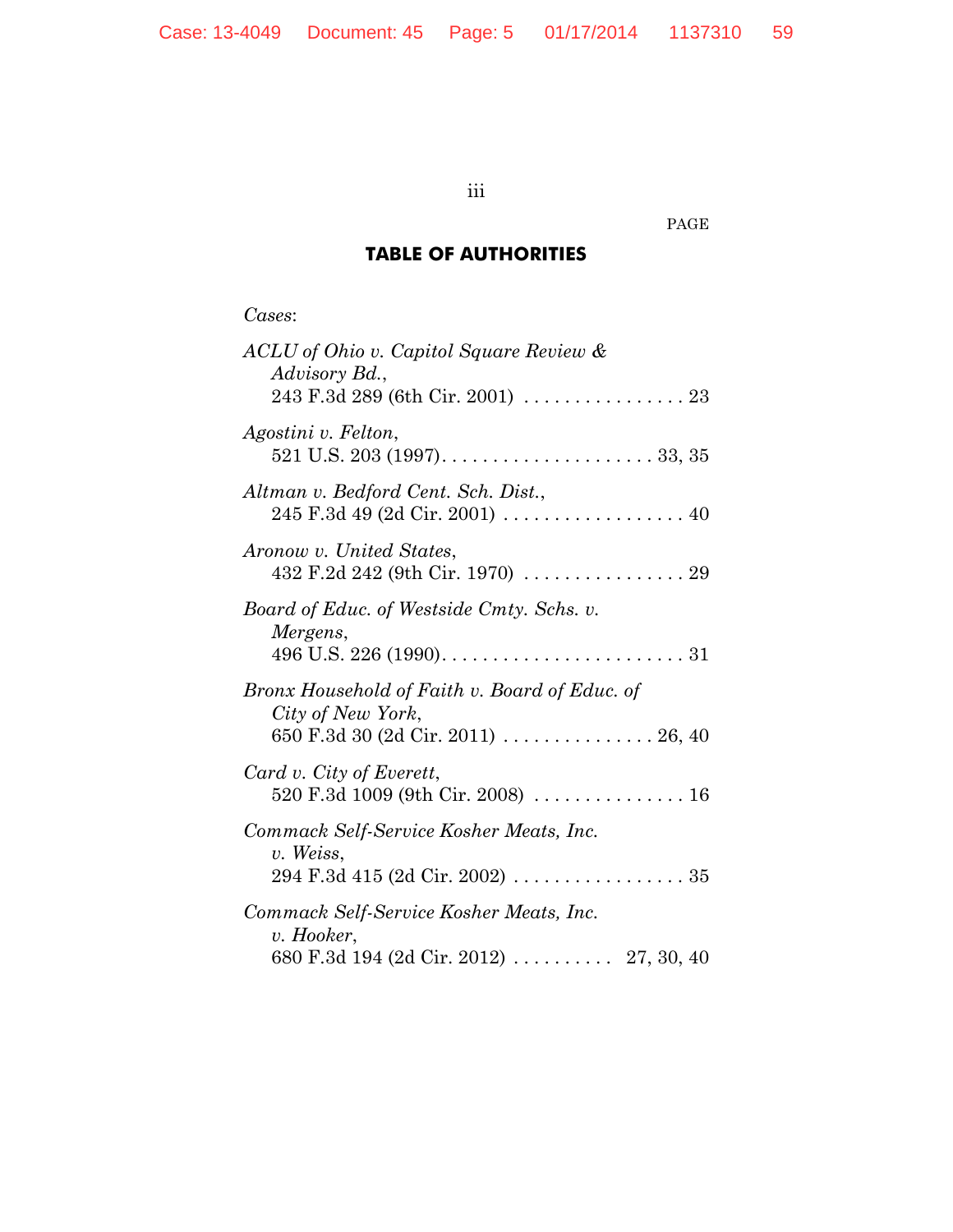PAGE

## TABLE OF AUTHORITIES

*Cases*:

*ACLU of Ohio v. Capitol Square Review & Advisory Bd.*, 243 F.3d 289 (6th Cir. 2001) . . . . . . . . . . . . . . . . 23

*Agostini v. Felton*, 521 U.S. 203 (1997). . . . . . . . . . . . . . . . . . . . . . 33, 35

*Altman v. Bedford Cent. Sch. Dist.*, 245 F.3d 49 (2d Cir. 2001) . . . . . . . . . . . . . . . . . . 40

*Aronow v. United States*, 432 F.2d 242 (9th Cir. 1970) . . . . . . . . . . . . . . . . 29

*Board of Educ. of Westside Cmty. Schs. v. Mergens*, 496 U.S. 226 (1990). . . . . . . . . . . . . . . . . . . . . . . . 31

*Bronx Household of Faith v. Board of Educ. of City of New York*, 650 F.3d 30 (2d Cir. 2011) . . . . . . . . . . . . . . . 26, 40

*Card v. City of Everett*, 520 F.3d 1009 (9th Cir. 2008) . . . . . . . . . . . . . . . 16

*Commack Self-Service Kosher Meats, Inc. v. Weiss*, 294 F.3d 415 (2d Cir. 2002) . . . . . . . . . . . . . . . . . 35

*Commack Self-Service Kosher Meats, Inc. v. Hooker*, 680 F.3d 194 (2d Cir. 2012) . . . . . . . . . . 27, 30, 40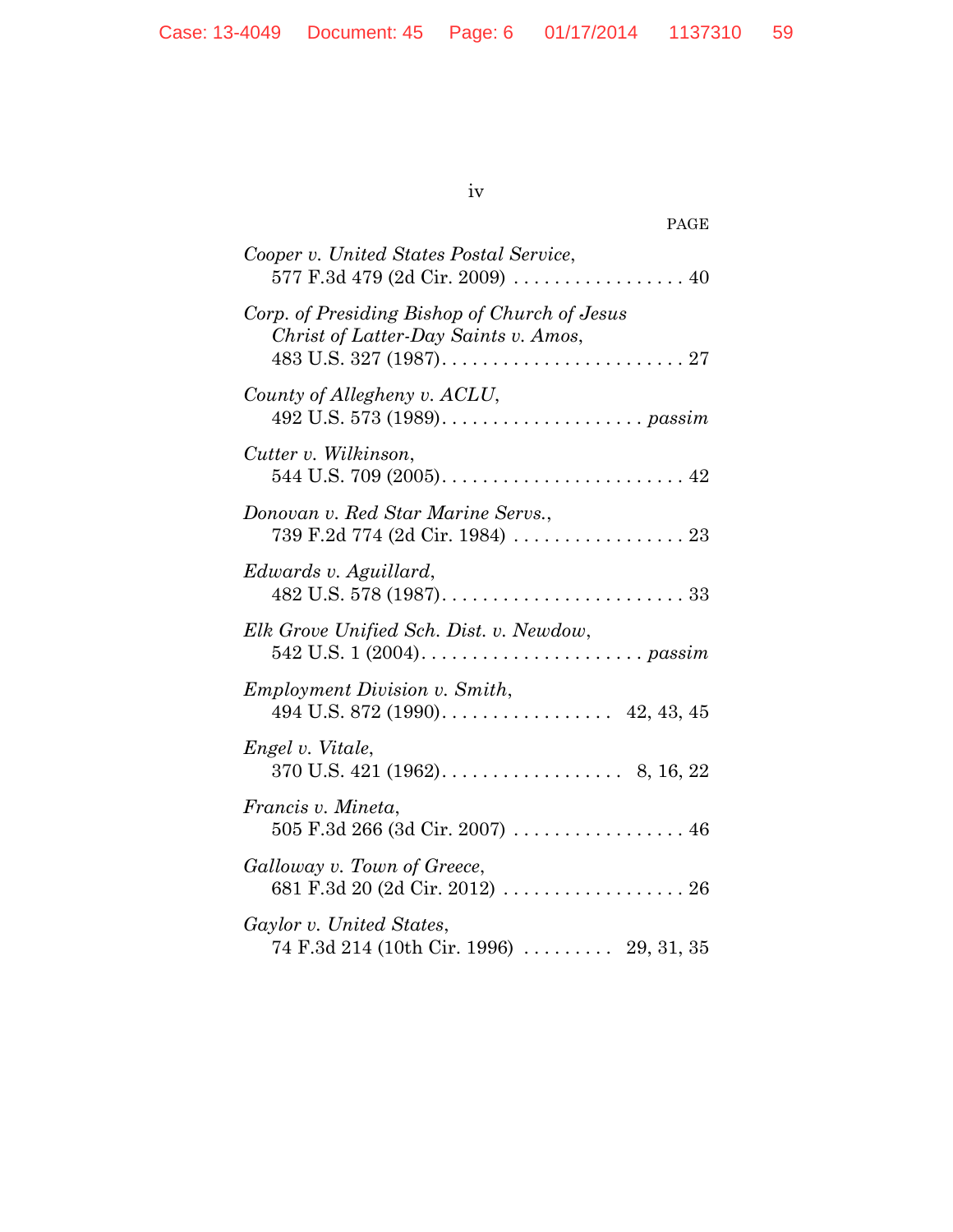PAGE

*Cooper v. United States Postal Service*, 577 F.3d 479 (2d Cir. 2009) . . . . . . . . . . . . . . . . . . 40

*Corp. of Presiding Bishop of Church of Jesus Christ of Latter-Day Saints v. Amos*, 483 U.S. 327 (1987). . . . . . . . . . . . . . . . . . . . . . . . . 27

*County of Allegheny v. ACLU*, 492 U.S. 573 (1989). . . . . . . . . . . . . . . . . . . . . *passim*

*Cutter v. Wilkinson*, 544 U.S. 709 (2005). . . . . . . . . . . . . . . . . . . . . . . . . 42

*Donovan v. Red Star Marine Servs.*, 739 F.2d 774 (2d Cir. 1984) . . . . . . . . . . . . . . . . . . 23

*Edwards v. Aguillard*, 482 U.S. 578 (1987). . . . . . . . . . . . . . . . . . . . . . . . . 33

*Elk Grove Unified Sch. Dist. v. Newdow*, 542 U.S. 1 (2004). . . . . . . . . . . . . . . . . . . . . . . *passim*

*Employment Division v. Smith*, 494 U.S. 872 (1990). . . . . . . . . . . . . . . . . 42, 43, 45

*Engel v. Vitale*, 370 U.S. 421 (1962). . . . . . . . . . . . . . . . . . 8, 16, 22

*Francis v. Mineta*, 505 F.3d 266 (3d Cir. 2007) . . . . . . . . . . . . . . . . . . 46

*Galloway v. Town of Greece*, 681 F.3d 20 (2d Cir. 2012) . . . . . . . . . . . . . . . . . . . 26

*Gaylor v. United States*, 74 F.3d 214 (10th Cir. 1996) . . . . . . . . . 29, 31, 35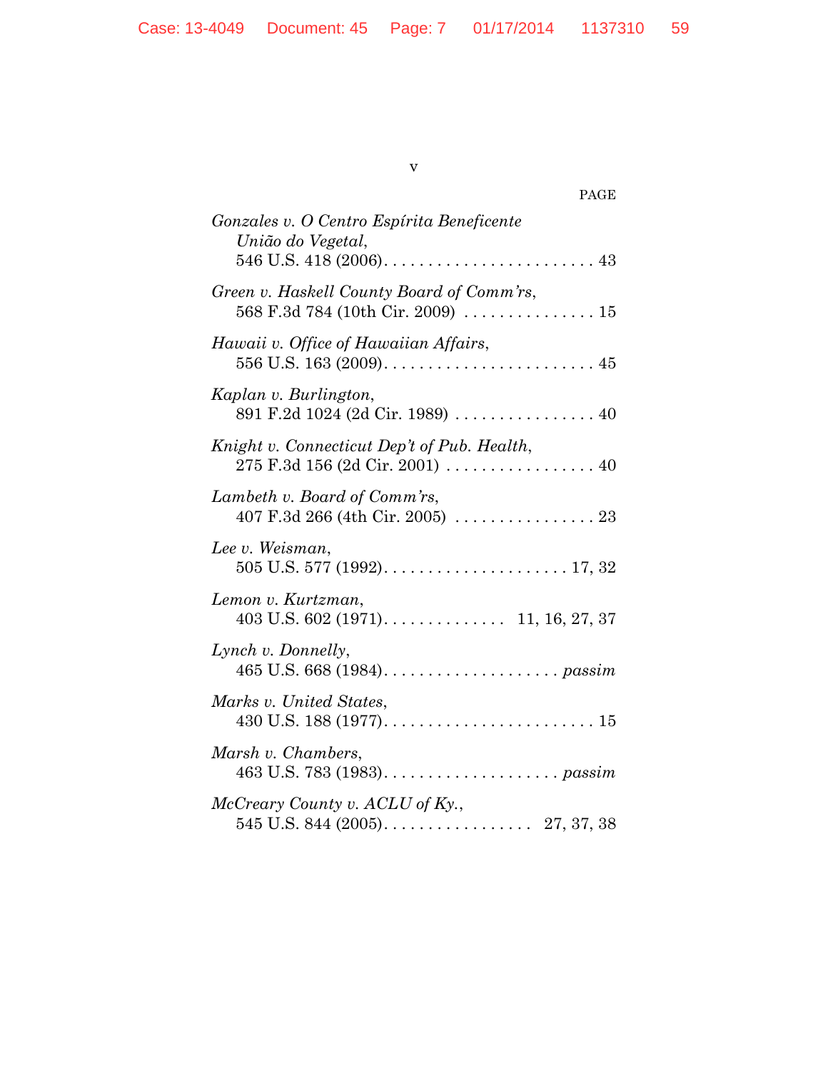PAGE

*Gonzales v. O Centro Espírita Beneficente União do Vegetal*, 546 U.S. 418 (2006) . . . . . . . . . . . . . . . . . . . . . . . . 43

*Green v. Haskell County Board of Comm'rs*, 568 F.3d 784 (10th Cir. 2009) . . . . . . . . . . . . . . . 15

*Hawaii v. Office of Hawaiian Affairs*, 556 U.S. 163 (2009) . . . . . . . . . . . . . . . . . . . . . . . . 45

*Kaplan v. Burlington*, 891 F.2d 1024 (2d Cir. 1989) . . . . . . . . . . . . . . . . 40

*Knight v. Connecticut Dep't of Pub. Health*, 275 F.3d 156 (2d Cir. 2001) . . . . . . . . . . . . . . . . . 40

*Lambeth v. Board of Comm'rs*, 407 F.3d 266 (4th Cir. 2005) . . . . . . . . . . . . . . . . 23

*Lee v. Weisman*, 505 U.S. 577 (1992) . . . . . . . . . . . . . . . . . . . . . 17, 32

*Lemon v. Kurtzman*, 403 U.S. 602 (1971) . . . . . . . . . . . . . . 11, 16, 27, 37

*Lynch v. Donnelly*, 465 U.S. 668 (1984) . . . . . . . . . . . . . . . . . . . . *passim*

*Marks v. United States*, 430 U.S. 188 (1977) . . . . . . . . . . . . . . . . . . . . . . . . 15

*Marsh v. Chambers*, 463 U.S. 783 (1983) . . . . . . . . . . . . . . . . . . . . *passim*

*McCreary County v. ACLU of Ky.*, 545 U.S. 844 (2005) . . . . . . . . . . . . . . . . . 27, 37, 38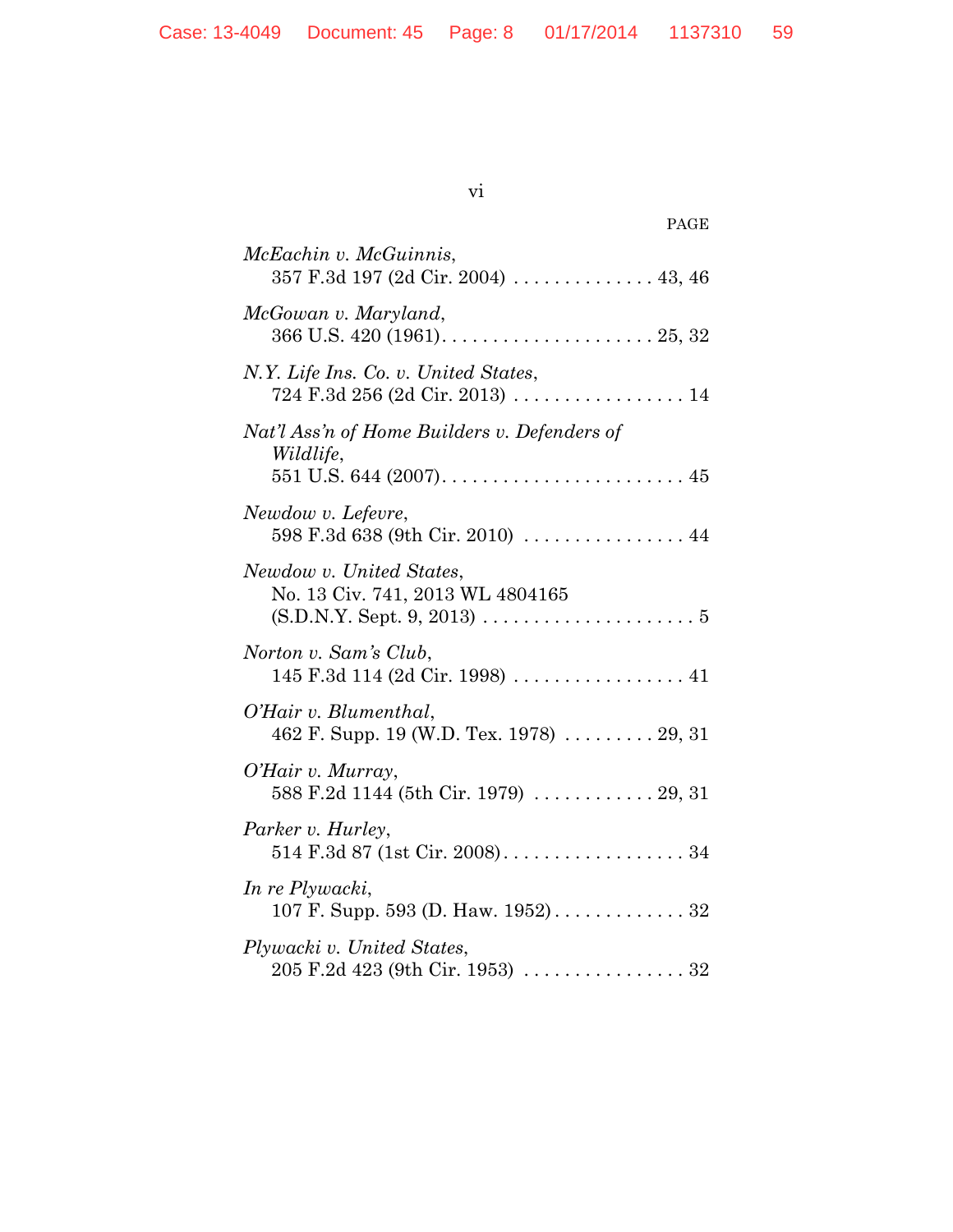PAGE

*McEachin v. McGuinnis*,
357 F.3d 197 (2d Cir. 2004) . . . . . . . . . . . . . . 43, 46

*McGowan v. Maryland*,
366 U.S. 420 (1961). . . . . . . . . . . . . . . . . . . . . 25, 32

*N.Y. Life Ins. Co. v. United States*,
724 F.3d 256 (2d Cir. 2013) . . . . . . . . . . . . . . . . . 14

*Nat'l Ass'n of Home Builders v. Defenders of Wildlife*,
551 U.S. 644 (2007). . . . . . . . . . . . . . . . . . . . . . . . 45

*Newdow v. Lefevre*,
598 F.3d 638 (9th Cir. 2010) . . . . . . . . . . . . . . . . 44

*Newdow v. United States*,
No. 13 Civ. 741, 2013 WL 4804165
(S.D.N.Y. Sept. 9, 2013) . . . . . . . . . . . . . . . . . . . . . 5

*Norton v. Sam's Club*,
145 F.3d 114 (2d Cir. 1998) . . . . . . . . . . . . . . . . . 41

*O'Hair v. Blumenthal*,
462 F. Supp. 19 (W.D. Tex. 1978) . . . . . . . . . 29, 31

*O'Hair v. Murray*,
588 F.2d 1144 (5th Cir. 1979) . . . . . . . . . . . . 29, 31

*Parker v. Hurley*,
514 F.3d 87 (1st Cir. 2008). . . . . . . . . . . . . . . . . . 34

*In re Plywacki*,
107 F. Supp. 593 (D. Haw. 1952). . . . . . . . . . . . . 32

*Plywacki v. United States*,
205 F.2d 423 (9th Cir. 1953) . . . . . . . . . . . . . . . . 32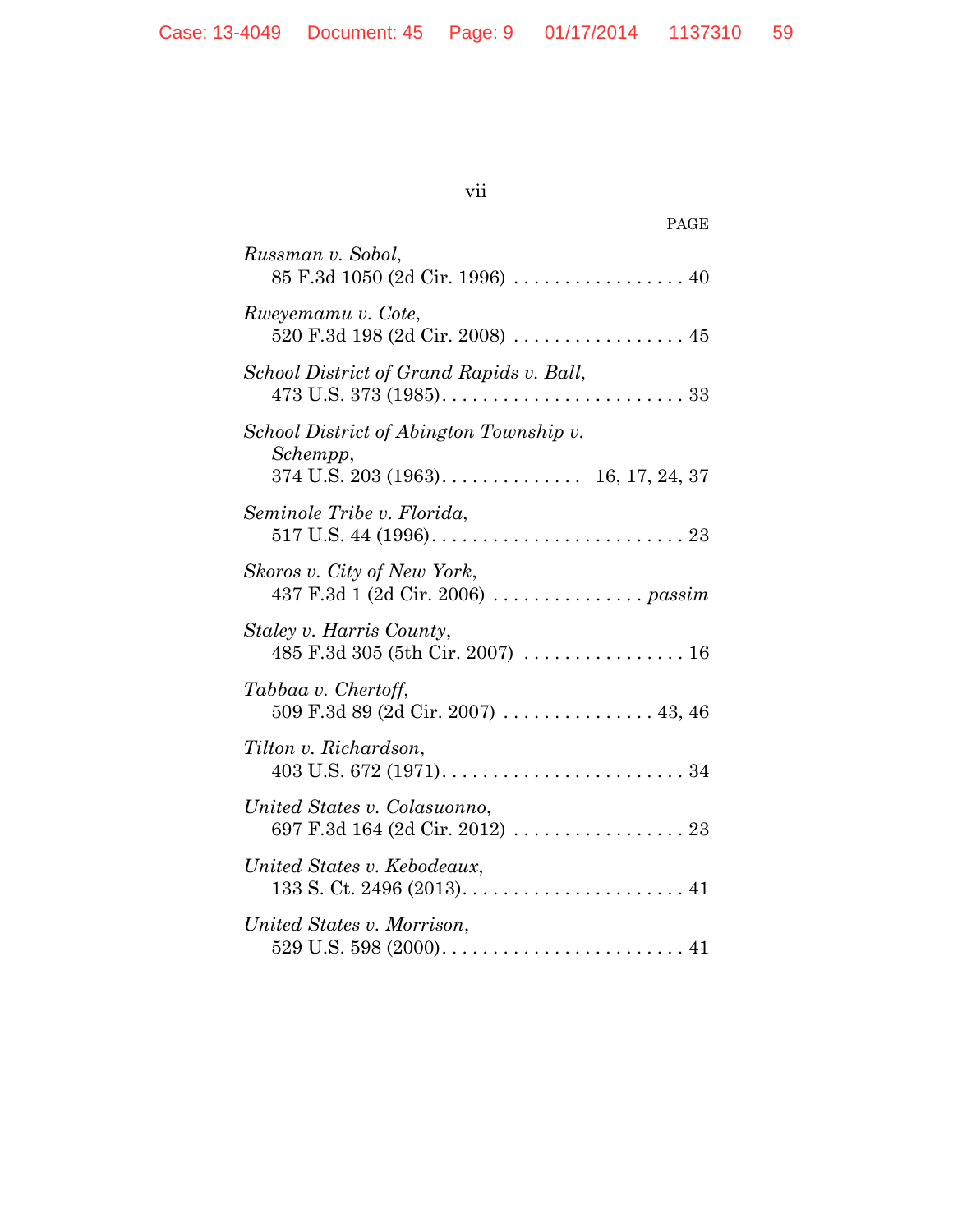PAGE

*Russman v. Sobol*,
85 F.3d 1050 (2d Cir. 1996) . . . . . . . . . . . . . . . . . . 40

*Rweyemamu v. Cote*,
520 F.3d 198 (2d Cir. 2008) . . . . . . . . . . . . . . . . . . 45

*School District of Grand Rapids v. Ball*,
473 U.S. 373 (1985). . . . . . . . . . . . . . . . . . . . . . . . . 33

*School District of Abington Township v. Schempp*,
374 U.S. 203 (1963). . . . . . . . . . . . . . 16, 17, 24, 37

*Seminole Tribe v. Florida*,
517 U.S. 44 (1996). . . . . . . . . . . . . . . . . . . . . . . . . . 23

*Skoros v. City of New York*,
437 F.3d 1 (2d Cir. 2006) . . . . . . . . . . . . . . . . *passim*

*Staley v. Harris County*,
485 F.3d 305 (5th Cir. 2007) . . . . . . . . . . . . . . . . . 16

*Tabbaa v. Chertoff*,
509 F.3d 89 (2d Cir. 2007) . . . . . . . . . . . . . . . . 43, 46

*Tilton v. Richardson*,
403 U.S. 672 (1971). . . . . . . . . . . . . . . . . . . . . . . . . 34

*United States v. Colasuonno*,
697 F.3d 164 (2d Cir. 2012) . . . . . . . . . . . . . . . . . . 23

*United States v. Kebodeaux*,
133 S. Ct. 2496 (2013). . . . . . . . . . . . . . . . . . . . . . . 41

*United States v. Morrison*,
529 U.S. 598 (2000). . . . . . . . . . . . . . . . . . . . . . . . . 41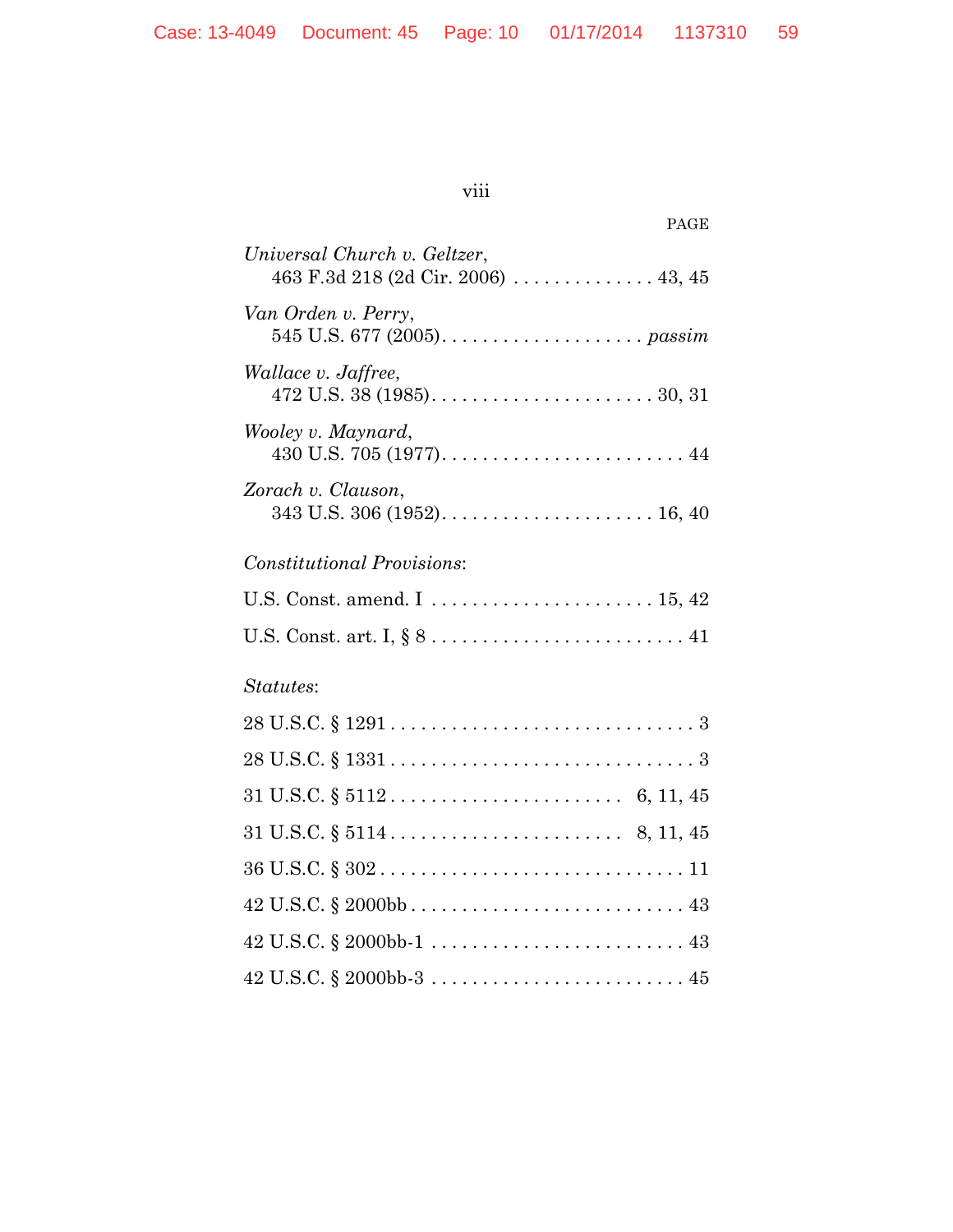PAGE

*Universal Church v. Geltzer*,
463 F.3d 218 (2d Cir. 2006) . . . . . . . . . . . . . . 43, 45

*Van Orden v. Perry*,
545 U.S. 677 (2005). . . . . . . . . . . . . . . . . . . . *passim*

*Wallace v. Jaffree*,
472 U.S. 38 (1985). . . . . . . . . . . . . . . . . . . . . . 30, 31

*Wooley v. Maynard*,
430 U.S. 705 (1977). . . . . . . . . . . . . . . . . . . . . . . . 44

*Zorach v. Clauson*,
343 U.S. 306 (1952). . . . . . . . . . . . . . . . . . . . . 16, 40

*Constitutional Provisions*:

U.S. Const. amend. I . . . . . . . . . . . . . . . . . . . . . . 15, 42

U.S. Const. art. I, § 8 . . . . . . . . . . . . . . . . . . . . . . . . 41

*Statutes*:

28 U.S.C. § 1291 . . . . . . . . . . . . . . . . . . . . . . . . . . . . . 3

28 U.S.C. § 1331 . . . . . . . . . . . . . . . . . . . . . . . . . . . . . 3

31 U.S.C. § 5112 . . . . . . . . . . . . . . . . . . . . . . . 6, 11, 45

31 U.S.C. § 5114 . . . . . . . . . . . . . . . . . . . . . . . 8, 11, 45

36 U.S.C. § 302 . . . . . . . . . . . . . . . . . . . . . . . . . . . . . 11

42 U.S.C. § 2000bb . . . . . . . . . . . . . . . . . . . . . . . . . . 43

42 U.S.C. § 2000bb-1 . . . . . . . . . . . . . . . . . . . . . . . . 43

42 U.S.C. § 2000bb-3 . . . . . . . . . . . . . . . . . . . . . . . . 45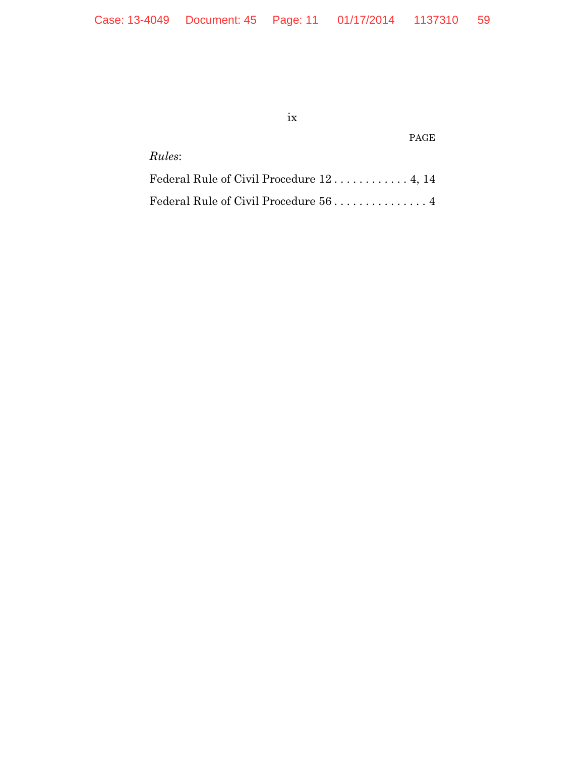PAGE

*Rules*:

Federal Rule of Civil Procedure 12 . . . . . . . . . . . . 4, 14

Federal Rule of Civil Procedure 56 . . . . . . . . . . . . . . . 4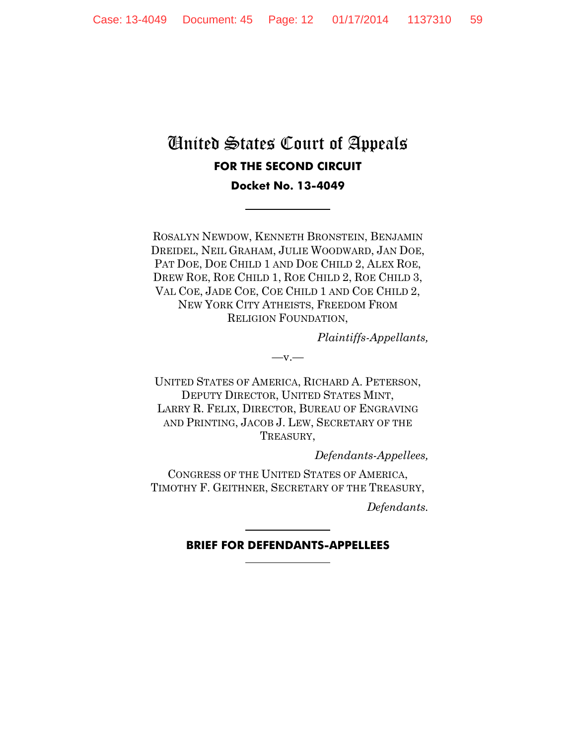# United States Court of Appeals

## FOR THE SECOND CIRCUIT

### Docket No. 13-4049

---

ROSALYN NEWDOW, KENNETH BRONSTEIN, BENJAMIN DREIDEL, NEIL GRAHAM, JULIE WOODWARD, JAN DOE, PAT DOE, DOE CHILD 1 AND DOE CHILD 2, ALEX ROE, DREW ROE, ROE CHILD 1, ROE CHILD 2, ROE CHILD 3, VAL COE, JADE COE, COE CHILD 1 AND COE CHILD 2, NEW YORK CITY ATHEISTS, FREEDOM FROM RELIGION FOUNDATION,

*Plaintiffs-Appellants,*

—v.—

UNITED STATES OF AMERICA, RICHARD A. PETERSON, DEPUTY DIRECTOR, UNITED STATES MINT, LARRY R. FELIX, DIRECTOR, BUREAU OF ENGRAVING AND PRINTING, JACOB J. LEW, SECRETARY OF THE TREASURY,

*Defendants-Appellees,*

CONGRESS OF THE UNITED STATES OF AMERICA, TIMOTHY F. GEITHNER, SECRETARY OF THE TREASURY,

*Defendants.*

---

**BRIEF FOR DEFENDANTS-APPELLEES**

---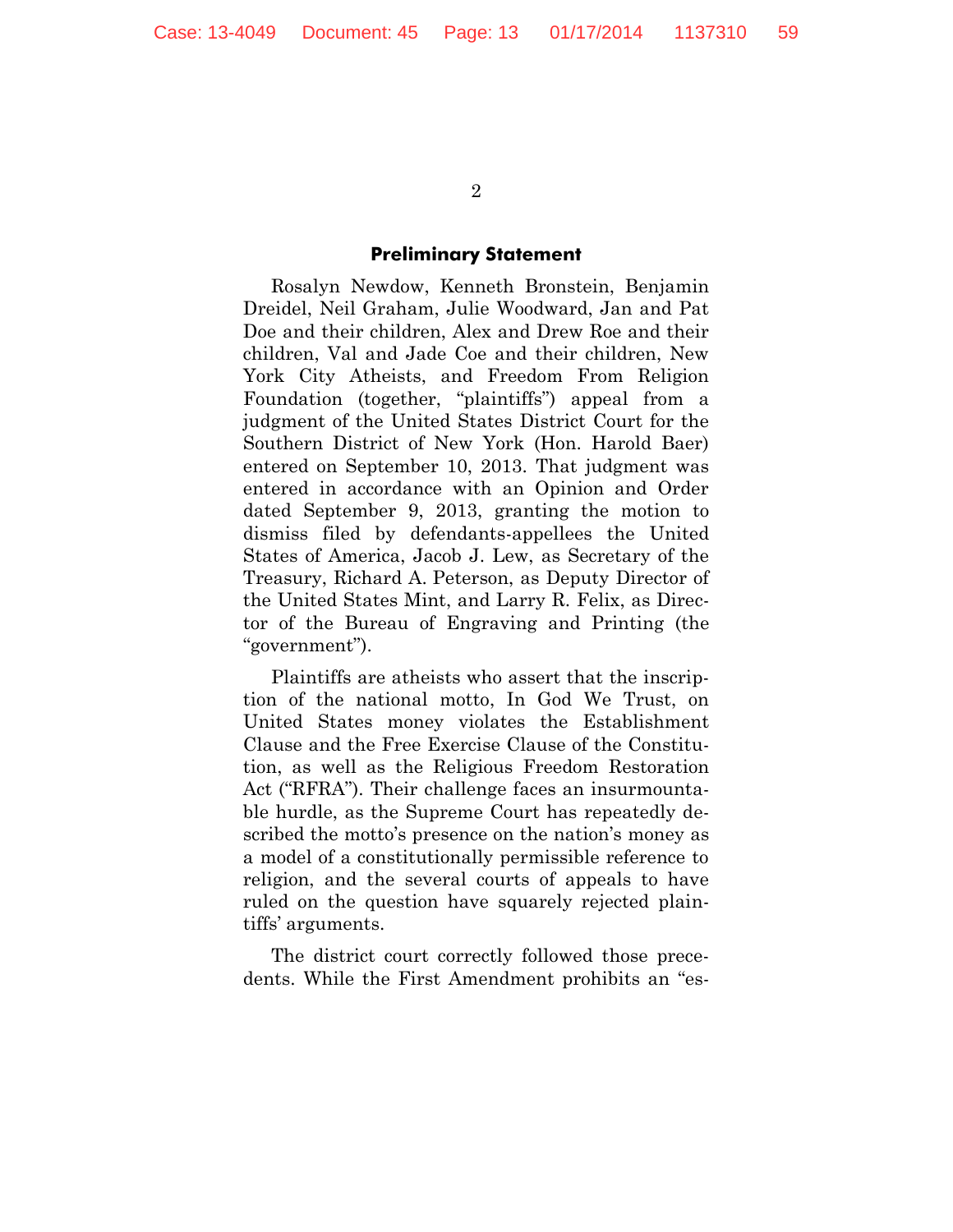## Preliminary Statement

Rosalyn Newdow, Kenneth Bronstein, Benjamin Dreidel, Neil Graham, Julie Woodward, Jan and Pat Doe and their children, Alex and Drew Roe and their children, Val and Jade Coe and their children, New York City Atheists, and Freedom From Religion Foundation (together, "plaintiffs") appeal from a judgment of the United States District Court for the Southern District of New York (Hon. Harold Baer) entered on September 10, 2013. That judgment was entered in accordance with an Opinion and Order dated September 9, 2013, granting the motion to dismiss filed by defendants-appellees the United States of America, Jacob J. Lew, as Secretary of the Treasury, Richard A. Peterson, as Deputy Director of the United States Mint, and Larry R. Felix, as Director of the Bureau of Engraving and Printing (the "government").

Plaintiffs are atheists who assert that the inscription of the national motto, In God We Trust, on United States money violates the Establishment Clause and the Free Exercise Clause of the Constitution, as well as the Religious Freedom Restoration Act ("RFRA"). Their challenge faces an insurmountable hurdle, as the Supreme Court has repeatedly described the motto's presence on the nation's money as a model of a constitutionally permissible reference to religion, and the several courts of appeals to have ruled on the question have squarely rejected plaintiffs' arguments.

The district court correctly followed those precedents. While the First Amendment prohibits an "es-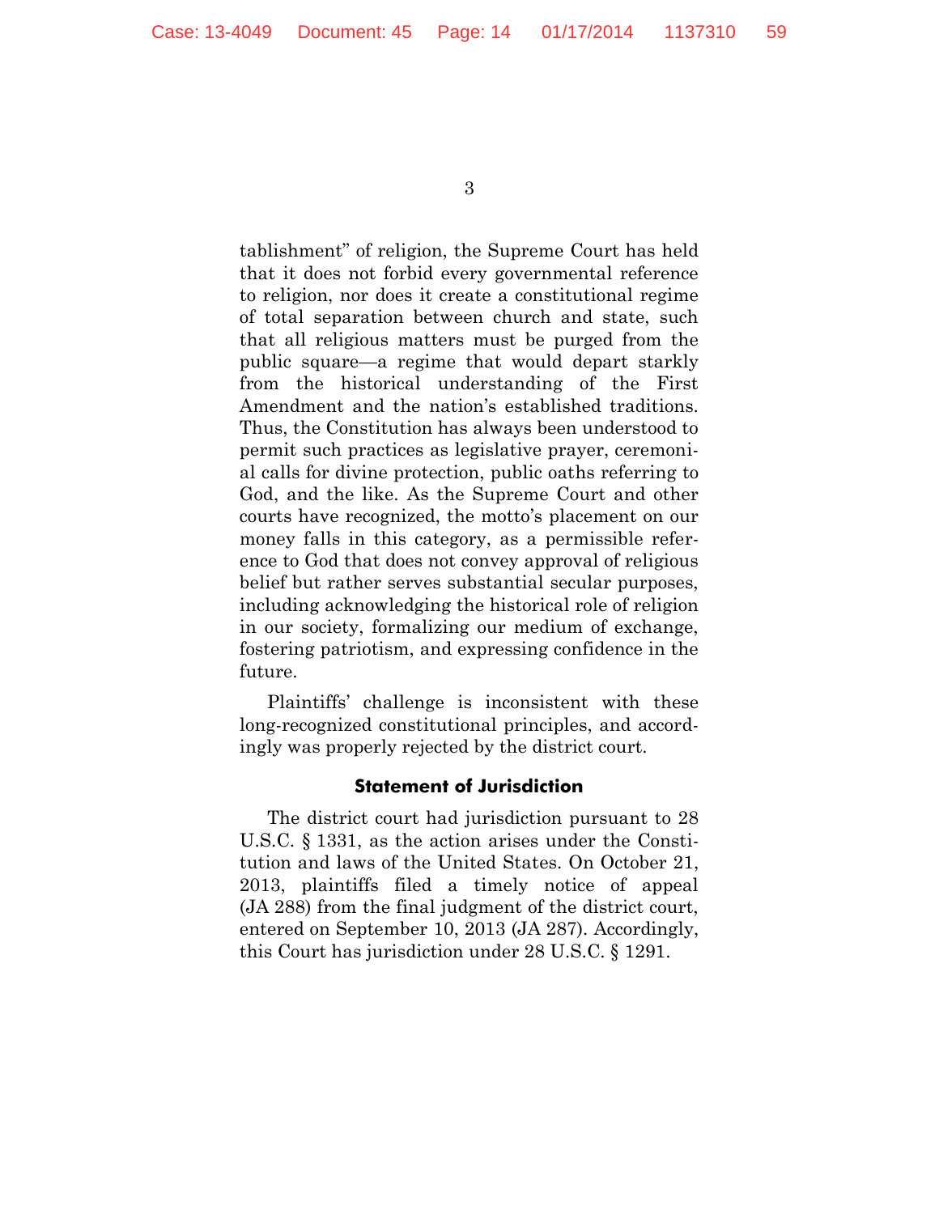tablishment" of religion, the Supreme Court has held that it does not forbid every governmental reference to religion, nor does it create a constitutional regime of total separation between church and state, such that all religious matters must be purged from the public square—a regime that would depart starkly from the historical understanding of the First Amendment and the nation's established traditions. Thus, the Constitution has always been understood to permit such practices as legislative prayer, ceremonial calls for divine protection, public oaths referring to God, and the like. As the Supreme Court and other courts have recognized, the motto's placement on our money falls in this category, as a permissible reference to God that does not convey approval of religious belief but rather serves substantial secular purposes, including acknowledging the historical role of religion in our society, formalizing our medium of exchange, fostering patriotism, and expressing confidence in the future.

Plaintiffs' challenge is inconsistent with these long-recognized constitutional principles, and accordingly was properly rejected by the district court.

## Statement of Jurisdiction

The district court had jurisdiction pursuant to 28 U.S.C. § 1331, as the action arises under the Constitution and laws of the United States. On October 21, 2013, plaintiffs filed a timely notice of appeal (JA 288) from the final judgment of the district court, entered on September 10, 2013 (JA 287). Accordingly, this Court has jurisdiction under 28 U.S.C. § 1291.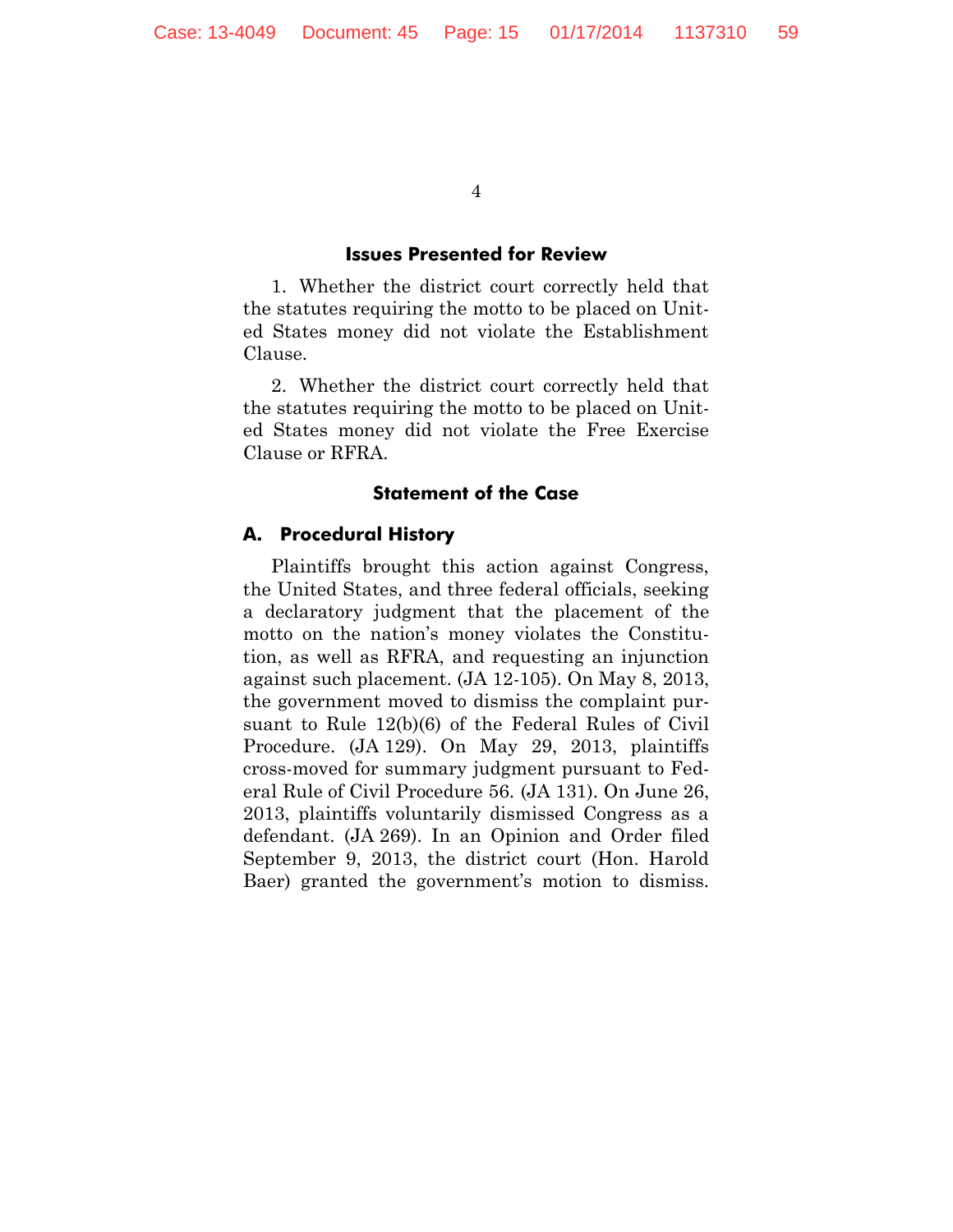### Issues Presented for Review

1. Whether the district court correctly held that the statutes requiring the motto to be placed on United States money did not violate the Establishment Clause.

2. Whether the district court correctly held that the statutes requiring the motto to be placed on United States money did not violate the Free Exercise Clause or RFRA.

### Statement of the Case

#### A. Procedural History

Plaintiffs brought this action against Congress, the United States, and three federal officials, seeking a declaratory judgment that the placement of the motto on the nation's money violates the Constitution, as well as RFRA, and requesting an injunction against such placement. (JA 12-105). On May 8, 2013, the government moved to dismiss the complaint pursuant to Rule 12(b)(6) of the Federal Rules of Civil Procedure. (JA 129). On May 29, 2013, plaintiffs cross-moved for summary judgment pursuant to Federal Rule of Civil Procedure 56. (JA 131). On June 26, 2013, plaintiffs voluntarily dismissed Congress as a defendant. (JA 269). In an Opinion and Order filed September 9, 2013, the district court (Hon. Harold Baer) granted the government's motion to dismiss.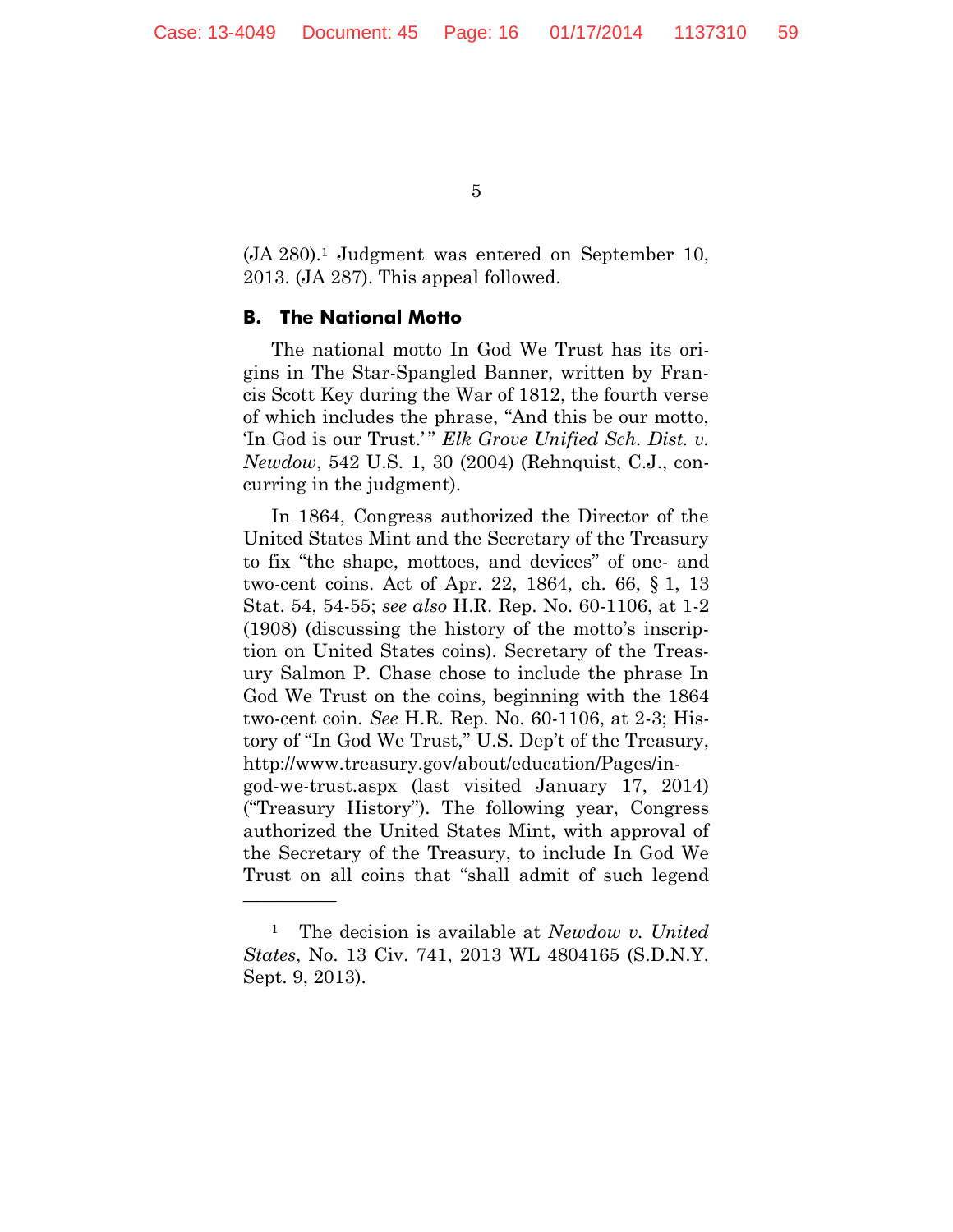(JA 280).[1] Judgment was entered on September 10, 2013. (JA 287). This appeal followed.

### B. The National Motto

The national motto In God We Trust has its origins in The Star-Spangled Banner, written by Francis Scott Key during the War of 1812, the fourth verse of which includes the phrase, "And this be our motto, 'In God is our Trust.'" *Elk Grove Unified Sch. Dist. v. Newdow*, 542 U.S. 1, 30 (2004) (Rehnquist, C.J., concurring in the judgment).

In 1864, Congress authorized the Director of the United States Mint and the Secretary of the Treasury to fix "the shape, mottoes, and devices" of one- and two-cent coins. Act of Apr. 22, 1864, ch. 66, § 1, 13 Stat. 54, 54-55; *see also* H.R. Rep. No. 60-1106, at 1-2 (1908) (discussing the history of the motto's inscription on United States coins). Secretary of the Treasury Salmon P. Chase chose to include the phrase In God We Trust on the coins, beginning with the 1864 two-cent coin. *See* H.R. Rep. No. 60-1106, at 2-3; History of "In God We Trust," U.S. Dep't of the Treasury, http://www.treasury.gov/about/education/Pages/in-god-we-trust.aspx (last visited January 17, 2014) ("Treasury History"). The following year, Congress authorized the United States Mint, with approval of the Secretary of the Treasury, to include In God We Trust on all coins that "shall admit of such legend

---

[1] The decision is available at *Newdow v. United States*, No. 13 Civ. 741, 2013 WL 4804165 (S.D.N.Y. Sept. 9, 2013).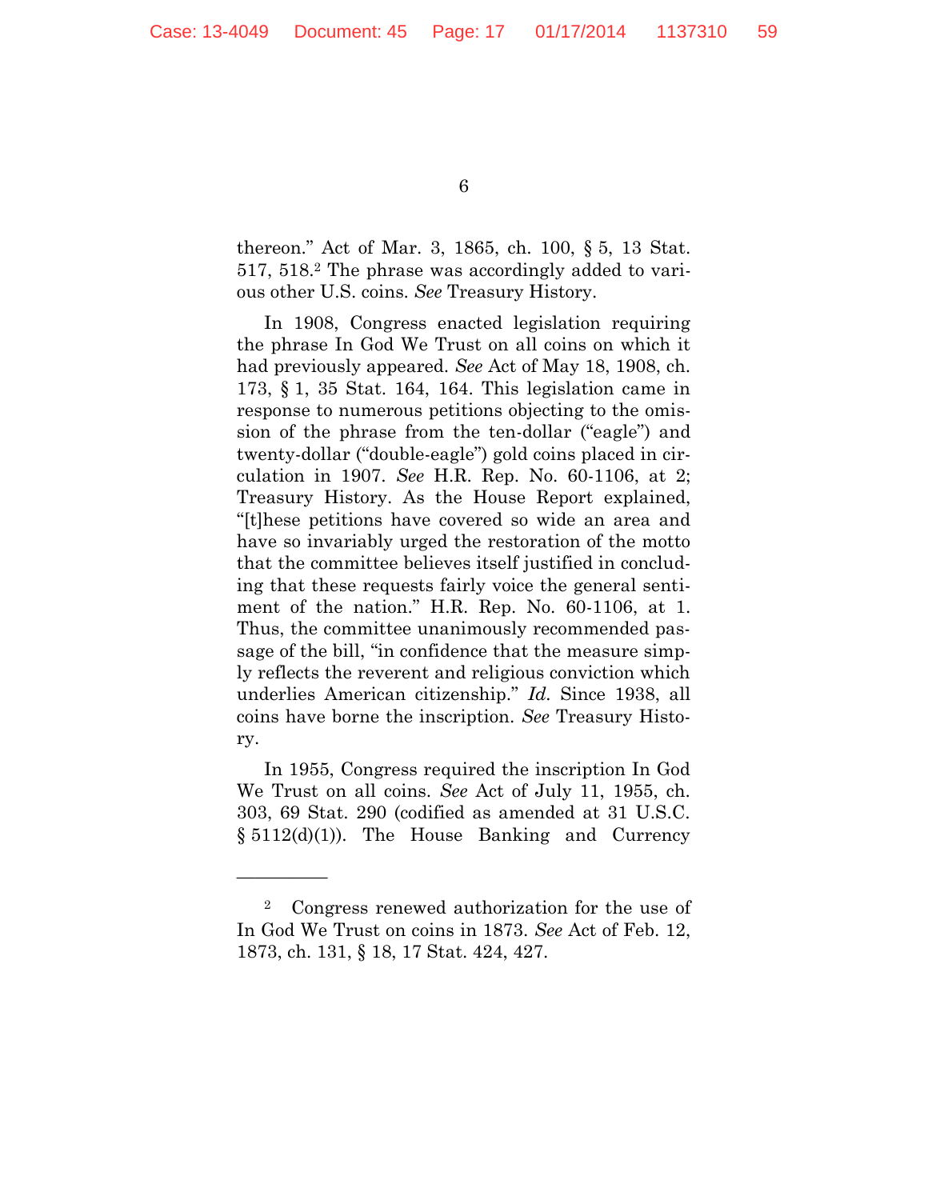thereon." Act of Mar. 3, 1865, ch. 100, § 5, 13 Stat. 517, 518.[2] The phrase was accordingly added to various other U.S. coins. *See* Treasury History.

In 1908, Congress enacted legislation requiring the phrase In God We Trust on all coins on which it had previously appeared. *See* Act of May 18, 1908, ch. 173, § 1, 35 Stat. 164, 164. This legislation came in response to numerous petitions objecting to the omission of the phrase from the ten-dollar ("eagle") and twenty-dollar ("double-eagle") gold coins placed in circulation in 1907. *See* H.R. Rep. No. 60-1106, at 2; Treasury History. As the House Report explained, "[t]hese petitions have covered so wide an area and have so invariably urged the restoration of the motto that the committee believes itself justified in concluding that these requests fairly voice the general sentiment of the nation." H.R. Rep. No. 60-1106, at 1. Thus, the committee unanimously recommended passage of the bill, "in confidence that the measure simply reflects the reverent and religious conviction which underlies American citizenship." *Id.* Since 1938, all coins have borne the inscription. *See* Treasury History.

In 1955, Congress required the inscription In God We Trust on all coins. *See* Act of July 11, 1955, ch. 303, 69 Stat. 290 (codified as amended at 31 U.S.C. § 5112(d)(1)). The House Banking and Currency

---

[2] Congress renewed authorization for the use of In God We Trust on coins in 1873. *See* Act of Feb. 12, 1873, ch. 131, § 18, 17 Stat. 424, 427.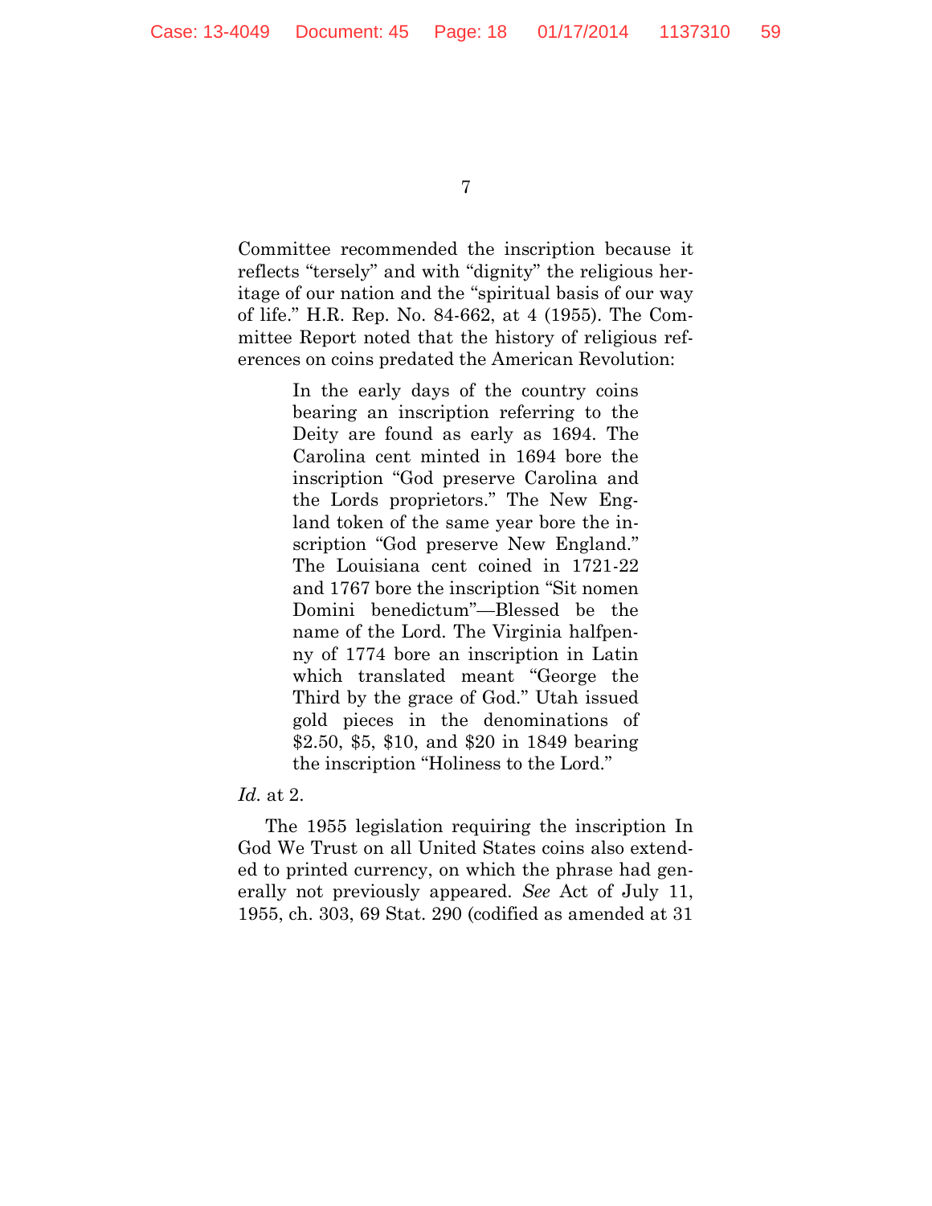Committee recommended the inscription because it reflects "tersely" and with "dignity" the religious heritage of our nation and the "spiritual basis of our way of life." H.R. Rep. No. 84-662, at 4 (1955). The Committee Report noted that the history of religious references on coins predated the American Revolution:

> In the early days of the country coins bearing an inscription referring to the Deity are found as early as 1694. The Carolina cent minted in 1694 bore the inscription "God preserve Carolina and the Lords proprietors." The New England token of the same year bore the inscription "God preserve New England." The Louisiana cent coined in 1721-22 and 1767 bore the inscription "Sit nomen Domini benedictum"—Blessed be the name of the Lord. The Virginia halfpenny of 1774 bore an inscription in Latin which translated meant "George the Third by the grace of God." Utah issued gold pieces in the denominations of $2.50, $5, $10, and $20 in 1849 bearing the inscription "Holiness to the Lord."

*Id.* at 2.

The 1955 legislation requiring the inscription In God We Trust on all United States coins also extended to printed currency, on which the phrase had generally not previously appeared. *See* Act of July 11, 1955, ch. 303, 69 Stat. 290 (codified as amended at 31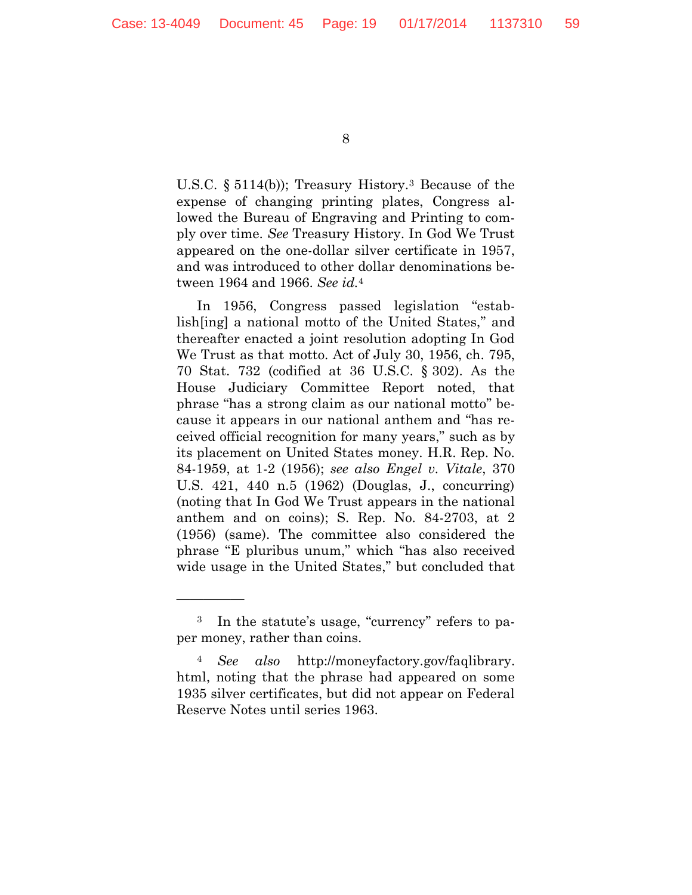U.S.C. § 5114(b)); Treasury History.[3] Because of the expense of changing printing plates, Congress allowed the Bureau of Engraving and Printing to comply over time. *See* Treasury History. In God We Trust appeared on the one-dollar silver certificate in 1957, and was introduced to other dollar denominations between 1964 and 1966. *See id.*[4]

In 1956, Congress passed legislation "establish[ing] a national motto of the United States," and thereafter enacted a joint resolution adopting In God We Trust as that motto. Act of July 30, 1956, ch. 795, 70 Stat. 732 (codified at 36 U.S.C. § 302). As the House Judiciary Committee Report noted, that phrase "has a strong claim as our national motto" because it appears in our national anthem and "has received official recognition for many years," such as by its placement on United States money. H.R. Rep. No. 84-1959, at 1-2 (1956); *see also Engel v. Vitale*, 370 U.S. 421, 440 n.5 (1962) (Douglas, J., concurring) (noting that In God We Trust appears in the national anthem and on coins); S. Rep. No. 84-2703, at 2 (1956) (same). The committee also considered the phrase "E pluribus unum," which "has also received wide usage in the United States," but concluded that

---

[3] In the statute's usage, "currency" refers to paper money, rather than coins.

[4] *See also* http://moneyfactory.gov/faqlibrary.html, noting that the phrase had appeared on some 1935 silver certificates, but did not appear on Federal Reserve Notes until series 1963.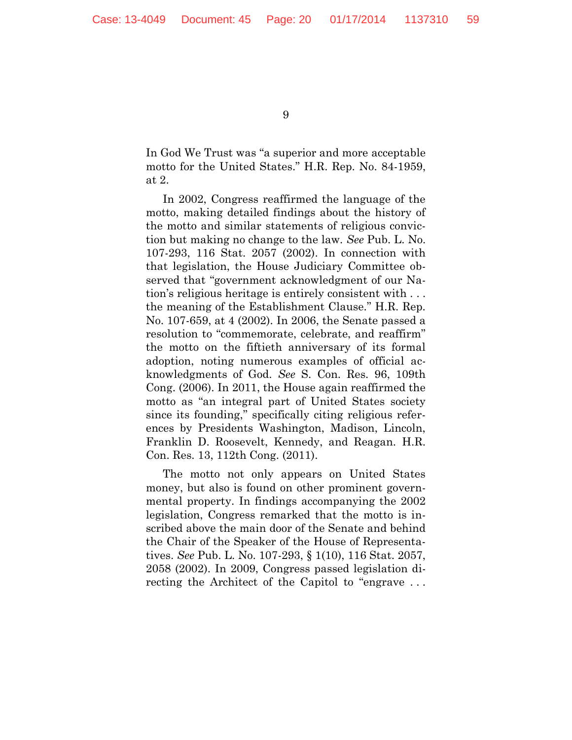In God We Trust was "a superior and more acceptable motto for the United States." H.R. Rep. No. 84-1959, at 2.

In 2002, Congress reaffirmed the language of the motto, making detailed findings about the history of the motto and similar statements of religious conviction but making no change to the law. *See* Pub. L. No. 107-293, 116 Stat. 2057 (2002). In connection with that legislation, the House Judiciary Committee observed that "government acknowledgment of our Nation's religious heritage is entirely consistent with . . . the meaning of the Establishment Clause." H.R. Rep. No. 107-659, at 4 (2002). In 2006, the Senate passed a resolution to "commemorate, celebrate, and reaffirm" the motto on the fiftieth anniversary of its formal adoption, noting numerous examples of official acknowledgments of God. *See* S. Con. Res. 96, 109th Cong. (2006). In 2011, the House again reaffirmed the motto as "an integral part of United States society since its founding," specifically citing religious references by Presidents Washington, Madison, Lincoln, Franklin D. Roosevelt, Kennedy, and Reagan. H.R. Con. Res. 13, 112th Cong. (2011).

The motto not only appears on United States money, but also is found on other prominent governmental property. In findings accompanying the 2002 legislation, Congress remarked that the motto is inscribed above the main door of the Senate and behind the Chair of the Speaker of the House of Representatives. *See* Pub. L. No. 107-293, § 1(10), 116 Stat. 2057, 2058 (2002). In 2009, Congress passed legislation directing the Architect of the Capitol to "engrave . . .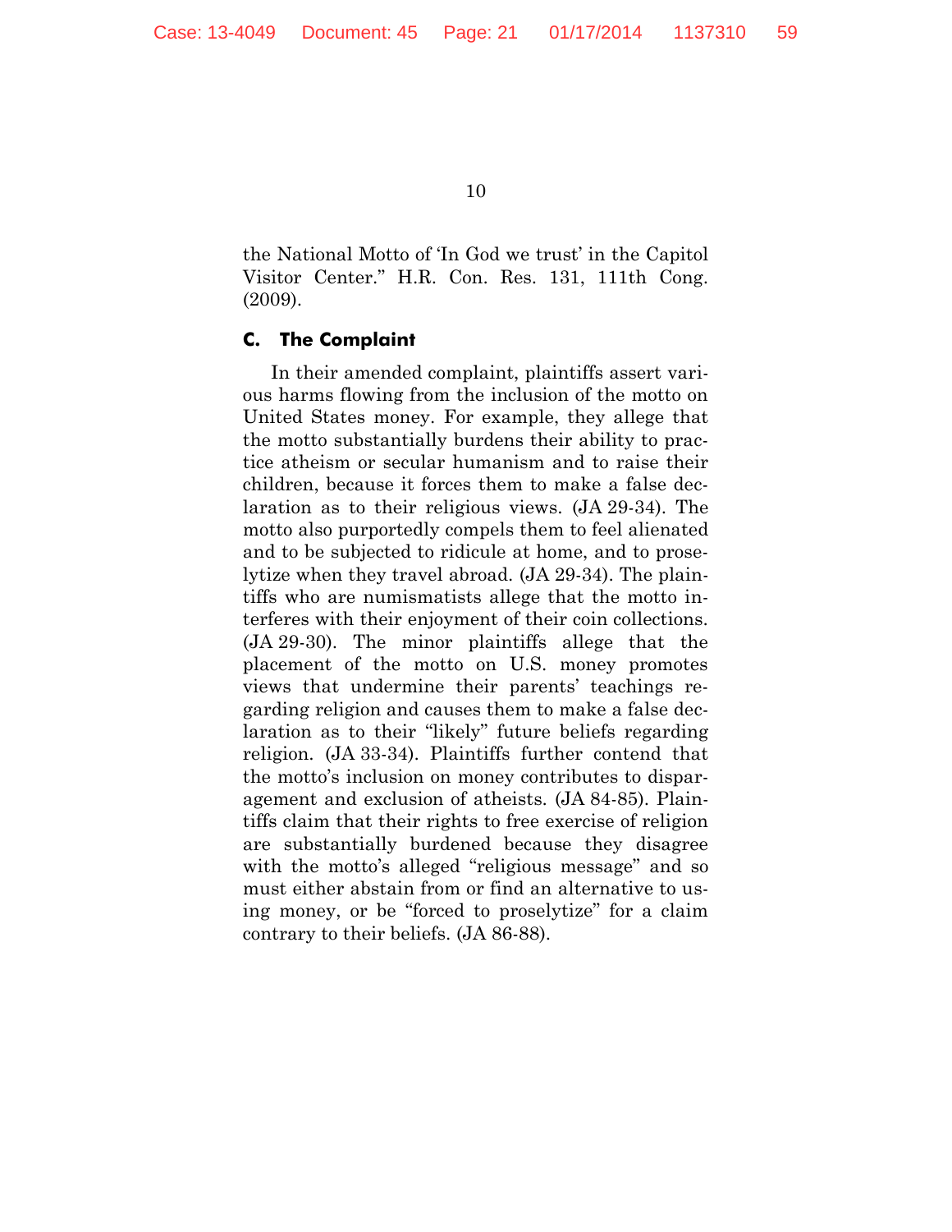the National Motto of 'In God we trust' in the Capitol Visitor Center." H.R. Con. Res. 131, 111th Cong. (2009).

### C. The Complaint

In their amended complaint, plaintiffs assert various harms flowing from the inclusion of the motto on United States money. For example, they allege that the motto substantially burdens their ability to practice atheism or secular humanism and to raise their children, because it forces them to make a false declaration as to their religious views. (JA 29-34). The motto also purportedly compels them to feel alienated and to be subjected to ridicule at home, and to proselytize when they travel abroad. (JA 29-34). The plaintiffs who are numismatists allege that the motto interferes with their enjoyment of their coin collections. (JA 29-30). The minor plaintiffs allege that the placement of the motto on U.S. money promotes views that undermine their parents' teachings regarding religion and causes them to make a false declaration as to their "likely" future beliefs regarding religion. (JA 33-34). Plaintiffs further contend that the motto's inclusion on money contributes to disparagement and exclusion of atheists. (JA 84-85). Plaintiffs claim that their rights to free exercise of religion are substantially burdened because they disagree with the motto's alleged "religious message" and so must either abstain from or find an alternative to using money, or be "forced to proselytize" for a claim contrary to their beliefs. (JA 86-88).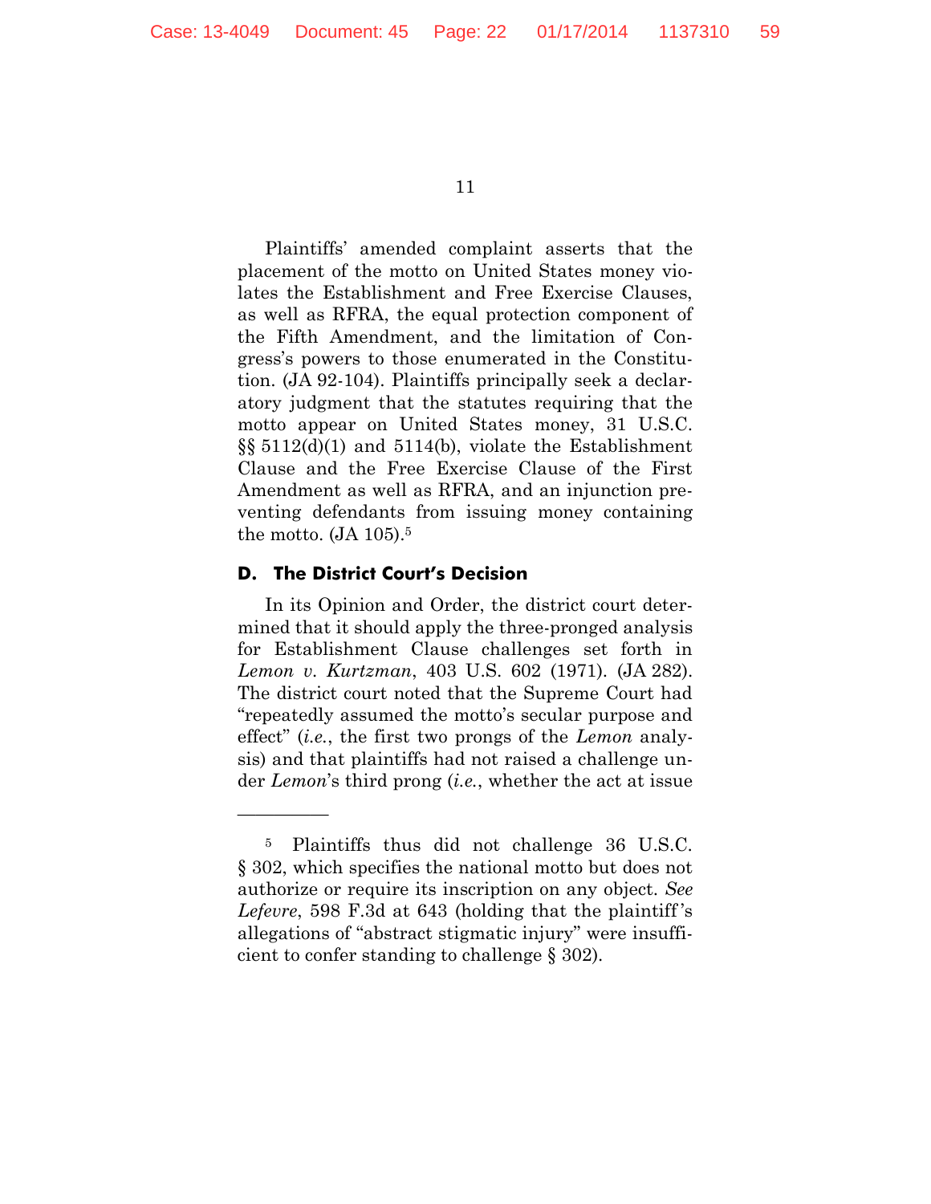Plaintiffs' amended complaint asserts that the placement of the motto on United States money violates the Establishment and Free Exercise Clauses, as well as RFRA, the equal protection component of the Fifth Amendment, and the limitation of Congress's powers to those enumerated in the Constitution. (JA 92-104). Plaintiffs principally seek a declaratory judgment that the statutes requiring that the motto appear on United States money, 31 U.S.C. §§ 5112(d)(1) and 5114(b), violate the Establishment Clause and the Free Exercise Clause of the First Amendment as well as RFRA, and an injunction preventing defendants from issuing money containing the motto. (JA 105).[5]

### D. The District Court's Decision

In its Opinion and Order, the district court determined that it should apply the three-pronged analysis for Establishment Clause challenges set forth in *Lemon v. Kurtzman*, 403 U.S. 602 (1971). (JA 282). The district court noted that the Supreme Court had "repeatedly assumed the motto's secular purpose and effect" (*i.e.*, the first two prongs of the *Lemon* analysis) and that plaintiffs had not raised a challenge under *Lemon*'s third prong (*i.e.*, whether the act at issue

---

[5] Plaintiffs thus did not challenge 36 U.S.C. § 302, which specifies the national motto but does not authorize or require its inscription on any object. *See Lefevre*, 598 F.3d at 643 (holding that the plaintiff's allegations of "abstract stigmatic injury" were insufficient to confer standing to challenge § 302).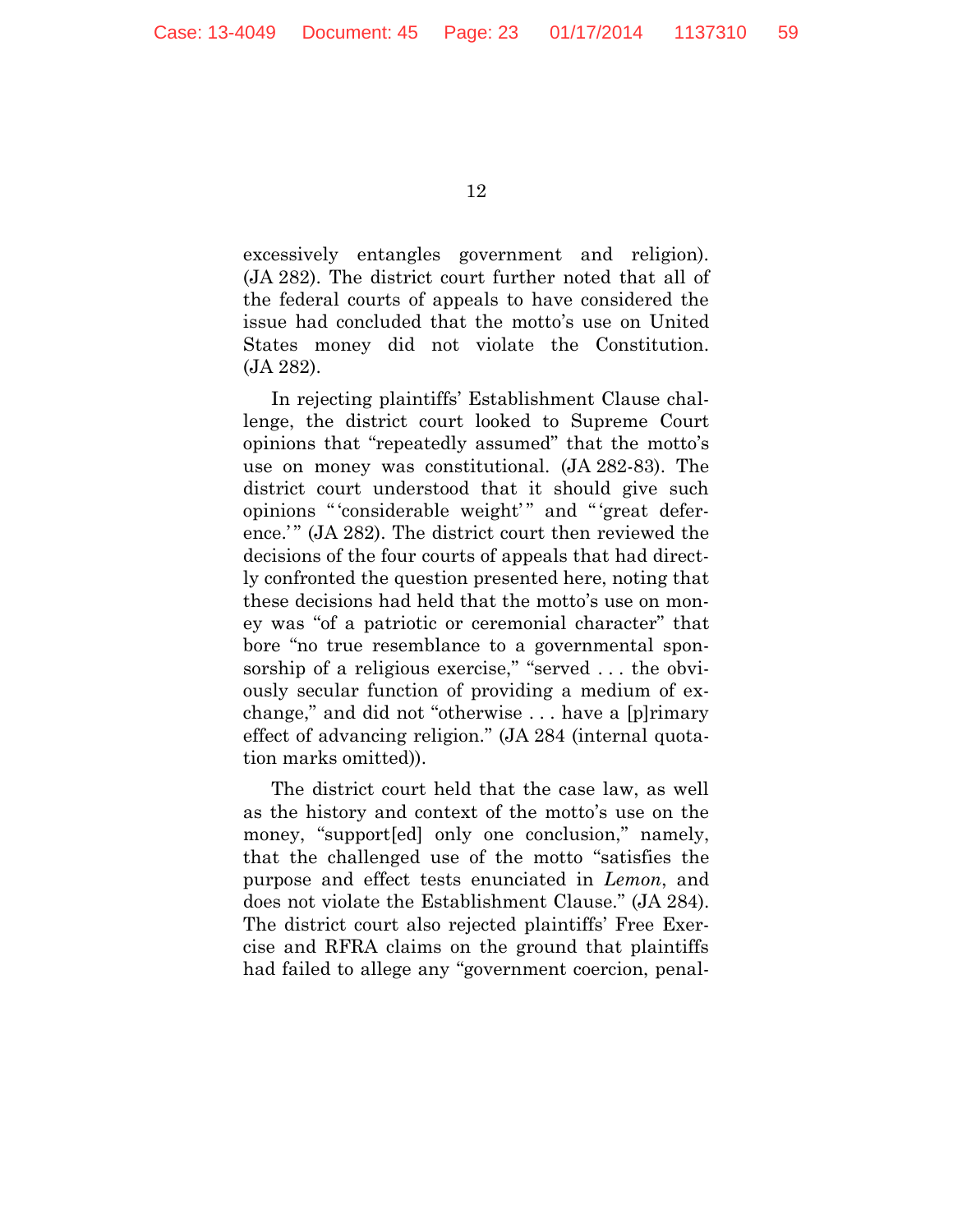excessively entangles government and religion). (JA 282). The district court further noted that all of the federal courts of appeals to have considered the issue had concluded that the motto's use on United States money did not violate the Constitution. (JA 282).

In rejecting plaintiffs' Establishment Clause challenge, the district court looked to Supreme Court opinions that "repeatedly assumed" that the motto's use on money was constitutional. (JA 282-83). The district court understood that it should give such opinions "'considerable weight'" and "'great deference.'" (JA 282). The district court then reviewed the decisions of the four courts of appeals that had directly confronted the question presented here, noting that these decisions had held that the motto's use on money was "of a patriotic or ceremonial character" that bore "no true resemblance to a governmental sponsorship of a religious exercise," "served . . . the obviously secular function of providing a medium of exchange," and did not "otherwise . . . have a [p]rimary effect of advancing religion." (JA 284 (internal quotation marks omitted)).

The district court held that the case law, as well as the history and context of the motto's use on the money, "support[ed] only one conclusion," namely, that the challenged use of the motto "satisfies the purpose and effect tests enunciated in *Lemon*, and does not violate the Establishment Clause." (JA 284). The district court also rejected plaintiffs' Free Exercise and RFRA claims on the ground that plaintiffs had failed to allege any "government coercion, penal-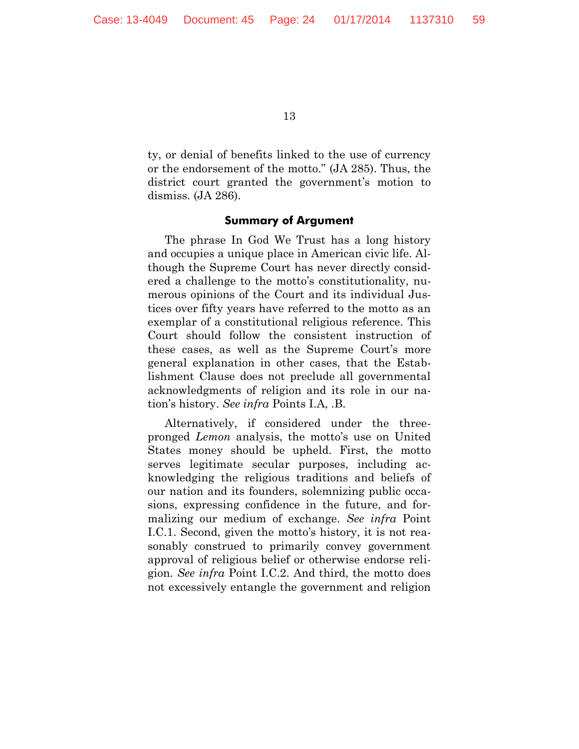ty, or denial of benefits linked to the use of currency or the endorsement of the motto." (JA 285). Thus, the district court granted the government's motion to dismiss. (JA 286).

## Summary of Argument

The phrase In God We Trust has a long history and occupies a unique place in American civic life. Although the Supreme Court has never directly considered a challenge to the motto's constitutionality, numerous opinions of the Court and its individual Justices over fifty years have referred to the motto as an exemplar of a constitutional religious reference. This Court should follow the consistent instruction of these cases, as well as the Supreme Court's more general explanation in other cases, that the Establishment Clause does not preclude all governmental acknowledgments of religion and its role in our nation's history. *See infra* Points I.A, .B.

Alternatively, if considered under the three-pronged *Lemon* analysis, the motto's use on United States money should be upheld. First, the motto serves legitimate secular purposes, including acknowledging the religious traditions and beliefs of our nation and its founders, solemnizing public occasions, expressing confidence in the future, and formalizing our medium of exchange. *See infra* Point I.C.1. Second, given the motto's history, it is not reasonably construed to primarily convey government approval of religious belief or otherwise endorse religion. *See infra* Point I.C.2. And third, the motto does not excessively entangle the government and religion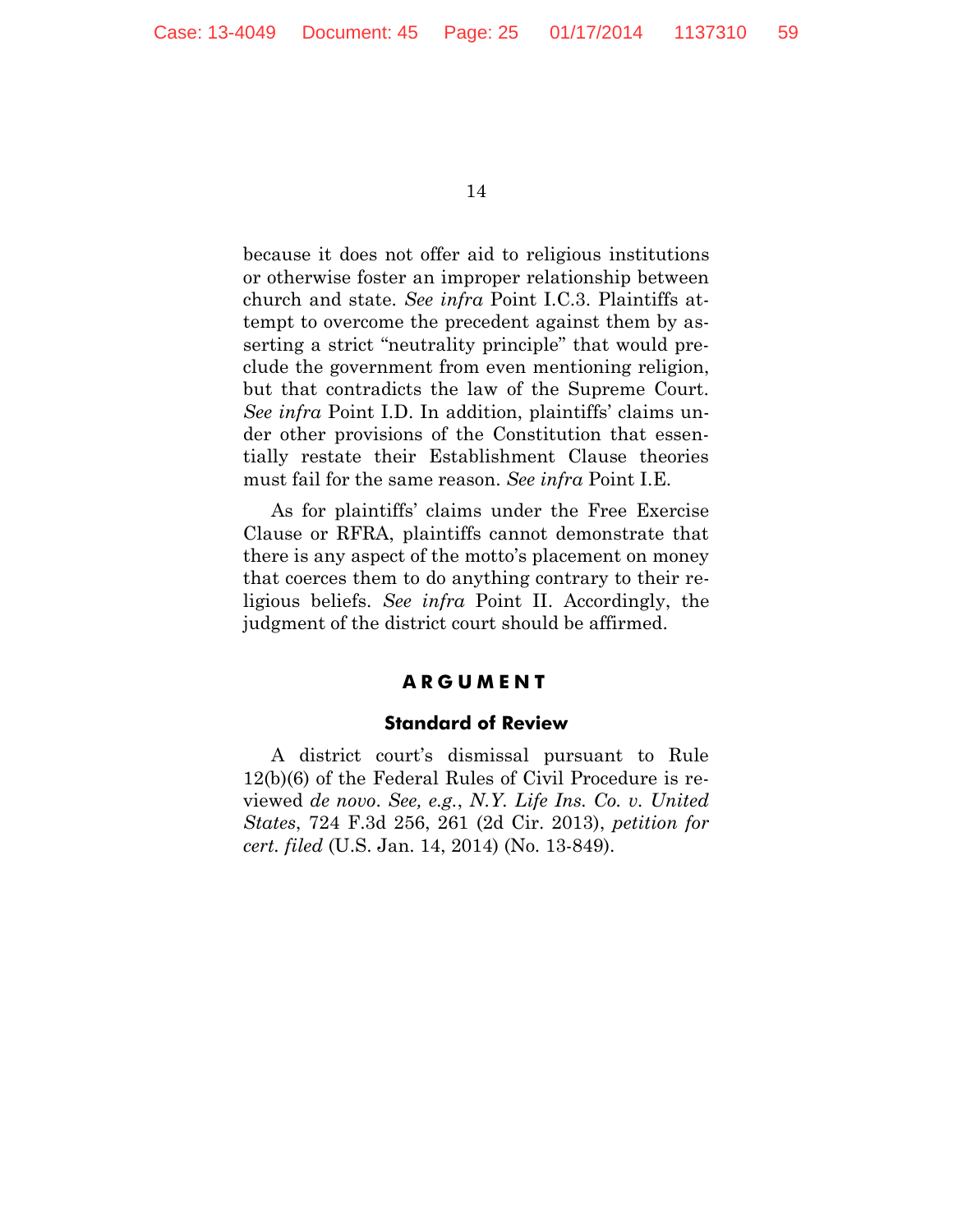because it does not offer aid to religious institutions or otherwise foster an improper relationship between church and state. *See infra* Point I.C.3. Plaintiffs attempt to overcome the precedent against them by asserting a strict "neutrality principle" that would preclude the government from even mentioning religion, but that contradicts the law of the Supreme Court. *See infra* Point I.D. In addition, plaintiffs' claims under other provisions of the Constitution that essentially restate their Establishment Clause theories must fail for the same reason. *See infra* Point I.E.

As for plaintiffs' claims under the Free Exercise Clause or RFRA, plaintiffs cannot demonstrate that there is any aspect of the motto's placement on money that coerces them to do anything contrary to their religious beliefs. *See infra* Point II. Accordingly, the judgment of the district court should be affirmed.

## ARGUMENT

### Standard of Review

A district court's dismissal pursuant to Rule 12(b)(6) of the Federal Rules of Civil Procedure is reviewed *de novo*. *See, e.g.*, *N.Y. Life Ins. Co. v. United States*, 724 F.3d 256, 261 (2d Cir. 2013), *petition for cert. filed* (U.S. Jan. 14, 2014) (No. 13-849).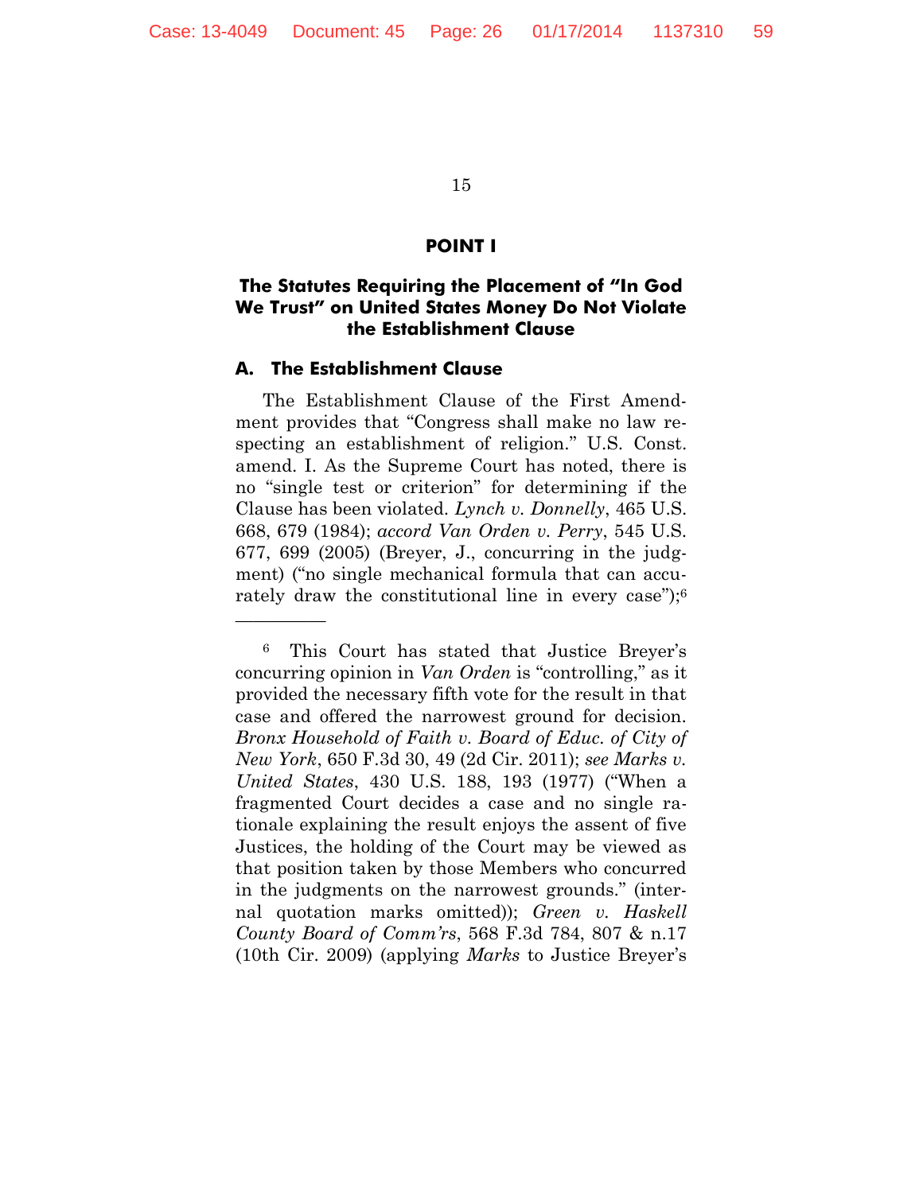## POINT I

### The Statutes Requiring the Placement of "In God We Trust" on United States Money Do Not Violate the Establishment Clause

### A. The Establishment Clause

The Establishment Clause of the First Amendment provides that "Congress shall make no law respecting an establishment of religion." U.S. Const. amend. I. As the Supreme Court has noted, there is no "single test or criterion" for determining if the Clause has been violated. *Lynch v. Donnelly*, 465 U.S. 668, 679 (1984); *accord Van Orden v. Perry*, 545 U.S. 677, 699 (2005) (Breyer, J., concurring in the judgment) ("no single mechanical formula that can accurately draw the constitutional line in every case");[6]

---

[6] This Court has stated that Justice Breyer's concurring opinion in *Van Orden* is "controlling," as it provided the necessary fifth vote for the result in that case and offered the narrowest ground for decision. *Bronx Household of Faith v. Board of Educ. of City of New York*, 650 F.3d 30, 49 (2d Cir. 2011); *see Marks v. United States*, 430 U.S. 188, 193 (1977) ("When a fragmented Court decides a case and no single rationale explaining the result enjoys the assent of five Justices, the holding of the Court may be viewed as that position taken by those Members who concurred in the judgments on the narrowest grounds." (internal quotation marks omitted)); *Green v. Haskell County Board of Comm'rs*, 568 F.3d 784, 807 & n.17 (10th Cir. 2009) (applying *Marks* to Justice Breyer's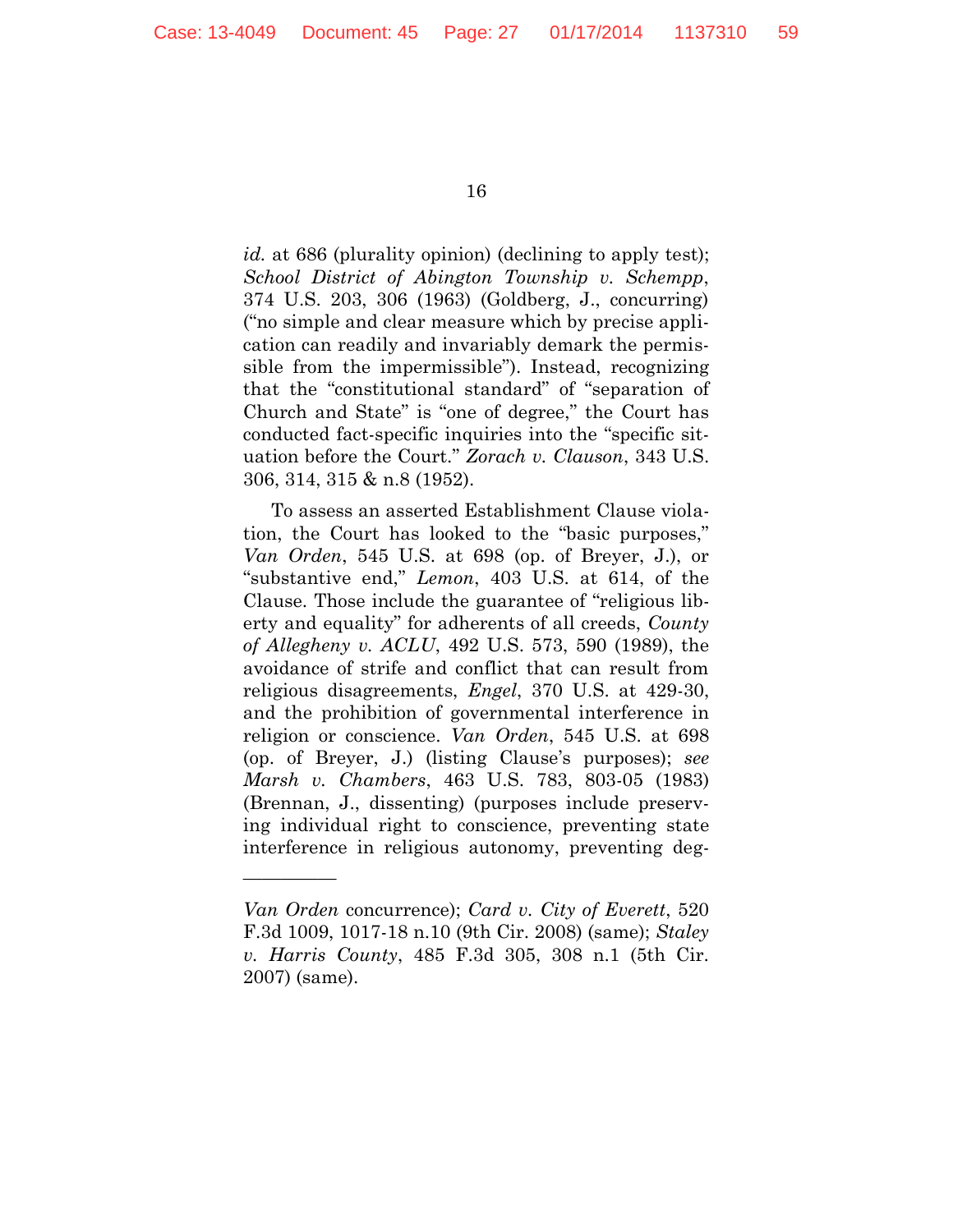*id.* at 686 (plurality opinion) (declining to apply test); *School District of Abington Township v. Schempp*, 374 U.S. 203, 306 (1963) (Goldberg, J., concurring) ("no simple and clear measure which by precise application can readily and invariably demark the permissible from the impermissible"). Instead, recognizing that the "constitutional standard" of "separation of Church and State" is "one of degree," the Court has conducted fact-specific inquiries into the "specific situation before the Court." *Zorach v. Clauson*, 343 U.S. 306, 314, 315 & n.8 (1952).

To assess an asserted Establishment Clause violation, the Court has looked to the "basic purposes," *Van Orden*, 545 U.S. at 698 (op. of Breyer, J.), or "substantive end," *Lemon*, 403 U.S. at 614, of the Clause. Those include the guarantee of "religious liberty and equality" for adherents of all creeds, *County of Allegheny v. ACLU*, 492 U.S. 573, 590 (1989), the avoidance of strife and conflict that can result from religious disagreements, *Engel*, 370 U.S. at 429-30, and the prohibition of governmental interference in religion or conscience. *Van Orden*, 545 U.S. at 698 (op. of Breyer, J.) (listing Clause's purposes); *see Marsh v. Chambers*, 463 U.S. 783, 803-05 (1983) (Brennan, J., dissenting) (purposes include preserving individual right to conscience, preventing state interference in religious autonomy, preventing deg-

---

*Van Orden* concurrence); *Card v. City of Everett*, 520 F.3d 1009, 1017-18 n.10 (9th Cir. 2008) (same); *Staley v. Harris County*, 485 F.3d 305, 308 n.1 (5th Cir. 2007) (same).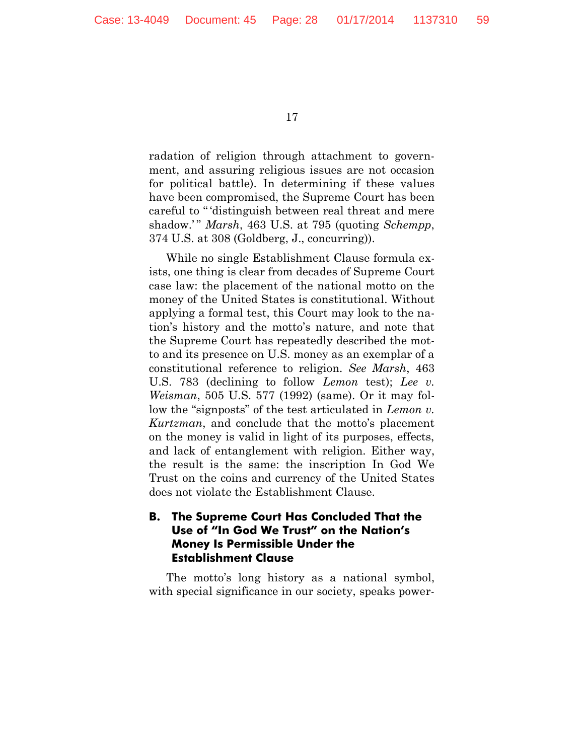radation of religion through attachment to government, and assuring religious issues are not occasion for political battle). In determining if these values have been compromised, the Supreme Court has been careful to "'distinguish between real threat and mere shadow.'" *Marsh*, 463 U.S. at 795 (quoting *Schempp*, 374 U.S. at 308 (Goldberg, J., concurring)).

While no single Establishment Clause formula exists, one thing is clear from decades of Supreme Court case law: the placement of the national motto on the money of the United States is constitutional. Without applying a formal test, this Court may look to the nation's history and the motto's nature, and note that the Supreme Court has repeatedly described the motto and its presence on U.S. money as an exemplar of a constitutional reference to religion. *See Marsh*, 463 U.S. 783 (declining to follow *Lemon* test); *Lee v. Weisman*, 505 U.S. 577 (1992) (same). Or it may follow the "signposts" of the test articulated in *Lemon v. Kurtzman*, and conclude that the motto's placement on the money is valid in light of its purposes, effects, and lack of entanglement with religion. Either way, the result is the same: the inscription In God We Trust on the coins and currency of the United States does not violate the Establishment Clause.

### B. The Supreme Court Has Concluded That the Use of "In God We Trust" on the Nation's Money Is Permissible Under the Establishment Clause

The motto's long history as a national symbol, with special significance in our society, speaks power-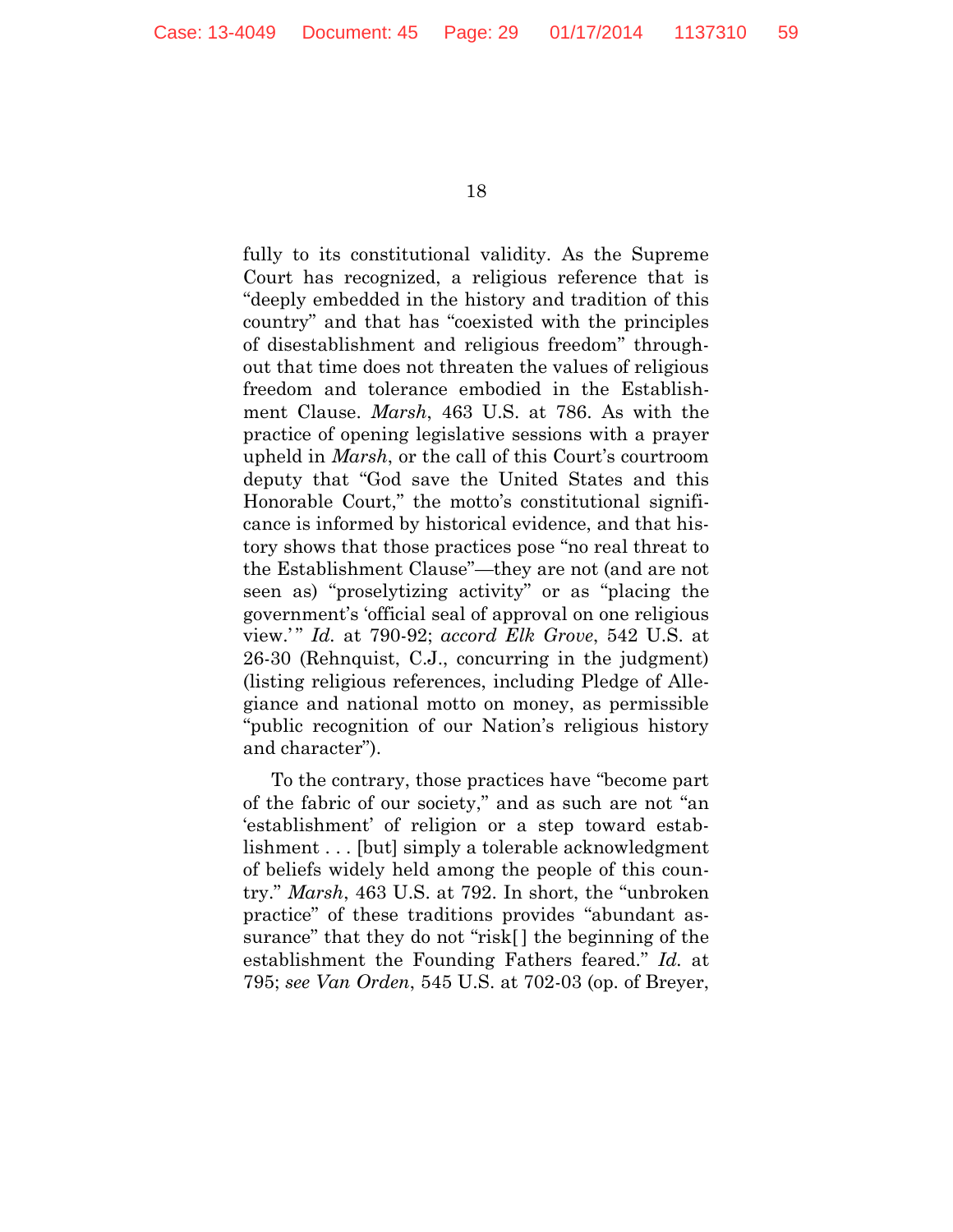fully to its constitutional validity. As the Supreme Court has recognized, a religious reference that is "deeply embedded in the history and tradition of this country" and that has "coexisted with the principles of disestablishment and religious freedom" throughout that time does not threaten the values of religious freedom and tolerance embodied in the Establishment Clause. *Marsh*, 463 U.S. at 786. As with the practice of opening legislative sessions with a prayer upheld in *Marsh*, or the call of this Court's courtroom deputy that "God save the United States and this Honorable Court," the motto's constitutional significance is informed by historical evidence, and that history shows that those practices pose "no real threat to the Establishment Clause"—they are not (and are not seen as) "proselytizing activity" or as "placing the government's 'official seal of approval on one religious view.'" *Id.* at 790-92; *accord Elk Grove*, 542 U.S. at 26-30 (Rehnquist, C.J., concurring in the judgment) (listing religious references, including Pledge of Allegiance and national motto on money, as permissible "public recognition of our Nation's religious history and character").

To the contrary, those practices have "become part of the fabric of our society," and as such are not "an 'establishment' of religion or a step toward establishment . . . [but] simply a tolerable acknowledgment of beliefs widely held among the people of this country." *Marsh*, 463 U.S. at 792. In short, the "unbroken practice" of these traditions provides "abundant assurance" that they do not "risk[] the beginning of the establishment the Founding Fathers feared." *Id.* at 795; *see Van Orden*, 545 U.S. at 702-03 (op. of Breyer,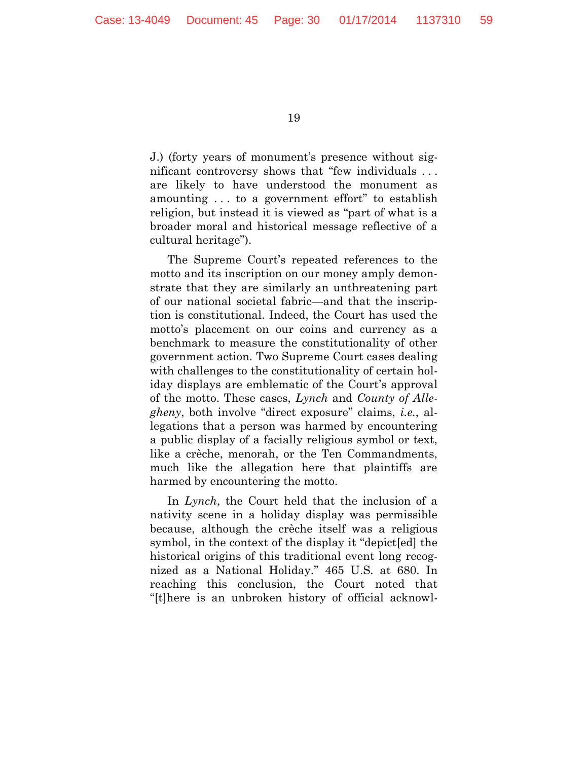J.) (forty years of monument's presence without significant controversy shows that "few individuals . . . are likely to have understood the monument as amounting . . . to a government effort" to establish religion, but instead it is viewed as "part of what is a broader moral and historical message reflective of a cultural heritage").

The Supreme Court's repeated references to the motto and its inscription on our money amply demonstrate that they are similarly an unthreatening part of our national societal fabric—and that the inscription is constitutional. Indeed, the Court has used the motto's placement on our coins and currency as a benchmark to measure the constitutionality of other government action. Two Supreme Court cases dealing with challenges to the constitutionality of certain holiday displays are emblematic of the Court's approval of the motto. These cases, *Lynch* and *County of Allegheny*, both involve "direct exposure" claims, *i.e.*, allegations that a person was harmed by encountering a public display of a facially religious symbol or text, like a crèche, menorah, or the Ten Commandments, much like the allegation here that plaintiffs are harmed by encountering the motto.

In *Lynch*, the Court held that the inclusion of a nativity scene in a holiday display was permissible because, although the crèche itself was a religious symbol, in the context of the display it "depict[ed] the historical origins of this traditional event long recognized as a National Holiday." 465 U.S. at 680. In reaching this conclusion, the Court noted that "[t]here is an unbroken history of official acknowl-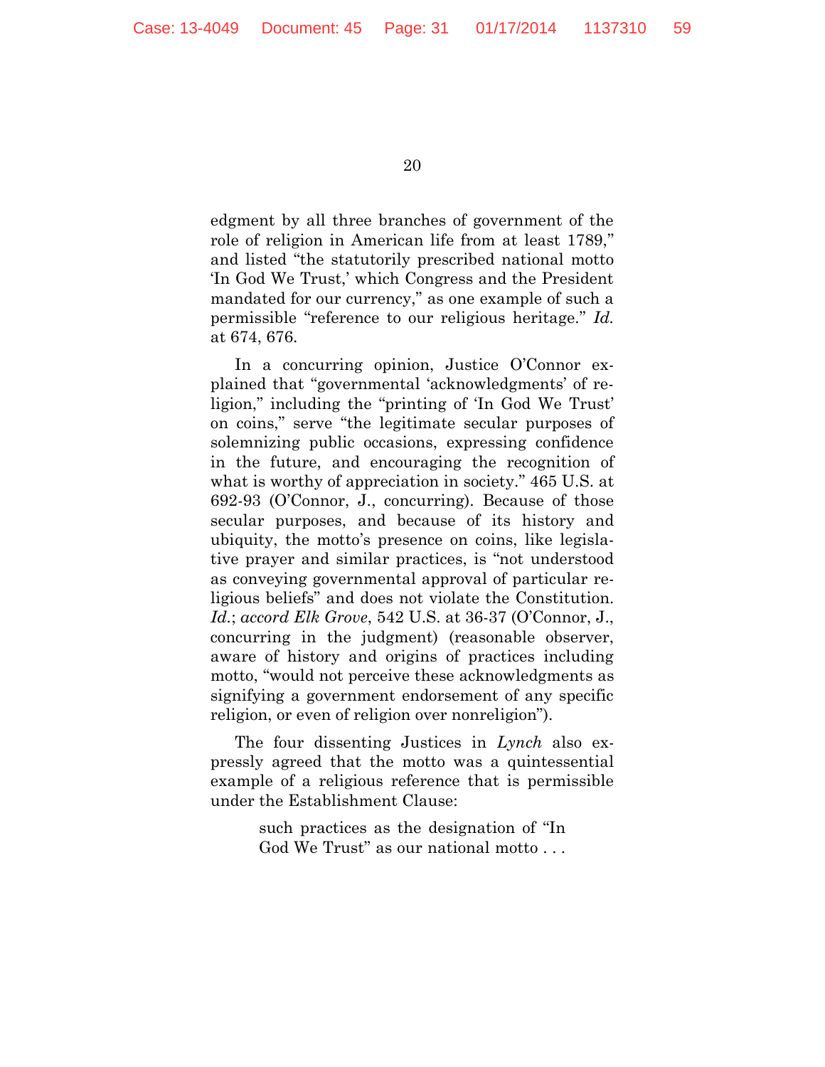edgment by all three branches of government of the role of religion in American life from at least 1789," and listed "the statutorily prescribed national motto 'In God We Trust,' which Congress and the President mandated for our currency," as one example of such a permissible "reference to our religious heritage." *Id.* at 674, 676.

In a concurring opinion, Justice O'Connor explained that "governmental 'acknowledgments' of religion," including the "printing of 'In God We Trust' on coins," serve "the legitimate secular purposes of solemnizing public occasions, expressing confidence in the future, and encouraging the recognition of what is worthy of appreciation in society." 465 U.S. at 692-93 (O'Connor, J., concurring). Because of those secular purposes, and because of its history and ubiquity, the motto's presence on coins, like legislative prayer and similar practices, is "not understood as conveying governmental approval of particular religious beliefs" and does not violate the Constitution. *Id.*; *accord Elk Grove*, 542 U.S. at 36-37 (O'Connor, J., concurring in the judgment) (reasonable observer, aware of history and origins of practices including motto, "would not perceive these acknowledgments as signifying a government endorsement of any specific religion, or even of religion over nonreligion").

The four dissenting Justices in *Lynch* also expressly agreed that the motto was a quintessential example of a religious reference that is permissible under the Establishment Clause:

> such practices as the designation of "In God We Trust" as our national motto . . .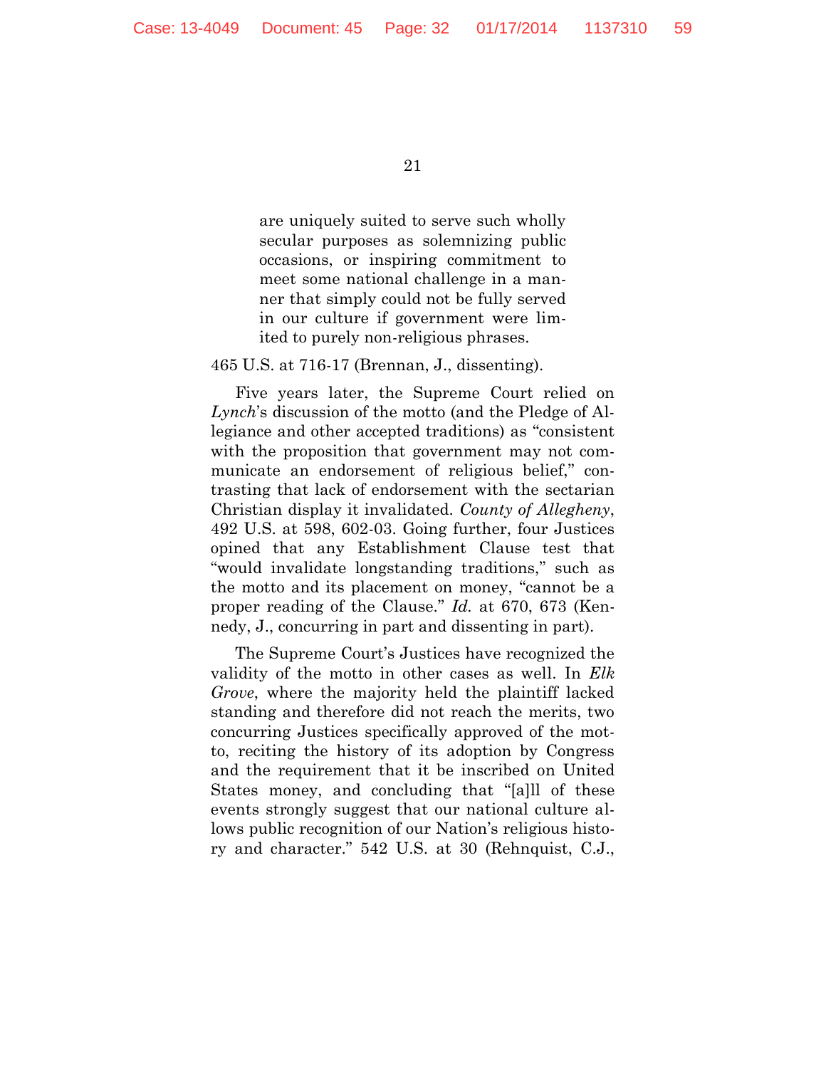> are uniquely suited to serve such wholly secular purposes as solemnizing public occasions, or inspiring commitment to meet some national challenge in a manner that simply could not be fully served in our culture if government were limited to purely non-religious phrases.

465 U.S. at 716-17 (Brennan, J., dissenting).

Five years later, the Supreme Court relied on *Lynch*'s discussion of the motto (and the Pledge of Allegiance and other accepted traditions) as "consistent with the proposition that government may not communicate an endorsement of religious belief," contrasting that lack of endorsement with the sectarian Christian display it invalidated. *County of Allegheny*, 492 U.S. at 598, 602-03. Going further, four Justices opined that any Establishment Clause test that "would invalidate longstanding traditions," such as the motto and its placement on money, "cannot be a proper reading of the Clause." *Id.* at 670, 673 (Kennedy, J., concurring in part and dissenting in part).

The Supreme Court's Justices have recognized the validity of the motto in other cases as well. In *Elk Grove*, where the majority held the plaintiff lacked standing and therefore did not reach the merits, two concurring Justices specifically approved of the motto, reciting the history of its adoption by Congress and the requirement that it be inscribed on United States money, and concluding that "[a]ll of these events strongly suggest that our national culture allows public recognition of our Nation's religious history and character." 542 U.S. at 30 (Rehnquist, C.J.,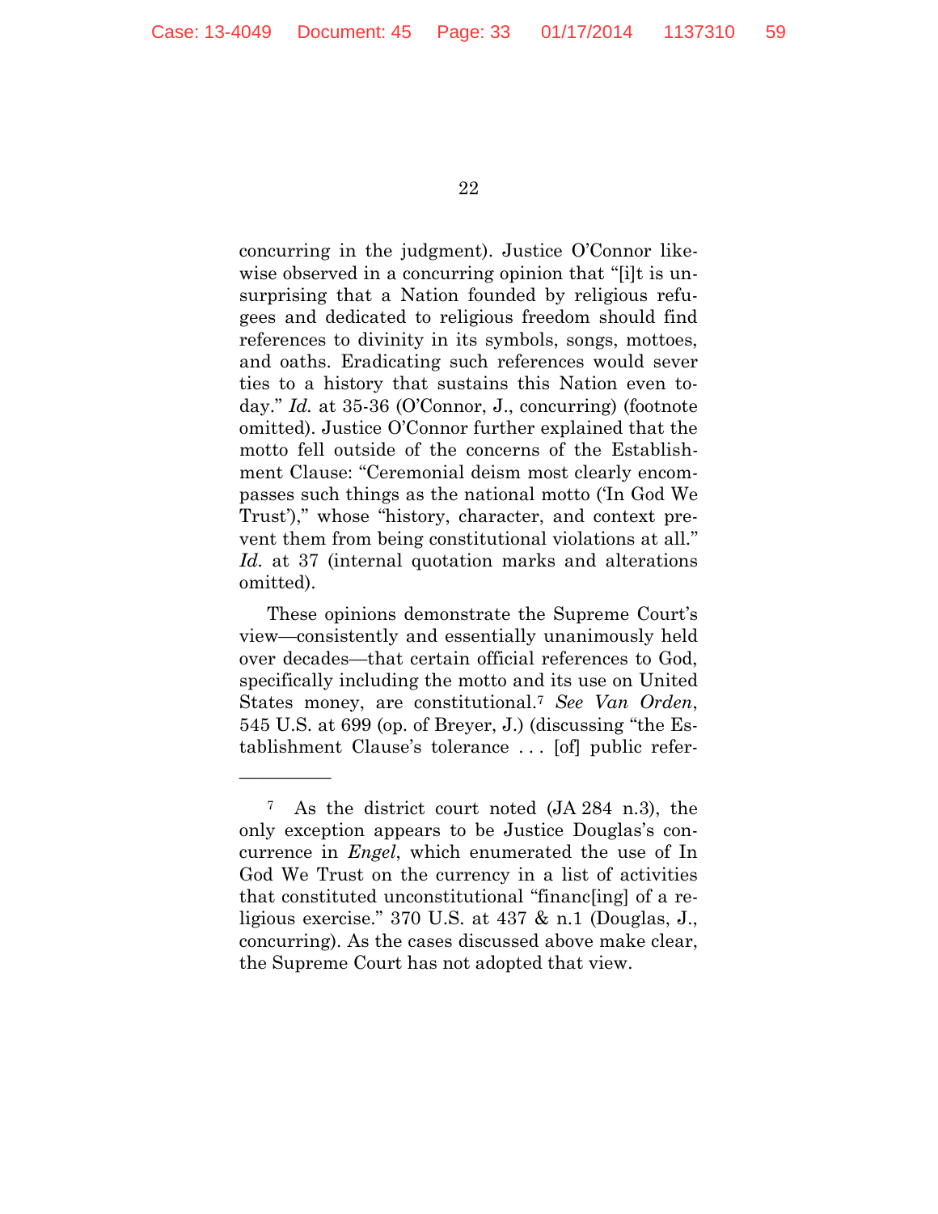concurring in the judgment). Justice O'Connor likewise observed in a concurring opinion that "[i]t is unsurprising that a Nation founded by religious refugees and dedicated to religious freedom should find references to divinity in its symbols, songs, mottoes, and oaths. Eradicating such references would sever ties to a history that sustains this Nation even today." *Id.* at 35-36 (O'Connor, J., concurring) (footnote omitted). Justice O'Connor further explained that the motto fell outside of the concerns of the Establishment Clause: "Ceremonial deism most clearly encompasses such things as the national motto ('In God We Trust')," whose "history, character, and context prevent them from being constitutional violations at all." *Id.* at 37 (internal quotation marks and alterations omitted).

These opinions demonstrate the Supreme Court's view—consistently and essentially unanimously held over decades—that certain official references to God, specifically including the motto and its use on United States money, are constitutional.[7] *See Van Orden*, 545 U.S. at 699 (op. of Breyer, J.) (discussing "the Establishment Clause's tolerance . . . [of] public refer-

---

[7] As the district court noted (JA 284 n.3), the only exception appears to be Justice Douglas's concurrence in *Engel*, which enumerated the use of In God We Trust on the currency in a list of activities that constituted unconstitutional "financ[ing] of a religious exercise." 370 U.S. at 437 & n.1 (Douglas, J., concurring). As the cases discussed above make clear, the Supreme Court has not adopted that view.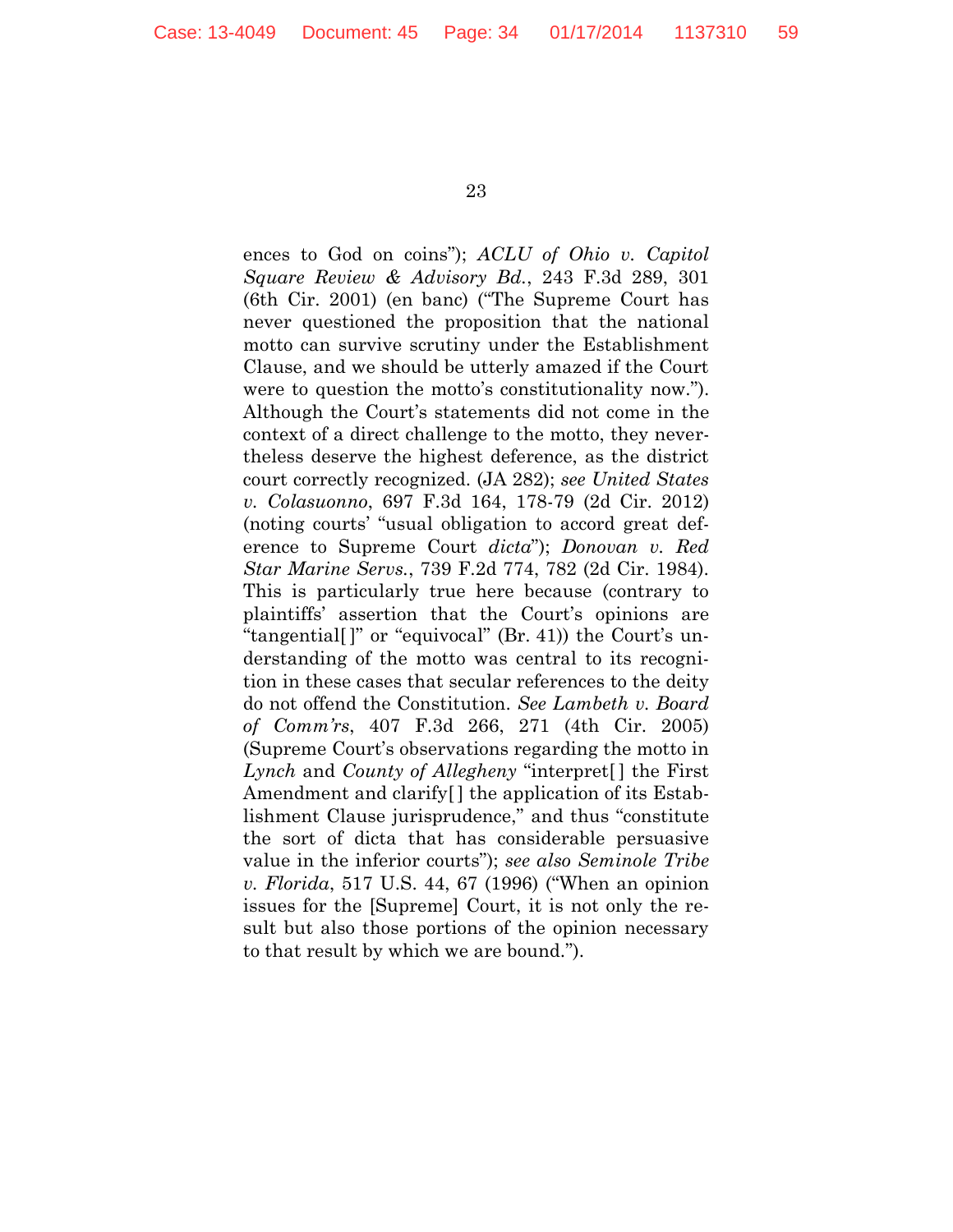ences to God on coins"); *ACLU of Ohio v. Capitol Square Review & Advisory Bd.*, 243 F.3d 289, 301 (6th Cir. 2001) (en banc) ("The Supreme Court has never questioned the proposition that the national motto can survive scrutiny under the Establishment Clause, and we should be utterly amazed if the Court were to question the motto's constitutionality now."). Although the Court's statements did not come in the context of a direct challenge to the motto, they nevertheless deserve the highest deference, as the district court correctly recognized. (JA 282); *see United States v. Colasuonno*, 697 F.3d 164, 178-79 (2d Cir. 2012) (noting courts' "usual obligation to accord great deference to Supreme Court *dicta*"); *Donovan v. Red Star Marine Servs.*, 739 F.2d 774, 782 (2d Cir. 1984). This is particularly true here because (contrary to plaintiffs' assertion that the Court's opinions are "tangential[ ]" or "equivocal" (Br. 41)) the Court's understanding of the motto was central to its recognition in these cases that secular references to the deity do not offend the Constitution. *See Lambeth v. Board of Comm'rs*, 407 F.3d 266, 271 (4th Cir. 2005) (Supreme Court's observations regarding the motto in *Lynch* and *County of Allegheny* "interpret[ ] the First Amendment and clarify[ ] the application of its Establishment Clause jurisprudence," and thus "constitute the sort of dicta that has considerable persuasive value in the inferior courts"); *see also Seminole Tribe v. Florida*, 517 U.S. 44, 67 (1996) ("When an opinion issues for the [Supreme] Court, it is not only the result but also those portions of the opinion necessary to that result by which we are bound.").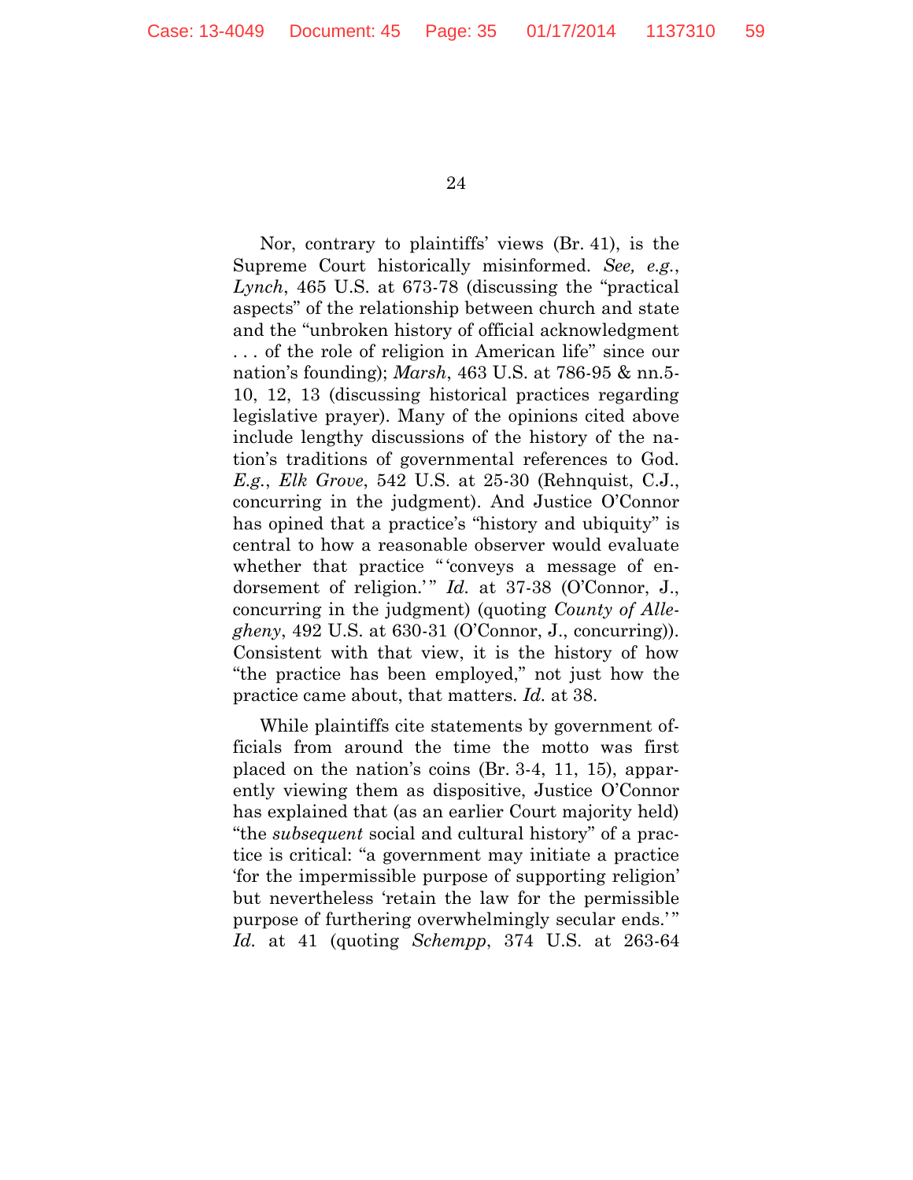Nor, contrary to plaintiffs' views (Br. 41), is the Supreme Court historically misinformed. *See, e.g.*, *Lynch*, 465 U.S. at 673-78 (discussing the "practical aspects" of the relationship between church and state and the "unbroken history of official acknowledgment . . . of the role of religion in American life" since our nation's founding); *Marsh*, 463 U.S. at 786-95 & nn.5-10, 12, 13 (discussing historical practices regarding legislative prayer). Many of the opinions cited above include lengthy discussions of the history of the nation's traditions of governmental references to God. *E.g.*, *Elk Grove*, 542 U.S. at 25-30 (Rehnquist, C.J., concurring in the judgment). And Justice O'Connor has opined that a practice's "history and ubiquity" is central to how a reasonable observer would evaluate whether that practice "'conveys a message of endorsement of religion.'" *Id.* at 37-38 (O'Connor, J., concurring in the judgment) (quoting *County of Allegheny*, 492 U.S. at 630-31 (O'Connor, J., concurring)). Consistent with that view, it is the history of how "the practice has been employed," not just how the practice came about, that matters. *Id.* at 38.

While plaintiffs cite statements by government officials from around the time the motto was first placed on the nation's coins (Br. 3-4, 11, 15), apparently viewing them as dispositive, Justice O'Connor has explained that (as an earlier Court majority held) "the *subsequent* social and cultural history" of a practice is critical: "a government may initiate a practice 'for the impermissible purpose of supporting religion' but nevertheless 'retain the law for the permissible purpose of furthering overwhelmingly secular ends.'" *Id.* at 41 (quoting *Schempp*, 374 U.S. at 263-64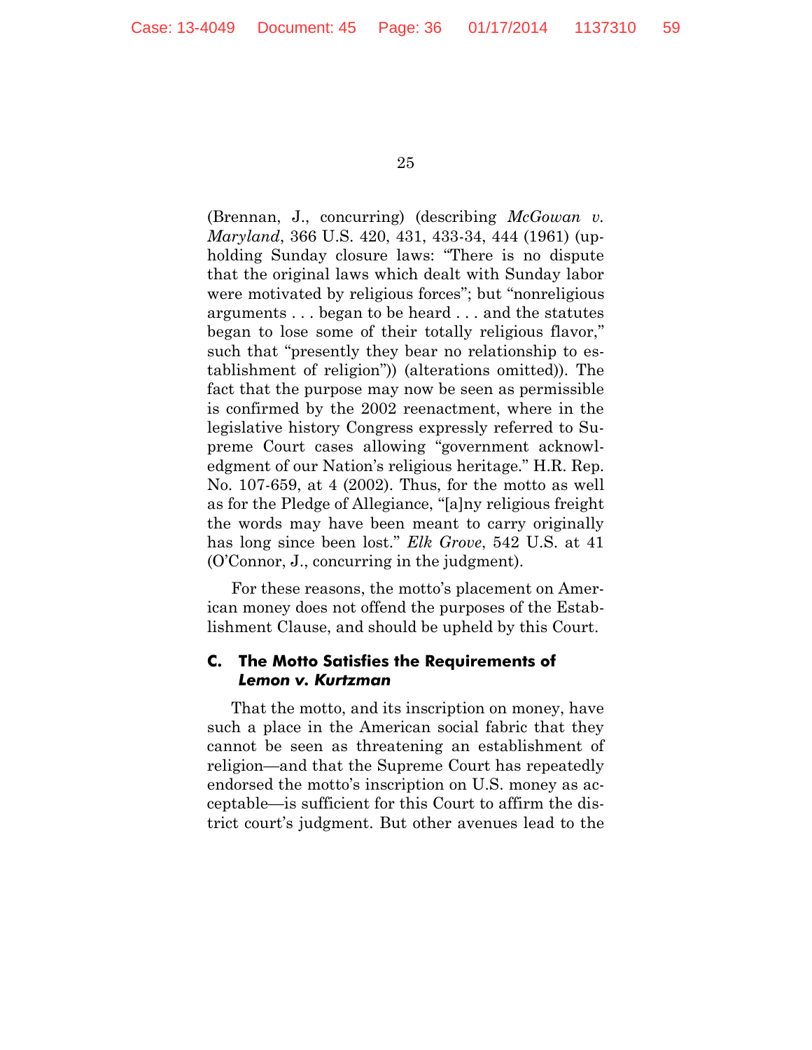(Brennan, J., concurring) (describing *McGowan v. Maryland*, 366 U.S. 420, 431, 433-34, 444 (1961) (upholding Sunday closure laws: "There is no dispute that the original laws which dealt with Sunday labor were motivated by religious forces"; but "nonreligious arguments . . . began to be heard . . . and the statutes began to lose some of their totally religious flavor," such that "presently they bear no relationship to establishment of religion")) (alterations omitted)). The fact that the purpose may now be seen as permissible is confirmed by the 2002 reenactment, where in the legislative history Congress expressly referred to Supreme Court cases allowing "government acknowledgment of our Nation's religious heritage." H.R. Rep. No. 107-659, at 4 (2002). Thus, for the motto as well as for the Pledge of Allegiance, "[a]ny religious freight the words may have been meant to carry originally has long since been lost." *Elk Grove*, 542 U.S. at 41 (O'Connor, J., concurring in the judgment).

For these reasons, the motto's placement on American money does not offend the purposes of the Establishment Clause, and should be upheld by this Court.

### C. The Motto Satisfies the Requirements of *Lemon v. Kurtzman*

That the motto, and its inscription on money, have such a place in the American social fabric that they cannot be seen as threatening an establishment of religion—and that the Supreme Court has repeatedly endorsed the motto's inscription on U.S. money as acceptable—is sufficient for this Court to affirm the district court's judgment. But other avenues lead to the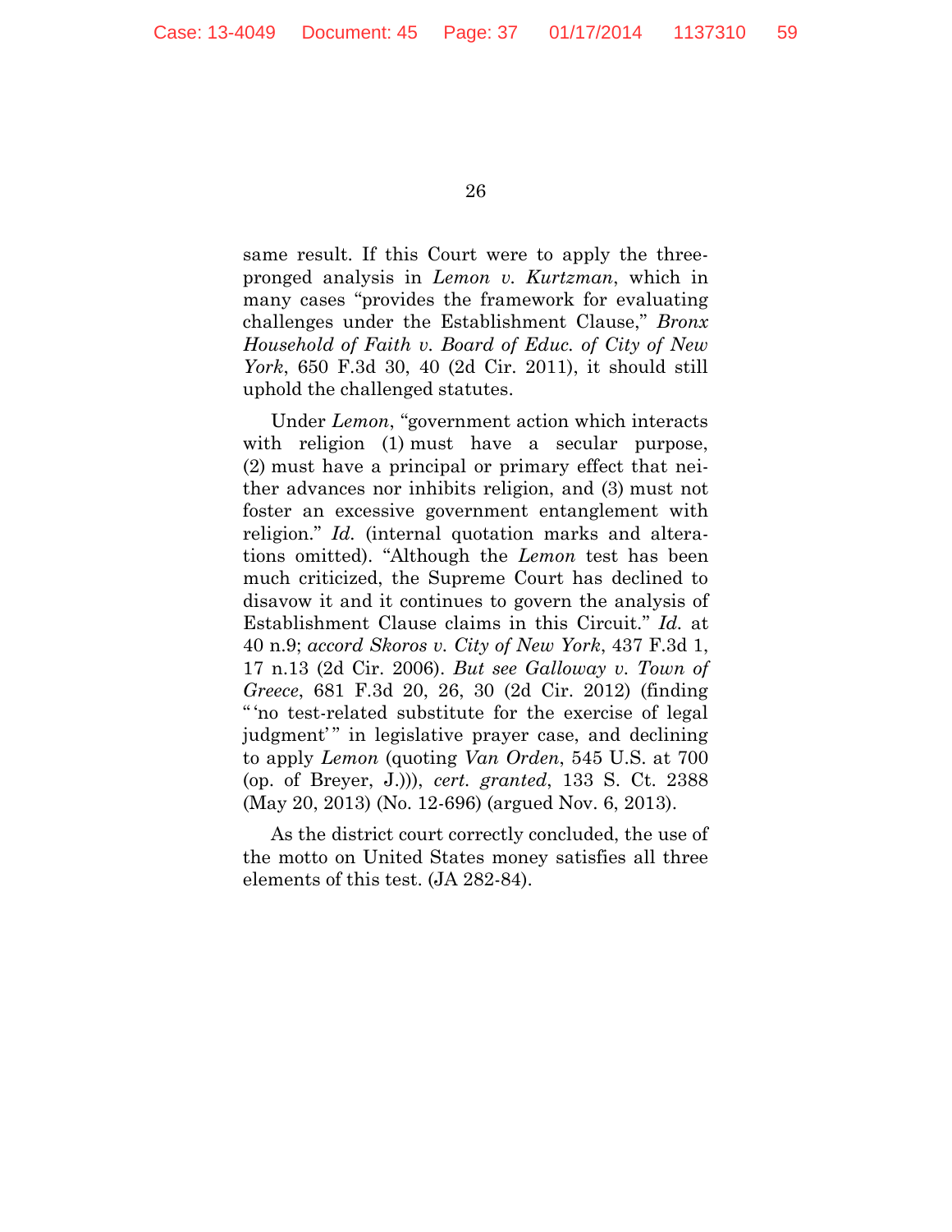same result. If this Court were to apply the three-pronged analysis in *Lemon v. Kurtzman*, which in many cases "provides the framework for evaluating challenges under the Establishment Clause," *Bronx Household of Faith v. Board of Educ. of City of New York*, 650 F.3d 30, 40 (2d Cir. 2011), it should still uphold the challenged statutes.

Under *Lemon*, "government action which interacts with religion (1) must have a secular purpose, (2) must have a principal or primary effect that neither advances nor inhibits religion, and (3) must not foster an excessive government entanglement with religion." *Id.* (internal quotation marks and alterations omitted). "Although the *Lemon* test has been much criticized, the Supreme Court has declined to disavow it and it continues to govern the analysis of Establishment Clause claims in this Circuit." *Id.* at 40 n.9; *accord Skoros v. City of New York*, 437 F.3d 1, 17 n.13 (2d Cir. 2006). *But see Galloway v. Town of Greece*, 681 F.3d 20, 26, 30 (2d Cir. 2012) (finding "'no test-related substitute for the exercise of legal judgment'" in legislative prayer case, and declining to apply *Lemon* (quoting *Van Orden*, 545 U.S. at 700 (op. of Breyer, J.))), *cert. granted*, 133 S. Ct. 2388 (May 20, 2013) (No. 12-696) (argued Nov. 6, 2013).

As the district court correctly concluded, the use of the motto on United States money satisfies all three elements of this test. (JA 282-84).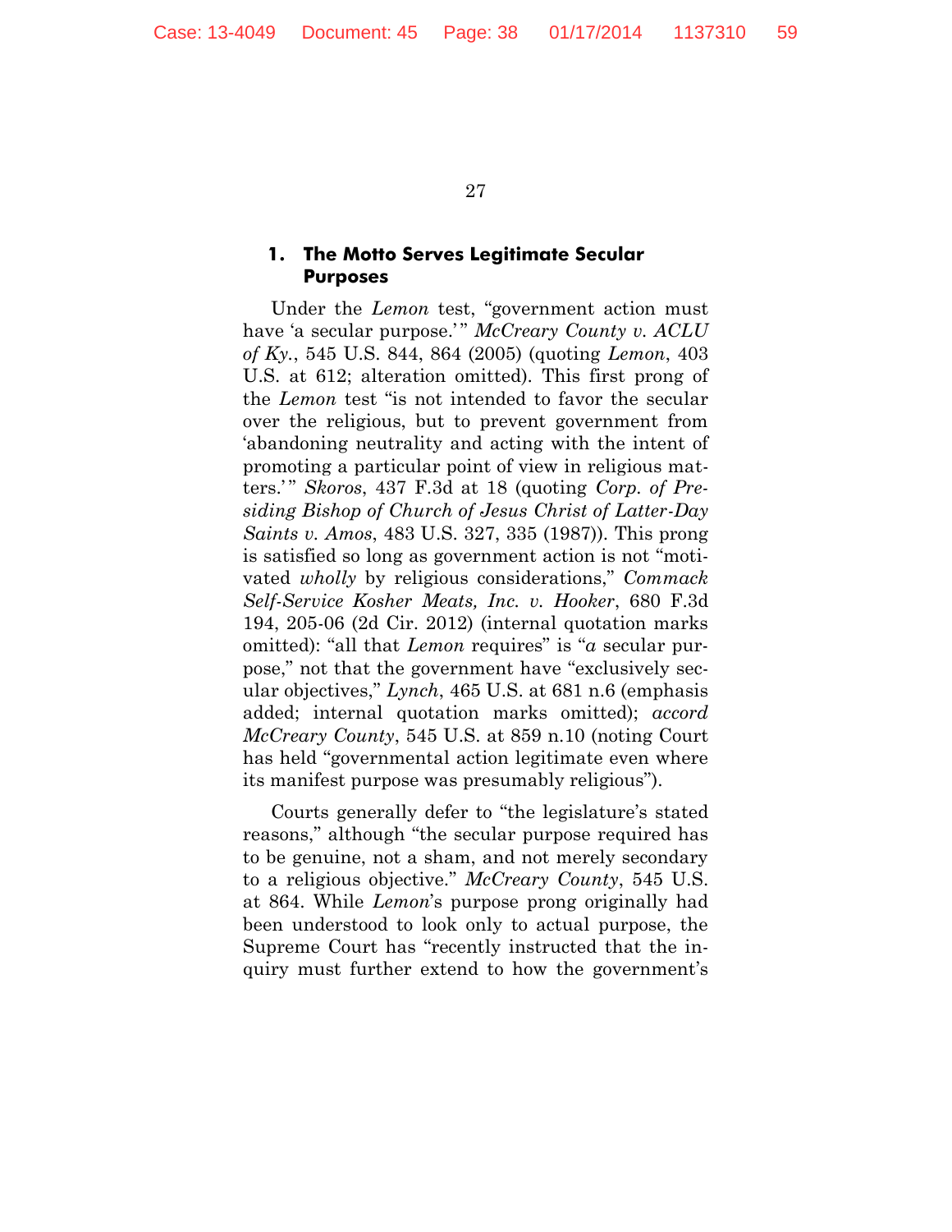### 1. The Motto Serves Legitimate Secular Purposes

Under the *Lemon* test, "government action must have 'a secular purpose.'" *McCreary County v. ACLU of Ky.*, 545 U.S. 844, 864 (2005) (quoting *Lemon*, 403 U.S. at 612; alteration omitted). This first prong of the *Lemon* test "is not intended to favor the secular over the religious, but to prevent government from 'abandoning neutrality and acting with the intent of promoting a particular point of view in religious matters.'" *Skoros*, 437 F.3d at 18 (quoting *Corp. of Presiding Bishop of Church of Jesus Christ of Latter-Day Saints v. Amos*, 483 U.S. 327, 335 (1987)). This prong is satisfied so long as government action is not "motivated *wholly* by religious considerations," *Commack Self-Service Kosher Meats, Inc. v. Hooker*, 680 F.3d 194, 205-06 (2d Cir. 2012) (internal quotation marks omitted): "all that *Lemon* requires" is "*a* secular purpose," not that the government have "exclusively secular objectives," *Lynch*, 465 U.S. at 681 n.6 (emphasis added; internal quotation marks omitted); *accord McCreary County*, 545 U.S. at 859 n.10 (noting Court has held "governmental action legitimate even where its manifest purpose was presumably religious").

Courts generally defer to "the legislature's stated reasons," although "the secular purpose required has to be genuine, not a sham, and not merely secondary to a religious objective." *McCreary County*, 545 U.S. at 864. While *Lemon*'s purpose prong originally had been understood to look only to actual purpose, the Supreme Court has "recently instructed that the inquiry must further extend to how the government's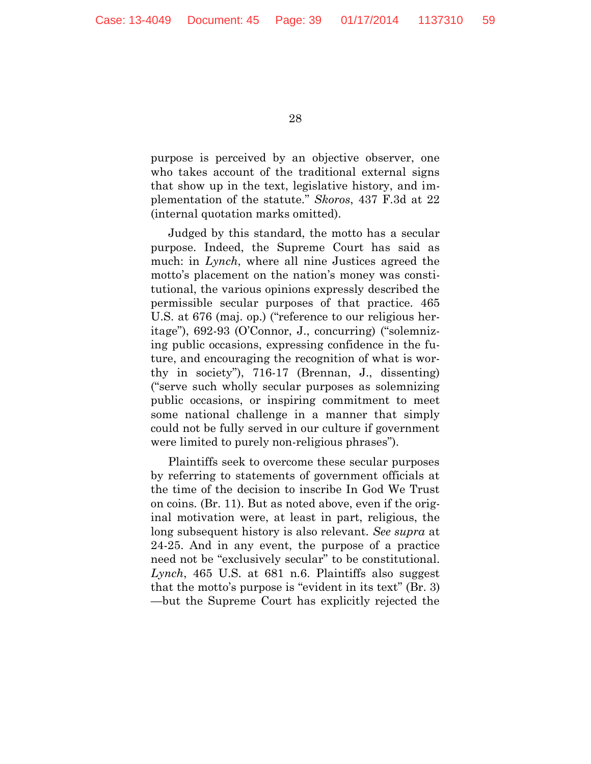purpose is perceived by an objective observer, one who takes account of the traditional external signs that show up in the text, legislative history, and implementation of the statute." *Skoros*, 437 F.3d at 22 (internal quotation marks omitted).

Judged by this standard, the motto has a secular purpose. Indeed, the Supreme Court has said as much: in *Lynch*, where all nine Justices agreed the motto's placement on the nation's money was constitutional, the various opinions expressly described the permissible secular purposes of that practice. 465 U.S. at 676 (maj. op.) ("reference to our religious heritage"), 692-93 (O'Connor, J., concurring) ("solemnizing public occasions, expressing confidence in the future, and encouraging the recognition of what is worthy in society"), 716-17 (Brennan, J., dissenting) ("serve such wholly secular purposes as solemnizing public occasions, or inspiring commitment to meet some national challenge in a manner that simply could not be fully served in our culture if government were limited to purely non-religious phrases").

Plaintiffs seek to overcome these secular purposes by referring to statements of government officials at the time of the decision to inscribe In God We Trust on coins. (Br. 11). But as noted above, even if the original motivation were, at least in part, religious, the long subsequent history is also relevant. *See supra* at 24-25. And in any event, the purpose of a practice need not be "exclusively secular" to be constitutional. *Lynch*, 465 U.S. at 681 n.6. Plaintiffs also suggest that the motto's purpose is "evident in its text" (Br. 3) —but the Supreme Court has explicitly rejected the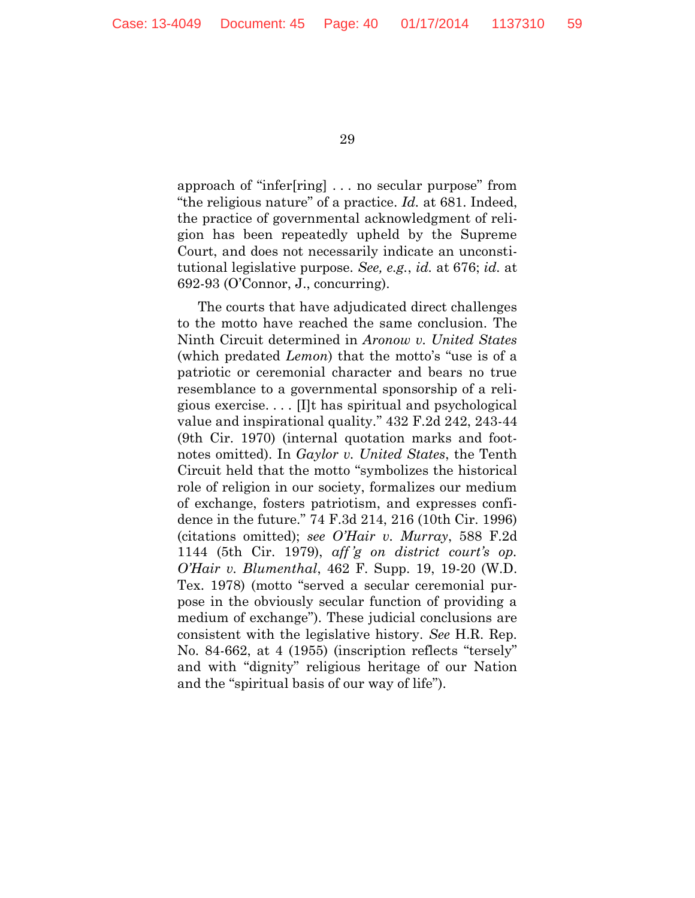approach of "infer[ring] . . . no secular purpose" from "the religious nature" of a practice. *Id.* at 681. Indeed, the practice of governmental acknowledgment of religion has been repeatedly upheld by the Supreme Court, and does not necessarily indicate an unconstitutional legislative purpose. *See, e.g.*, *id.* at 676; *id.* at 692-93 (O'Connor, J., concurring).

The courts that have adjudicated direct challenges to the motto have reached the same conclusion. The Ninth Circuit determined in *Aronow v. United States* (which predated *Lemon*) that the motto's "use is of a patriotic or ceremonial character and bears no true resemblance to a governmental sponsorship of a religious exercise. . . . [I]t has spiritual and psychological value and inspirational quality." 432 F.2d 242, 243-44 (9th Cir. 1970) (internal quotation marks and footnotes omitted). In *Gaylor v. United States*, the Tenth Circuit held that the motto "symbolizes the historical role of religion in our society, formalizes our medium of exchange, fosters patriotism, and expresses confidence in the future." 74 F.3d 214, 216 (10th Cir. 1996) (citations omitted); *see O'Hair v. Murray*, 588 F.2d 1144 (5th Cir. 1979), *aff'g on district court's op. O'Hair v. Blumenthal*, 462 F. Supp. 19, 19-20 (W.D. Tex. 1978) (motto "served a secular ceremonial purpose in the obviously secular function of providing a medium of exchange"). These judicial conclusions are consistent with the legislative history. *See* H.R. Rep. No. 84-662, at 4 (1955) (inscription reflects "tersely" and with "dignity" religious heritage of our Nation and the "spiritual basis of our way of life").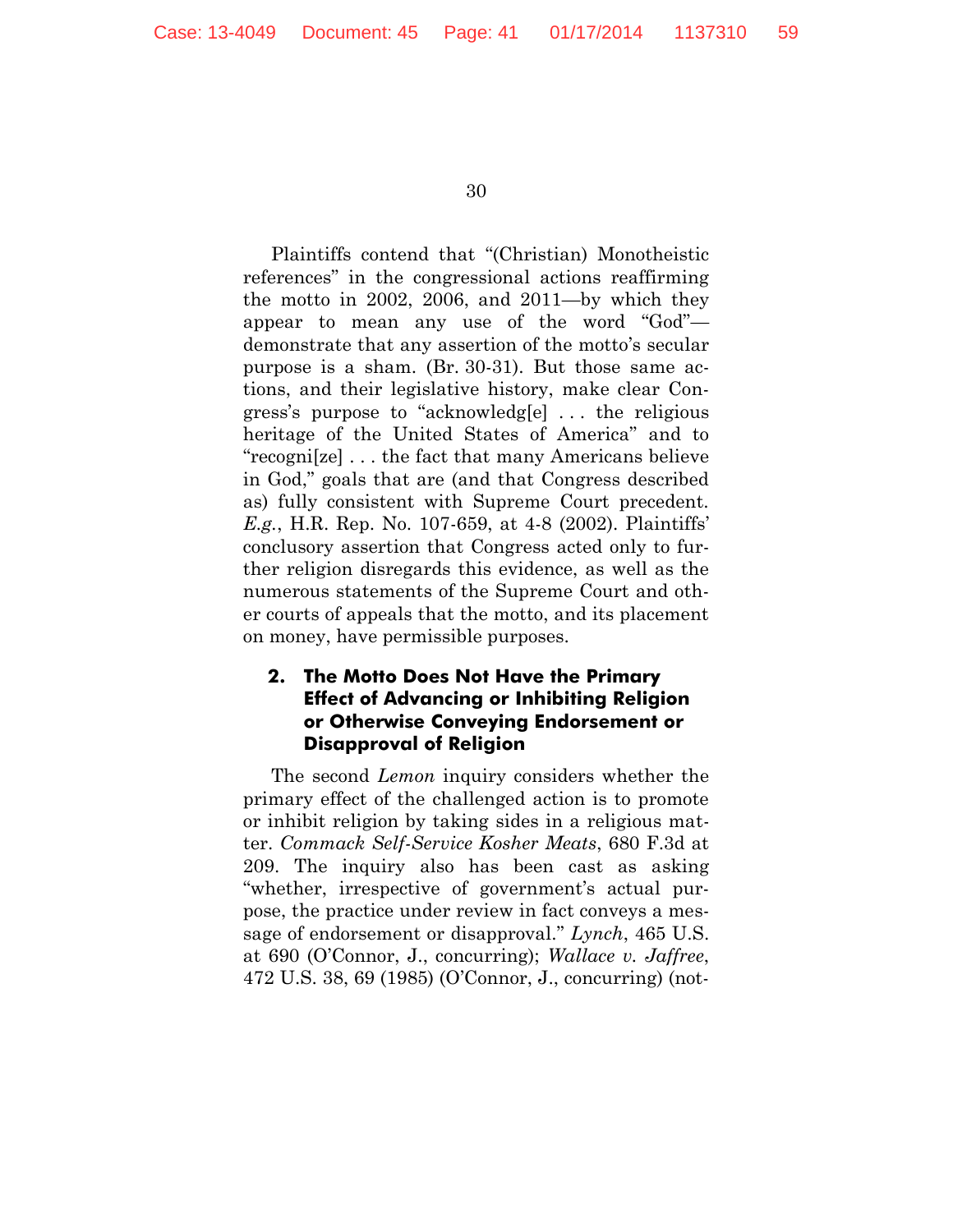Plaintiffs contend that "(Christian) Monotheistic references" in the congressional actions reaffirming the motto in 2002, 2006, and 2011—by which they appear to mean any use of the word "God"—demonstrate that any assertion of the motto's secular purpose is a sham. (Br. 30-31). But those same actions, and their legislative history, make clear Congress's purpose to "acknowledg[e] . . . the religious heritage of the United States of America" and to "recogni[ze] . . . the fact that many Americans believe in God," goals that are (and that Congress described as) fully consistent with Supreme Court precedent. *E.g.*, H.R. Rep. No. 107-659, at 4-8 (2002). Plaintiffs' conclusory assertion that Congress acted only to further religion disregards this evidence, as well as the numerous statements of the Supreme Court and other courts of appeals that the motto, and its placement on money, have permissible purposes.

### 2. The Motto Does Not Have the Primary Effect of Advancing or Inhibiting Religion or Otherwise Conveying Endorsement or Disapproval of Religion

The second *Lemon* inquiry considers whether the primary effect of the challenged action is to promote or inhibit religion by taking sides in a religious matter. *Commack Self-Service Kosher Meats*, 680 F.3d at 209. The inquiry also has been cast as asking "whether, irrespective of government's actual purpose, the practice under review in fact conveys a message of endorsement or disapproval." *Lynch*, 465 U.S. at 690 (O'Connor, J., concurring); *Wallace v. Jaffree*, 472 U.S. 38, 69 (1985) (O'Connor, J., concurring) (not-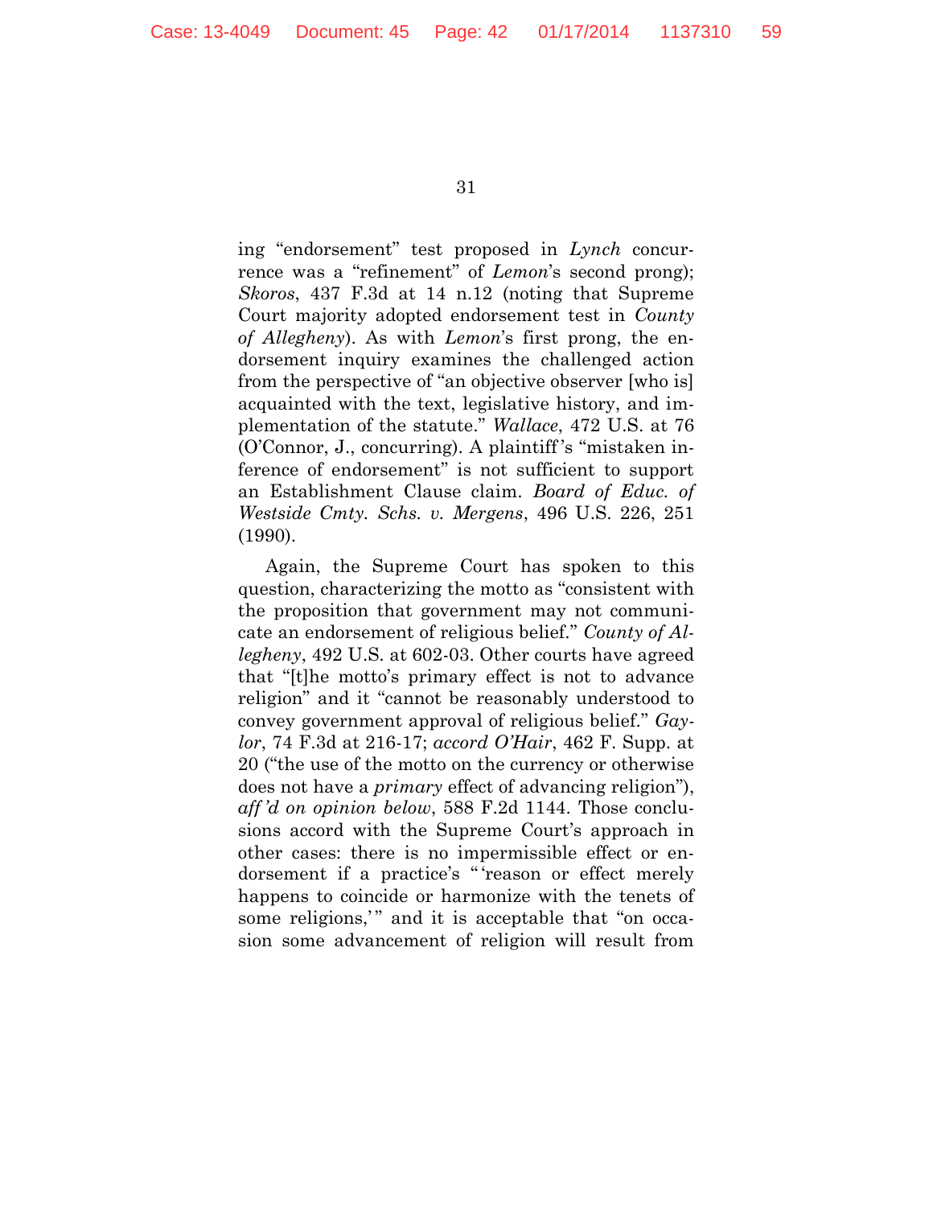ing "endorsement" test proposed in *Lynch* concurrence was a "refinement" of *Lemon*'s second prong); *Skoros*, 437 F.3d at 14 n.12 (noting that Supreme Court majority adopted endorsement test in *County of Allegheny*). As with *Lemon*'s first prong, the endorsement inquiry examines the challenged action from the perspective of "an objective observer [who is] acquainted with the text, legislative history, and implementation of the statute." *Wallace*, 472 U.S. at 76 (O'Connor, J., concurring). A plaintiff's "mistaken inference of endorsement" is not sufficient to support an Establishment Clause claim. *Board of Educ. of Westside Cmty. Schs. v. Mergens*, 496 U.S. 226, 251 (1990).

Again, the Supreme Court has spoken to this question, characterizing the motto as "consistent with the proposition that government may not communicate an endorsement of religious belief." *County of Allegheny*, 492 U.S. at 602-03. Other courts have agreed that "[t]he motto's primary effect is not to advance religion" and it "cannot be reasonably understood to convey government approval of religious belief." *Gaylor*, 74 F.3d at 216-17; *accord O'Hair*, 462 F. Supp. at 20 ("the use of the motto on the currency or otherwise does not have a *primary* effect of advancing religion"), *aff'd on opinion below*, 588 F.2d 1144. Those conclusions accord with the Supreme Court's approach in other cases: there is no impermissible effect or endorsement if a practice's "'reason or effect merely happens to coincide or harmonize with the tenets of some religions,'" and it is acceptable that "on occasion some advancement of religion will result from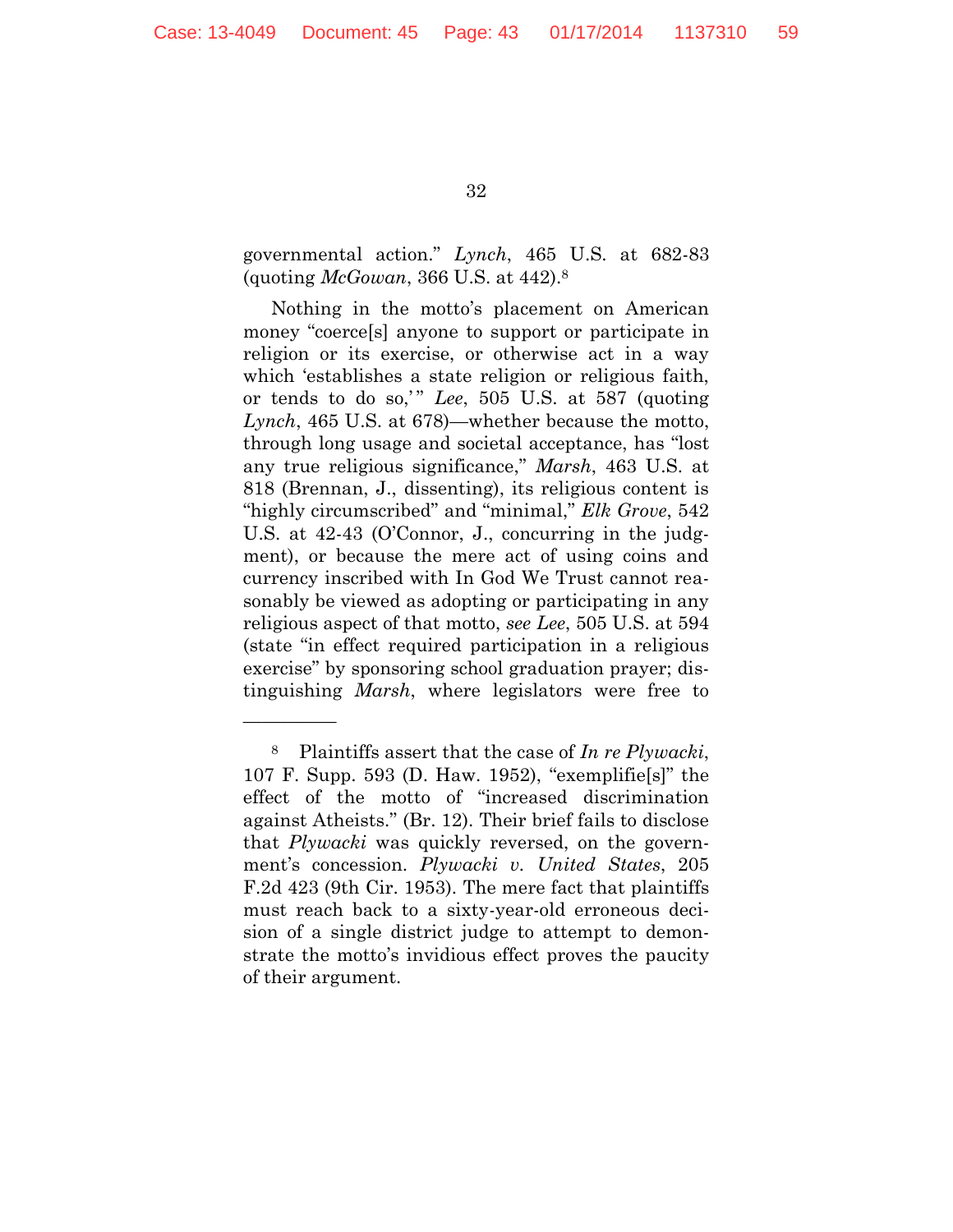governmental action." *Lynch*, 465 U.S. at 682-83 (quoting *McGowan*, 366 U.S. at 442).[8]

Nothing in the motto's placement on American money "coerce[s] anyone to support or participate in religion or its exercise, or otherwise act in a way which 'establishes a state religion or religious faith, or tends to do so,'" *Lee*, 505 U.S. at 587 (quoting *Lynch*, 465 U.S. at 678)—whether because the motto, through long usage and societal acceptance, has "lost any true religious significance," *Marsh*, 463 U.S. at 818 (Brennan, J., dissenting), its religious content is "highly circumscribed" and "minimal," *Elk Grove*, 542 U.S. at 42-43 (O'Connor, J., concurring in the judgment), or because the mere act of using coins and currency inscribed with In God We Trust cannot reasonably be viewed as adopting or participating in any religious aspect of that motto, *see Lee*, 505 U.S. at 594 (state "in effect required participation in a religious exercise" by sponsoring school graduation prayer; distinguishing *Marsh*, where legislators were free to

---

[8] Plaintiffs assert that the case of *In re Plywacki*, 107 F. Supp. 593 (D. Haw. 1952), "exemplifie[s]" the effect of the motto of "increased discrimination against Atheists." (Br. 12). Their brief fails to disclose that *Plywacki* was quickly reversed, on the government's concession. *Plywacki v. United States*, 205 F.2d 423 (9th Cir. 1953). The mere fact that plaintiffs must reach back to a sixty-year-old erroneous decision of a single district judge to attempt to demonstrate the motto's invidious effect proves the paucity of their argument.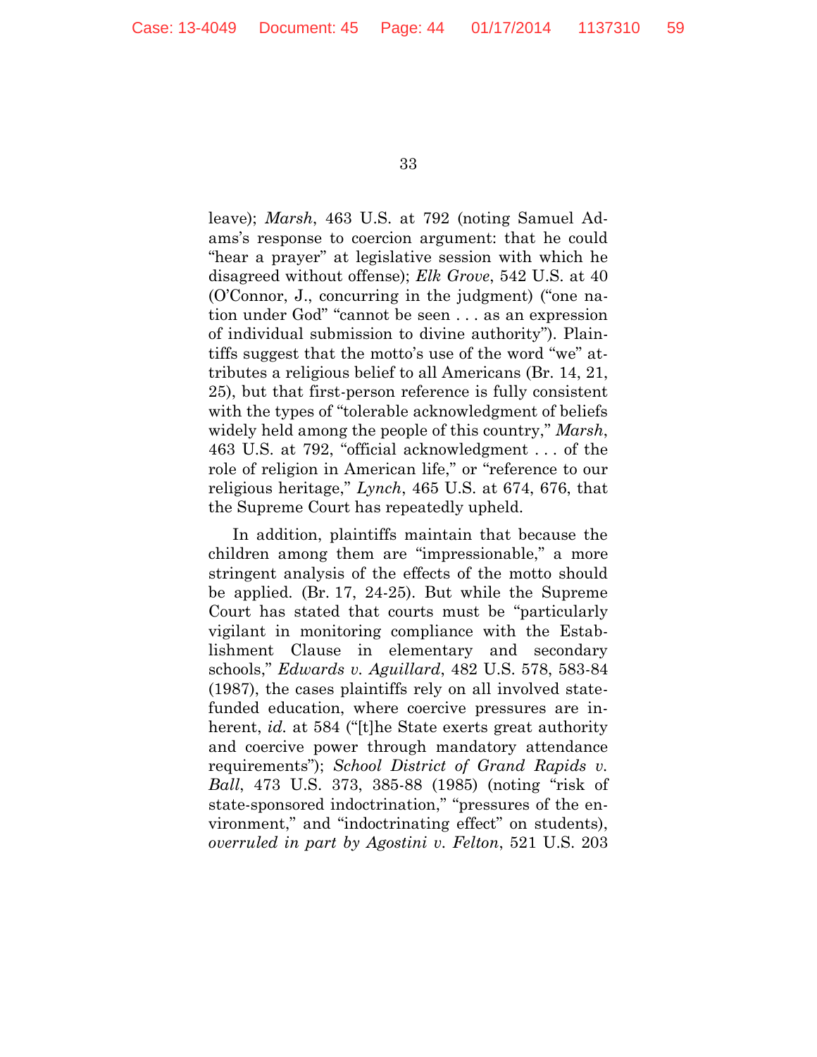leave); *Marsh*, 463 U.S. at 792 (noting Samuel Adams's response to coercion argument: that he could "hear a prayer" at legislative session with which he disagreed without offense); *Elk Grove*, 542 U.S. at 40 (O'Connor, J., concurring in the judgment) ("one nation under God" "cannot be seen . . . as an expression of individual submission to divine authority"). Plaintiffs suggest that the motto's use of the word "we" attributes a religious belief to all Americans (Br. 14, 21, 25), but that first-person reference is fully consistent with the types of "tolerable acknowledgment of beliefs widely held among the people of this country," *Marsh*, 463 U.S. at 792, "official acknowledgment . . . of the role of religion in American life," or "reference to our religious heritage," *Lynch*, 465 U.S. at 674, 676, that the Supreme Court has repeatedly upheld.

In addition, plaintiffs maintain that because the children among them are "impressionable," a more stringent analysis of the effects of the motto should be applied. (Br. 17, 24-25). But while the Supreme Court has stated that courts must be "particularly vigilant in monitoring compliance with the Establishment Clause in elementary and secondary schools," *Edwards v. Aguillard*, 482 U.S. 578, 583-84 (1987), the cases plaintiffs rely on all involved state-funded education, where coercive pressures are inherent, *id.* at 584 ("[t]he State exerts great authority and coercive power through mandatory attendance requirements"); *School District of Grand Rapids v. Ball*, 473 U.S. 373, 385-88 (1985) (noting "risk of state-sponsored indoctrination," "pressures of the environment," and "indoctrinating effect" on students), *overruled in part by Agostini v. Felton*, 521 U.S. 203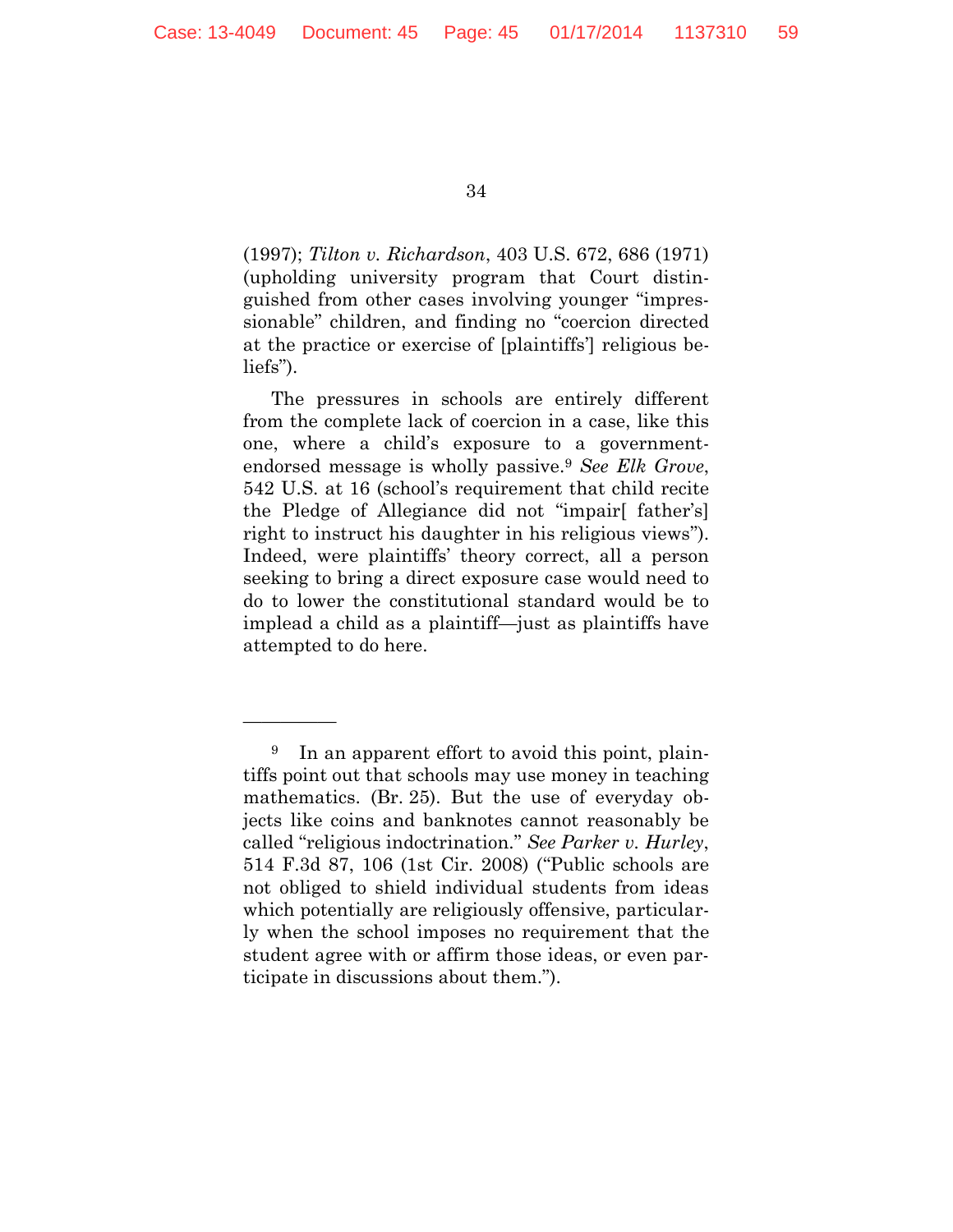(1997); *Tilton v. Richardson*, 403 U.S. 672, 686 (1971) (upholding university program that Court distinguished from other cases involving younger "impressionable" children, and finding no "coercion directed at the practice or exercise of [plaintiffs'] religious beliefs").

The pressures in schools are entirely different from the complete lack of coercion in a case, like this one, where a child's exposure to a government-endorsed message is wholly passive.[9] *See Elk Grove*, 542 U.S. at 16 (school's requirement that child recite the Pledge of Allegiance did not "impair[ father's] right to instruct his daughter in his religious views"). Indeed, were plaintiffs' theory correct, all a person seeking to bring a direct exposure case would need to do to lower the constitutional standard would be to implead a child as a plaintiff—just as plaintiffs have attempted to do here.

---

[9] In an apparent effort to avoid this point, plaintiffs point out that schools may use money in teaching mathematics. (Br. 25). But the use of everyday objects like coins and banknotes cannot reasonably be called "religious indoctrination." *See Parker v. Hurley*, 514 F.3d 87, 106 (1st Cir. 2008) ("Public schools are not obliged to shield individual students from ideas which potentially are religiously offensive, particularly when the school imposes no requirement that the student agree with or affirm those ideas, or even participate in discussions about them.").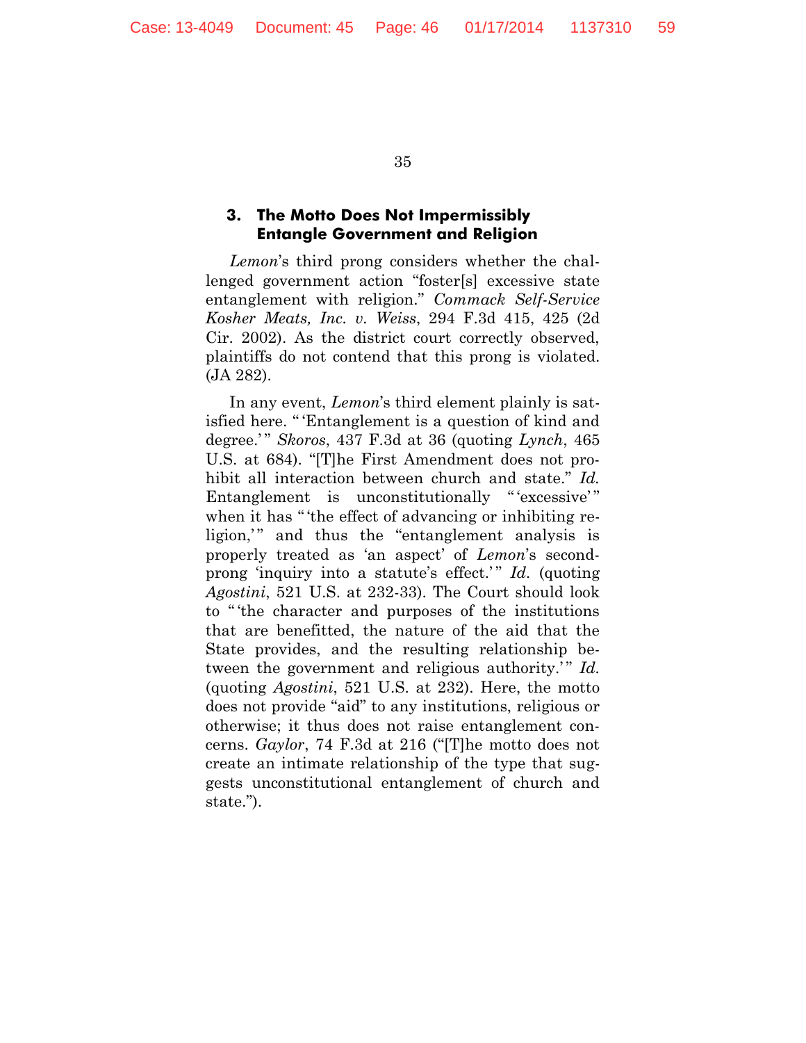### 3. The Motto Does Not Impermissibly Entangle Government and Religion

*Lemon*'s third prong considers whether the challenged government action "foster[s] excessive state entanglement with religion." *Commack Self-Service Kosher Meats, Inc. v. Weiss*, 294 F.3d 415, 425 (2d Cir. 2002). As the district court correctly observed, plaintiffs do not contend that this prong is violated. (JA 282).

In any event, *Lemon*'s third element plainly is satisfied here. "'Entanglement is a question of kind and degree.'" *Skoros*, 437 F.3d at 36 (quoting *Lynch*, 465 U.S. at 684). "[T]he First Amendment does not prohibit all interaction between church and state." *Id.* Entanglement is unconstitutionally "'excessive'" when it has "'the effect of advancing or inhibiting religion,'" and thus the "entanglement analysis is properly treated as 'an aspect' of *Lemon*'s second-prong 'inquiry into a statute's effect.'" *Id.* (quoting *Agostini*, 521 U.S. at 232-33). The Court should look to "'the character and purposes of the institutions that are benefitted, the nature of the aid that the State provides, and the resulting relationship between the government and religious authority.'" *Id.* (quoting *Agostini*, 521 U.S. at 232). Here, the motto does not provide "aid" to any institutions, religious or otherwise; it thus does not raise entanglement concerns. *Gaylor*, 74 F.3d at 216 ("[T]he motto does not create an intimate relationship of the type that suggests unconstitutional entanglement of church and state.").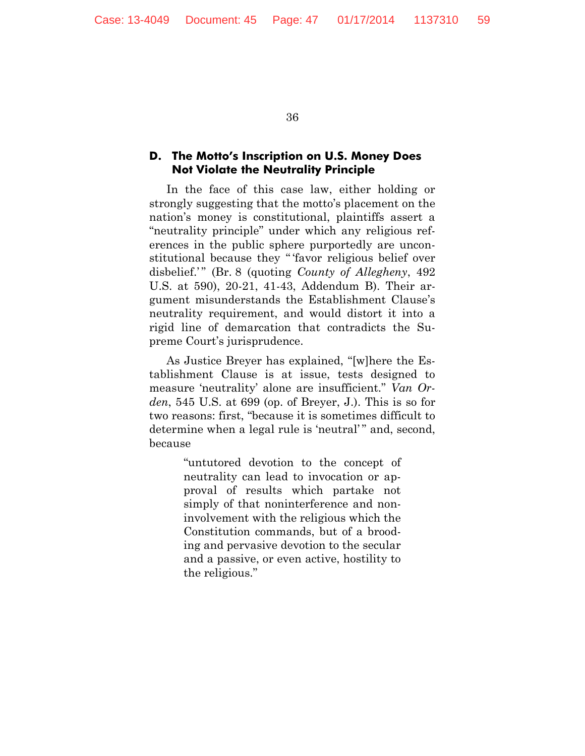### D. The Motto's Inscription on U.S. Money Does Not Violate the Neutrality Principle

In the face of this case law, either holding or strongly suggesting that the motto's placement on the nation's money is constitutional, plaintiffs assert a "neutrality principle" under which any religious references in the public sphere purportedly are unconstitutional because they "'favor religious belief over disbelief.'" (Br. 8 (quoting *County of Allegheny*, 492 U.S. at 590), 20-21, 41-43, Addendum B). Their argument misunderstands the Establishment Clause's neutrality requirement, and would distort it into a rigid line of demarcation that contradicts the Supreme Court's jurisprudence.

As Justice Breyer has explained, "[w]here the Establishment Clause is at issue, tests designed to measure 'neutrality' alone are insufficient." *Van Orden*, 545 U.S. at 699 (op. of Breyer, J.). This is so for two reasons: first, "because it is sometimes difficult to determine when a legal rule is 'neutral'" and, second, because

> "untutored devotion to the concept of neutrality can lead to invocation or approval of results which partake not simply of that noninterference and noninvolvement with the religious which the Constitution commands, but of a brooding and pervasive devotion to the secular and a passive, or even active, hostility to the religious."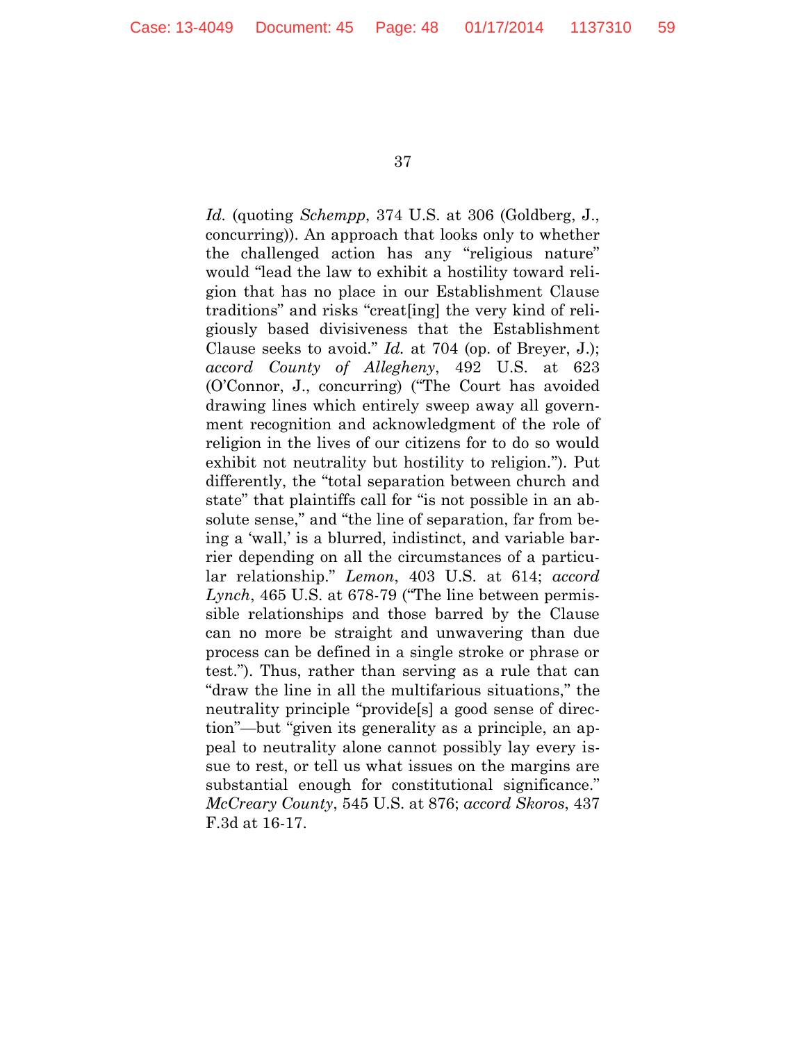*Id.* (quoting *Schempp*, 374 U.S. at 306 (Goldberg, J., concurring)). An approach that looks only to whether the challenged action has any "religious nature" would "lead the law to exhibit a hostility toward religion that has no place in our Establishment Clause traditions" and risks "creat[ing] the very kind of religiously based divisiveness that the Establishment Clause seeks to avoid." *Id.* at 704 (op. of Breyer, J.); *accord County of Allegheny*, 492 U.S. at 623 (O'Connor, J., concurring) ("The Court has avoided drawing lines which entirely sweep away all government recognition and acknowledgment of the role of religion in the lives of our citizens for to do so would exhibit not neutrality but hostility to religion."). Put differently, the "total separation between church and state" that plaintiffs call for "is not possible in an absolute sense," and "the line of separation, far from being a 'wall,' is a blurred, indistinct, and variable barrier depending on all the circumstances of a particular relationship." *Lemon*, 403 U.S. at 614; *accord Lynch*, 465 U.S. at 678-79 ("The line between permissible relationships and those barred by the Clause can no more be straight and unwavering than due process can be defined in a single stroke or phrase or test."). Thus, rather than serving as a rule that can "draw the line in all the multifarious situations," the neutrality principle "provide[s] a good sense of direction"—but "given its generality as a principle, an appeal to neutrality alone cannot possibly lay every issue to rest, or tell us what issues on the margins are substantial enough for constitutional significance." *McCreary County*, 545 U.S. at 876; *accord Skoros*, 437 F.3d at 16-17.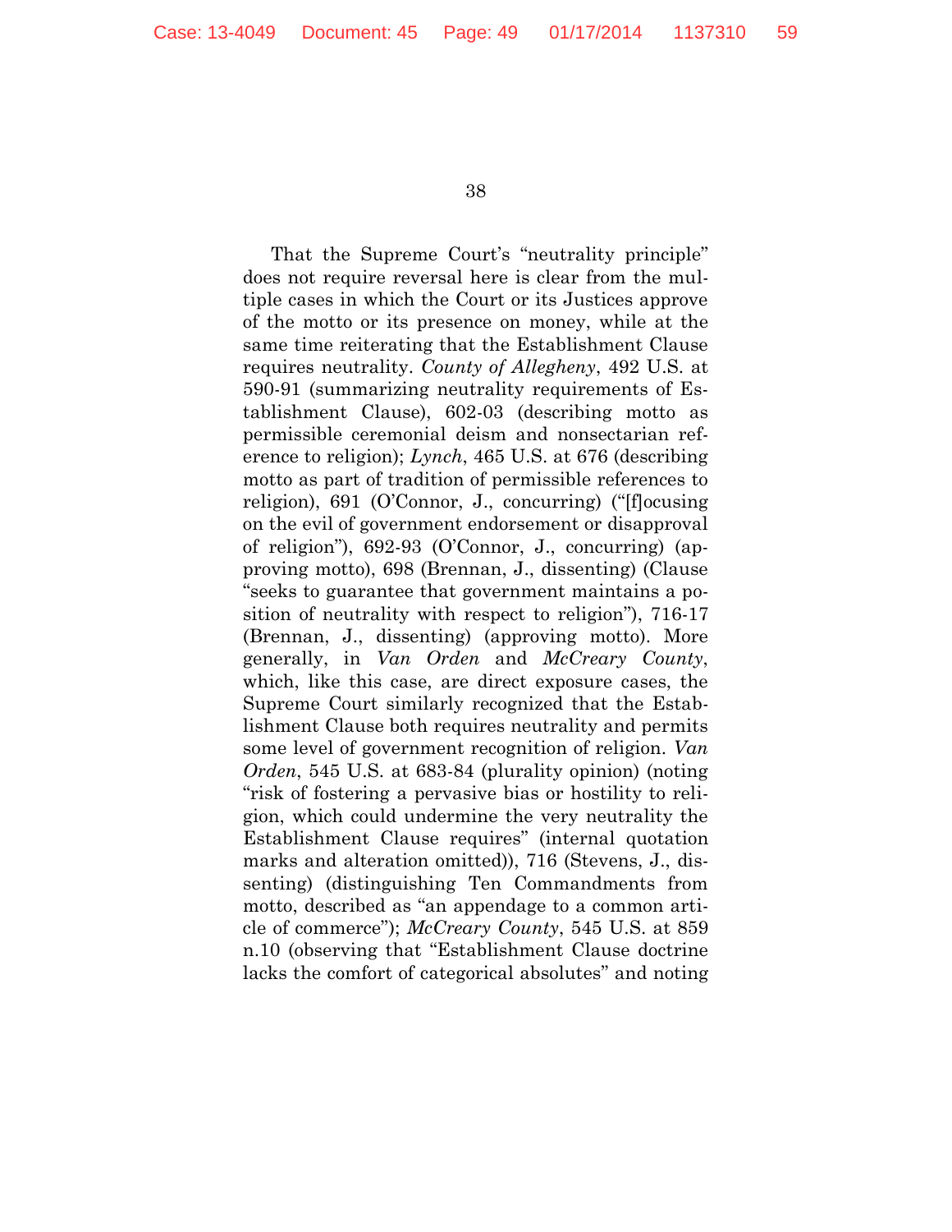That the Supreme Court's "neutrality principle" does not require reversal here is clear from the multiple cases in which the Court or its Justices approve of the motto or its presence on money, while at the same time reiterating that the Establishment Clause requires neutrality. *County of Allegheny*, 492 U.S. at 590-91 (summarizing neutrality requirements of Establishment Clause), 602-03 (describing motto as permissible ceremonial deism and nonsectarian reference to religion); *Lynch*, 465 U.S. at 676 (describing motto as part of tradition of permissible references to religion), 691 (O'Connor, J., concurring) ("[f]ocusing on the evil of government endorsement or disapproval of religion"), 692-93 (O'Connor, J., concurring) (approving motto), 698 (Brennan, J., dissenting) (Clause "seeks to guarantee that government maintains a position of neutrality with respect to religion"), 716-17 (Brennan, J., dissenting) (approving motto). More generally, in *Van Orden* and *McCreary County*, which, like this case, are direct exposure cases, the Supreme Court similarly recognized that the Establishment Clause both requires neutrality and permits some level of government recognition of religion. *Van Orden*, 545 U.S. at 683-84 (plurality opinion) (noting "risk of fostering a pervasive bias or hostility to religion, which could undermine the very neutrality the Establishment Clause requires" (internal quotation marks and alteration omitted)), 716 (Stevens, J., dissenting) (distinguishing Ten Commandments from motto, described as "an appendage to a common article of commerce"); *McCreary County*, 545 U.S. at 859 n.10 (observing that "Establishment Clause doctrine lacks the comfort of categorical absolutes" and noting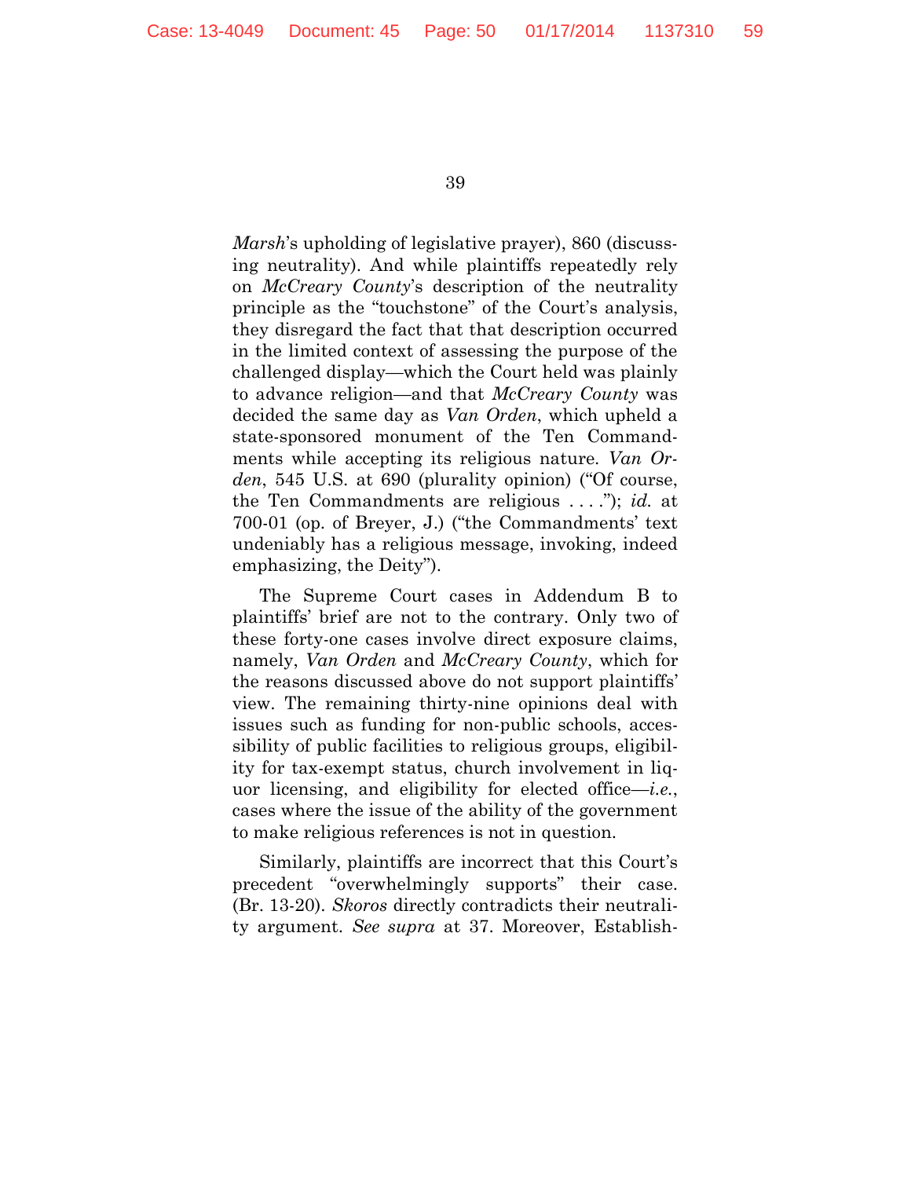*Marsh*'s upholding of legislative prayer), 860 (discussing neutrality). And while plaintiffs repeatedly rely on *McCreary County*'s description of the neutrality principle as the "touchstone" of the Court's analysis, they disregard the fact that that description occurred in the limited context of assessing the purpose of the challenged display—which the Court held was plainly to advance religion—and that *McCreary County* was decided the same day as *Van Orden*, which upheld a state-sponsored monument of the Ten Commandments while accepting its religious nature. *Van Orden*, 545 U.S. at 690 (plurality opinion) ("Of course, the Ten Commandments are religious . . . ."); *id.* at 700-01 (op. of Breyer, J.) ("the Commandments' text undeniably has a religious message, invoking, indeed emphasizing, the Deity").

The Supreme Court cases in Addendum B to plaintiffs' brief are not to the contrary. Only two of these forty-one cases involve direct exposure claims, namely, *Van Orden* and *McCreary County*, which for the reasons discussed above do not support plaintiffs' view. The remaining thirty-nine opinions deal with issues such as funding for non-public schools, accessibility of public facilities to religious groups, eligibility for tax-exempt status, church involvement in liquor licensing, and eligibility for elected office—*i.e.*, cases where the issue of the ability of the government to make religious references is not in question.

Similarly, plaintiffs are incorrect that this Court's precedent "overwhelmingly supports" their case. (Br. 13-20). *Skoros* directly contradicts their neutrality argument. *See supra* at 37. Moreover, Establish-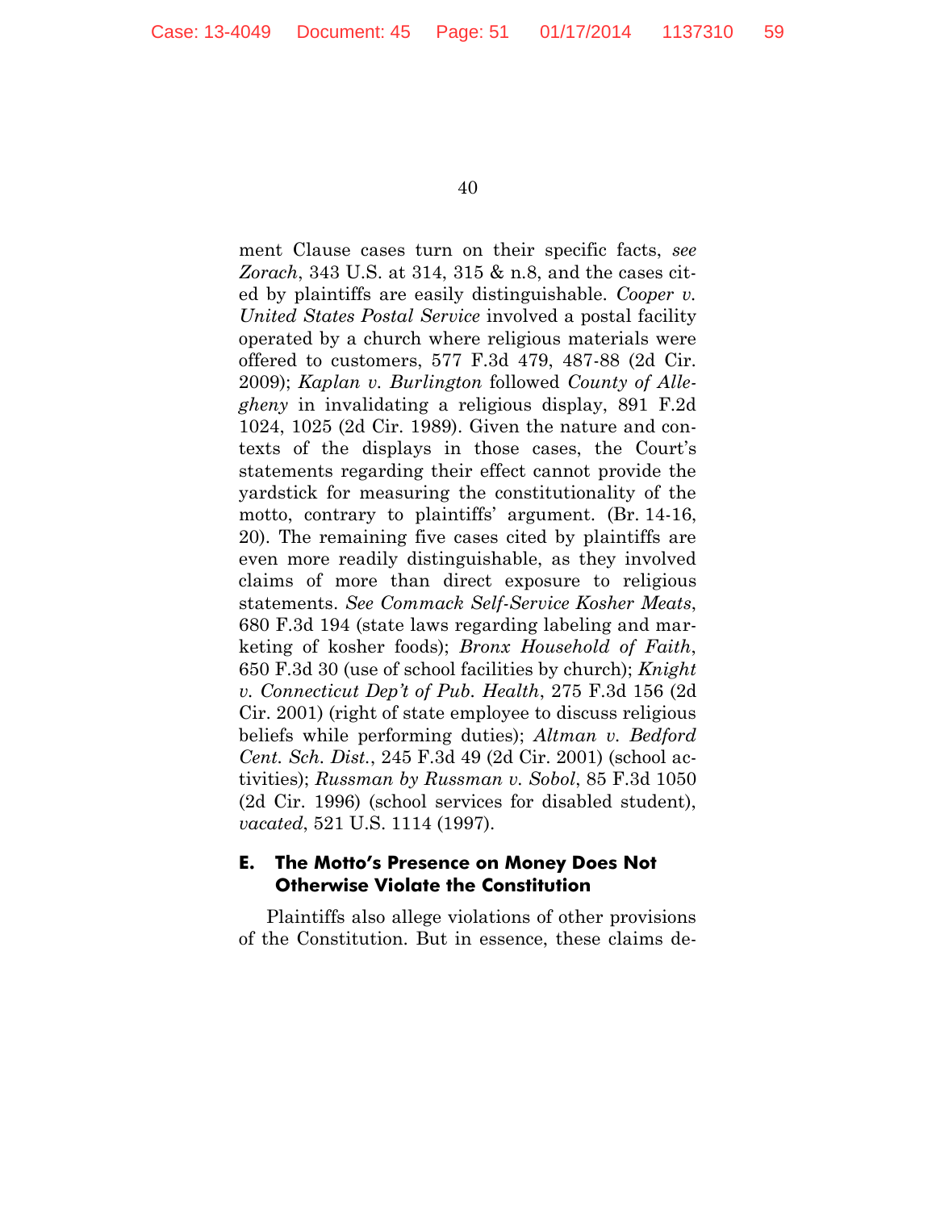ment Clause cases turn on their specific facts, *see Zorach*, 343 U.S. at 314, 315 & n.8, and the cases cited by plaintiffs are easily distinguishable. *Cooper v. United States Postal Service* involved a postal facility operated by a church where religious materials were offered to customers, 577 F.3d 479, 487-88 (2d Cir. 2009); *Kaplan v. Burlington* followed *County of Allegheny* in invalidating a religious display, 891 F.2d 1024, 1025 (2d Cir. 1989). Given the nature and contexts of the displays in those cases, the Court's statements regarding their effect cannot provide the yardstick for measuring the constitutionality of the motto, contrary to plaintiffs' argument. (Br. 14-16, 20). The remaining five cases cited by plaintiffs are even more readily distinguishable, as they involved claims of more than direct exposure to religious statements. *See Commack Self-Service Kosher Meats*, 680 F.3d 194 (state laws regarding labeling and marketing of kosher foods); *Bronx Household of Faith*, 650 F.3d 30 (use of school facilities by church); *Knight v. Connecticut Dep't of Pub. Health*, 275 F.3d 156 (2d Cir. 2001) (right of state employee to discuss religious beliefs while performing duties); *Altman v. Bedford Cent. Sch. Dist.*, 245 F.3d 49 (2d Cir. 2001) (school activities); *Russman by Russman v. Sobol*, 85 F.3d 1050 (2d Cir. 1996) (school services for disabled student), *vacated*, 521 U.S. 1114 (1997).

### E. The Motto's Presence on Money Does Not Otherwise Violate the Constitution

Plaintiffs also allege violations of other provisions of the Constitution. But in essence, these claims de-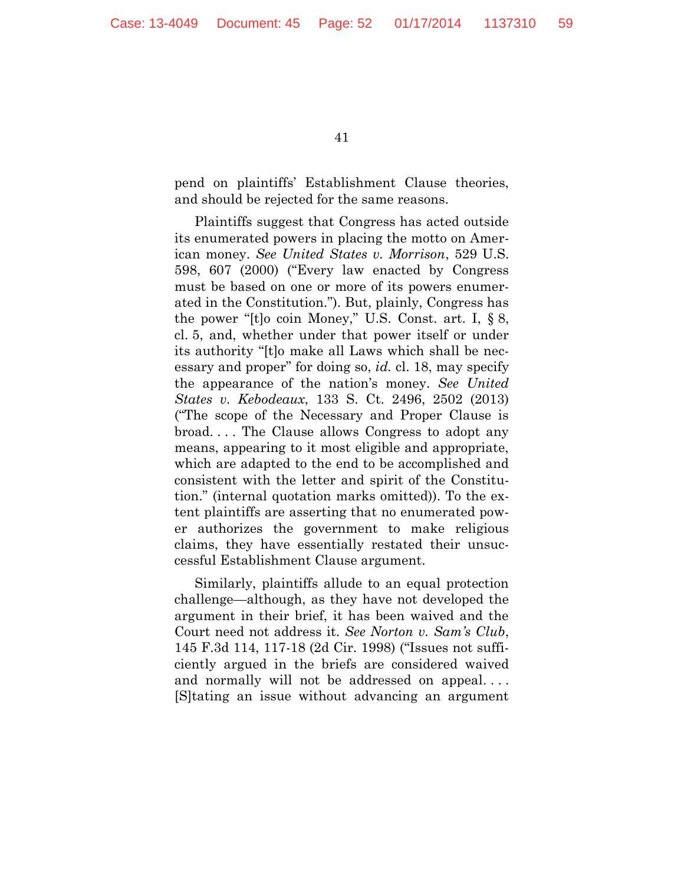pend on plaintiffs' Establishment Clause theories, and should be rejected for the same reasons.

Plaintiffs suggest that Congress has acted outside its enumerated powers in placing the motto on American money. *See United States v. Morrison*, 529 U.S. 598, 607 (2000) ("Every law enacted by Congress must be based on one or more of its powers enumerated in the Constitution."). But, plainly, Congress has the power "[t]o coin Money," U.S. Const. art. I, § 8, cl. 5, and, whether under that power itself or under its authority "[t]o make all Laws which shall be necessary and proper" for doing so, *id.* cl. 18, may specify the appearance of the nation's money. *See United States v. Kebodeaux*, 133 S. Ct. 2496, 2502 (2013) ("The scope of the Necessary and Proper Clause is broad. . . . The Clause allows Congress to adopt any means, appearing to it most eligible and appropriate, which are adapted to the end to be accomplished and consistent with the letter and spirit of the Constitution." (internal quotation marks omitted)). To the extent plaintiffs are asserting that no enumerated power authorizes the government to make religious claims, they have essentially restated their unsuccessful Establishment Clause argument.

Similarly, plaintiffs allude to an equal protection challenge—although, as they have not developed the argument in their brief, it has been waived and the Court need not address it. *See Norton v. Sam's Club*, 145 F.3d 114, 117-18 (2d Cir. 1998) ("Issues not sufficiently argued in the briefs are considered waived and normally will not be addressed on appeal. . . . [S]tating an issue without advancing an argument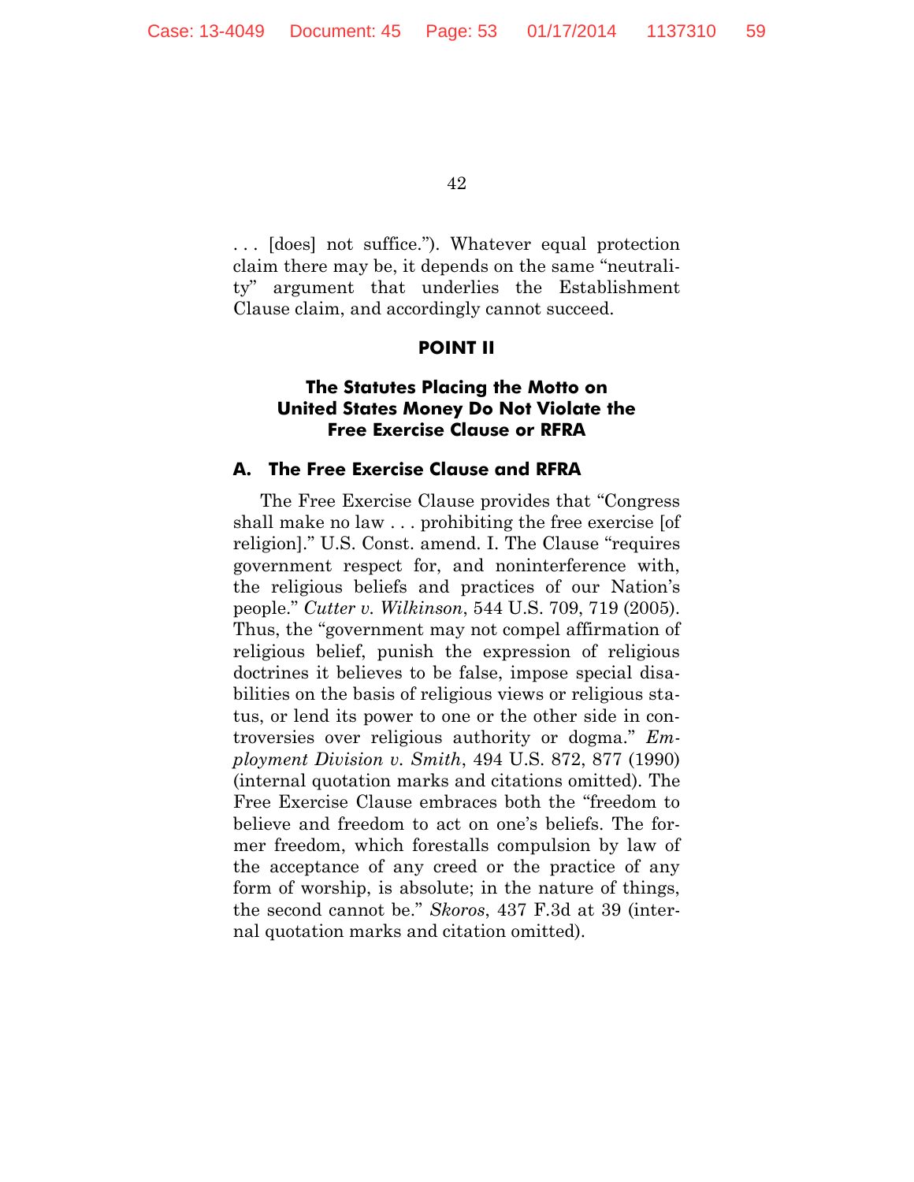. . . [does] not suffice."). Whatever equal protection claim there may be, it depends on the same "neutrality" argument that underlies the Establishment Clause claim, and accordingly cannot succeed.

## POINT II

## The Statutes Placing the Motto on United States Money Do Not Violate the Free Exercise Clause or RFRA

### A. The Free Exercise Clause and RFRA

The Free Exercise Clause provides that "Congress shall make no law . . . prohibiting the free exercise [of religion]." U.S. Const. amend. I. The Clause "requires government respect for, and noninterference with, the religious beliefs and practices of our Nation's people." *Cutter v. Wilkinson*, 544 U.S. 709, 719 (2005). Thus, the "government may not compel affirmation of religious belief, punish the expression of religious doctrines it believes to be false, impose special disabilities on the basis of religious views or religious status, or lend its power to one or the other side in controversies over religious authority or dogma." *Employment Division v. Smith*, 494 U.S. 872, 877 (1990) (internal quotation marks and citations omitted). The Free Exercise Clause embraces both the "freedom to believe and freedom to act on one's beliefs. The former freedom, which forestalls compulsion by law of the acceptance of any creed or the practice of any form of worship, is absolute; in the nature of things, the second cannot be." *Skoros*, 437 F.3d at 39 (internal quotation marks and citation omitted).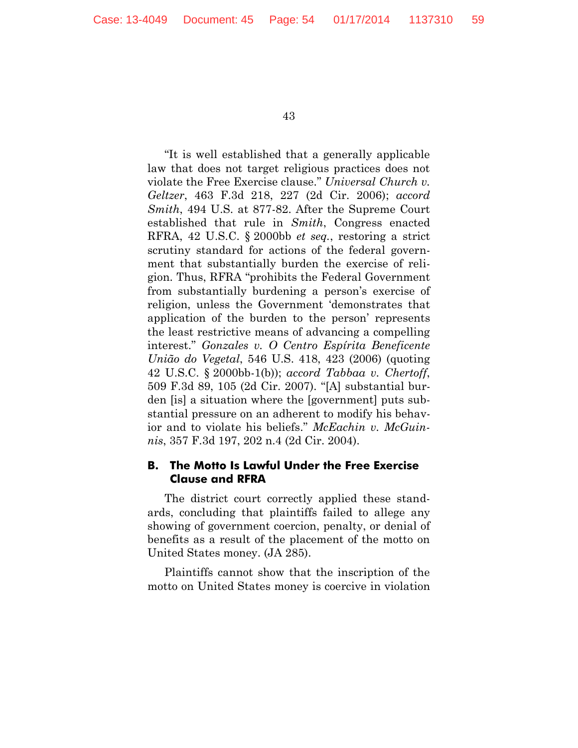"It is well established that a generally applicable law that does not target religious practices does not violate the Free Exercise clause." *Universal Church v. Geltzer*, 463 F.3d 218, 227 (2d Cir. 2006); *accord Smith*, 494 U.S. at 877-82. After the Supreme Court established that rule in *Smith*, Congress enacted RFRA, 42 U.S.C. § 2000bb *et seq.*, restoring a strict scrutiny standard for actions of the federal government that substantially burden the exercise of religion. Thus, RFRA "prohibits the Federal Government from substantially burdening a person's exercise of religion, unless the Government 'demonstrates that application of the burden to the person' represents the least restrictive means of advancing a compelling interest." *Gonzales v. O Centro Espírita Beneficente União do Vegetal*, 546 U.S. 418, 423 (2006) (quoting 42 U.S.C. § 2000bb-1(b)); *accord Tabbaa v. Chertoff*, 509 F.3d 89, 105 (2d Cir. 2007). "[A] substantial burden [is] a situation where the [government] puts substantial pressure on an adherent to modify his behavior and to violate his beliefs." *McEachin v. McGuinnis*, 357 F.3d 197, 202 n.4 (2d Cir. 2004).

### B. The Motto Is Lawful Under the Free Exercise Clause and RFRA

The district court correctly applied these standards, concluding that plaintiffs failed to allege any showing of government coercion, penalty, or denial of benefits as a result of the placement of the motto on United States money. (JA 285).

Plaintiffs cannot show that the inscription of the motto on United States money is coercive in violation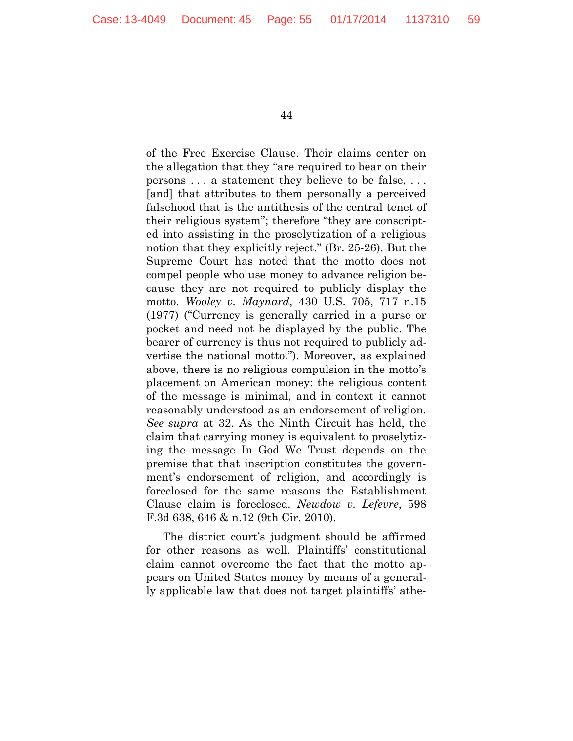of the Free Exercise Clause. Their claims center on the allegation that they "are required to bear on their persons . . . a statement they believe to be false, . . . [and] that attributes to them personally a perceived falsehood that is the antithesis of the central tenet of their religious system"; therefore "they are conscripted into assisting in the proselytization of a religious notion that they explicitly reject." (Br. 25-26). But the Supreme Court has noted that the motto does not compel people who use money to advance religion because they are not required to publicly display the motto. *Wooley v. Maynard*, 430 U.S. 705, 717 n.15 (1977) ("Currency is generally carried in a purse or pocket and need not be displayed by the public. The bearer of currency is thus not required to publicly advertise the national motto."). Moreover, as explained above, there is no religious compulsion in the motto's placement on American money: the religious content of the message is minimal, and in context it cannot reasonably understood as an endorsement of religion. *See supra* at 32. As the Ninth Circuit has held, the claim that carrying money is equivalent to proselytizing the message In God We Trust depends on the premise that that inscription constitutes the government's endorsement of religion, and accordingly is foreclosed for the same reasons the Establishment Clause claim is foreclosed. *Newdow v. Lefevre*, 598 F.3d 638, 646 & n.12 (9th Cir. 2010).

The district court's judgment should be affirmed for other reasons as well. Plaintiffs' constitutional claim cannot overcome the fact that the motto appears on United States money by means of a generally applicable law that does not target plaintiffs' athe-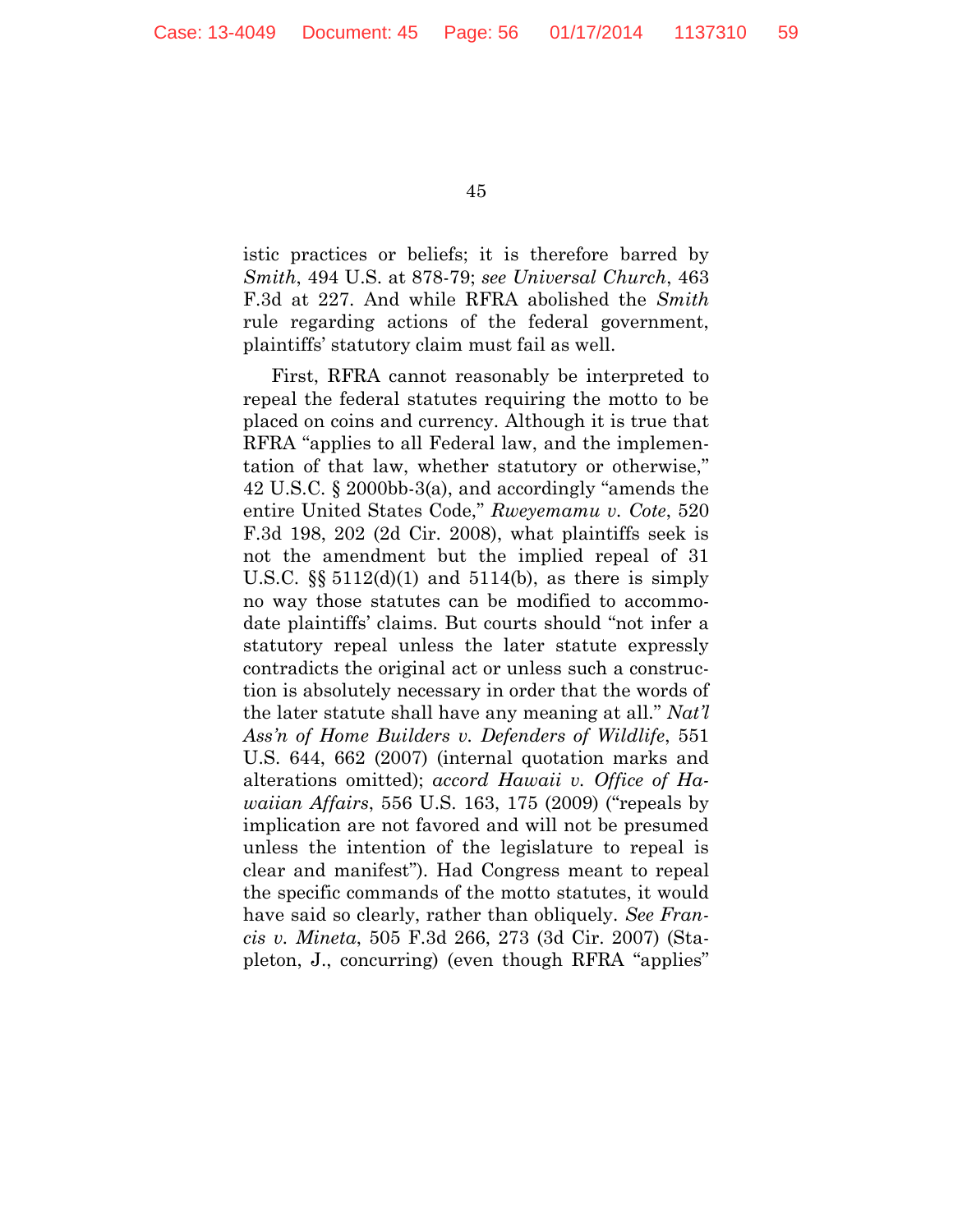istic practices or beliefs; it is therefore barred by *Smith*, 494 U.S. at 878-79; *see Universal Church*, 463 F.3d at 227. And while RFRA abolished the *Smith* rule regarding actions of the federal government, plaintiffs' statutory claim must fail as well.

First, RFRA cannot reasonably be interpreted to repeal the federal statutes requiring the motto to be placed on coins and currency. Although it is true that RFRA "applies to all Federal law, and the implementation of that law, whether statutory or otherwise," 42 U.S.C. § 2000bb-3(a), and accordingly "amends the entire United States Code," *Rweyemamu v. Cote*, 520 F.3d 198, 202 (2d Cir. 2008), what plaintiffs seek is not the amendment but the implied repeal of 31 U.S.C. §§ 5112(d)(1) and 5114(b), as there is simply no way those statutes can be modified to accommodate plaintiffs' claims. But courts should "not infer a statutory repeal unless the later statute expressly contradicts the original act or unless such a construction is absolutely necessary in order that the words of the later statute shall have any meaning at all." *Nat'l Ass'n of Home Builders v. Defenders of Wildlife*, 551 U.S. 644, 662 (2007) (internal quotation marks and alterations omitted); *accord Hawaii v. Office of Hawaiian Affairs*, 556 U.S. 163, 175 (2009) ("repeals by implication are not favored and will not be presumed unless the intention of the legislature to repeal is clear and manifest"). Had Congress meant to repeal the specific commands of the motto statutes, it would have said so clearly, rather than obliquely. *See Francis v. Mineta*, 505 F.3d 266, 273 (3d Cir. 2007) (Stapleton, J., concurring) (even though RFRA "applies"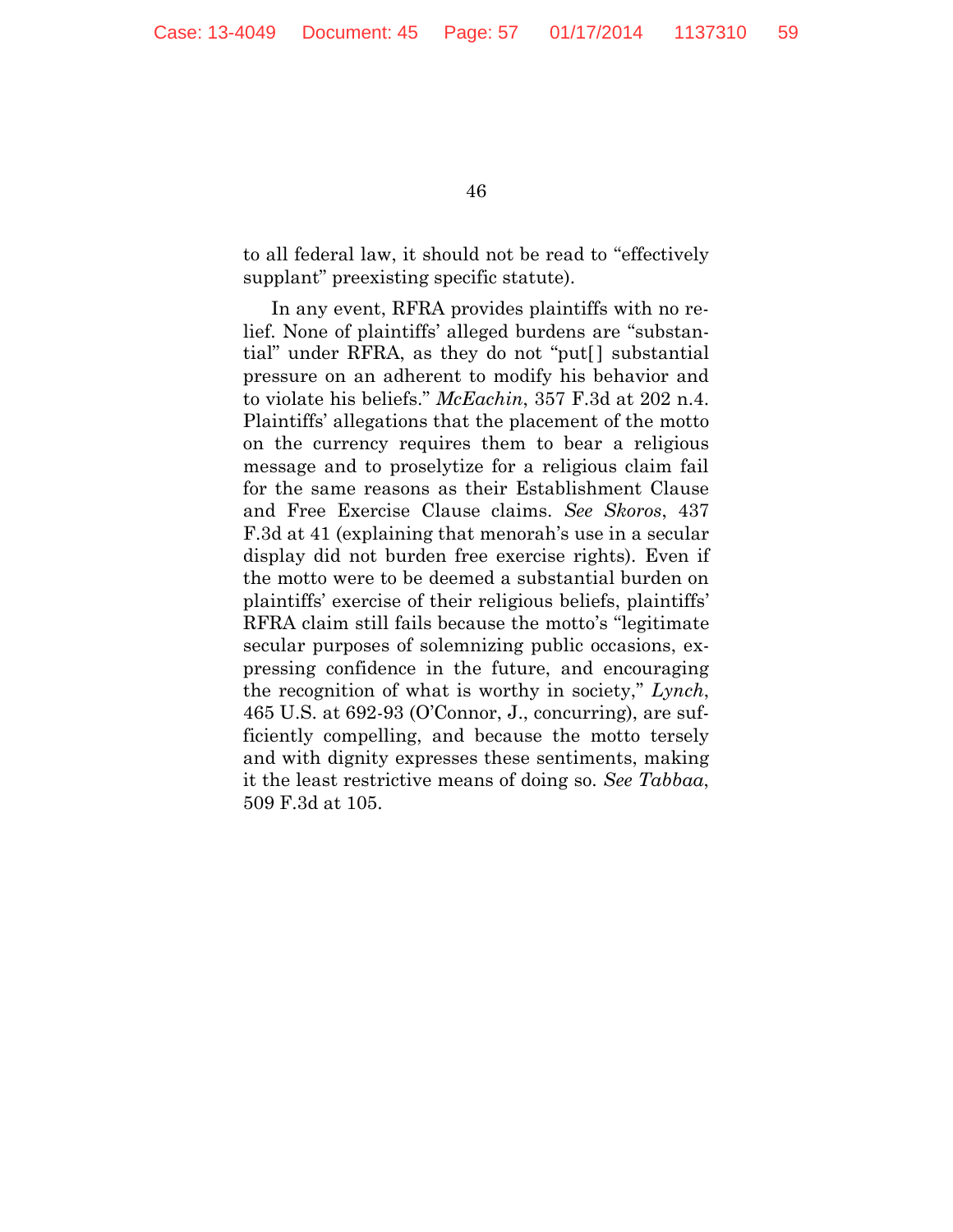to all federal law, it should not be read to "effectively supplant" preexisting specific statute).

In any event, RFRA provides plaintiffs with no relief. None of plaintiffs' alleged burdens are "substantial" under RFRA, as they do not "put[] substantial pressure on an adherent to modify his behavior and to violate his beliefs." *McEachin*, 357 F.3d at 202 n.4. Plaintiffs' allegations that the placement of the motto on the currency requires them to bear a religious message and to proselytize for a religious claim fail for the same reasons as their Establishment Clause and Free Exercise Clause claims. *See Skoros*, 437 F.3d at 41 (explaining that menorah's use in a secular display did not burden free exercise rights). Even if the motto were to be deemed a substantial burden on plaintiffs' exercise of their religious beliefs, plaintiffs' RFRA claim still fails because the motto's "legitimate secular purposes of solemnizing public occasions, expressing confidence in the future, and encouraging the recognition of what is worthy in society," *Lynch*, 465 U.S. at 692-93 (O'Connor, J., concurring), are sufficiently compelling, and because the motto tersely and with dignity expresses these sentiments, making it the least restrictive means of doing so. *See Tabbaa*, 509 F.3d at 105.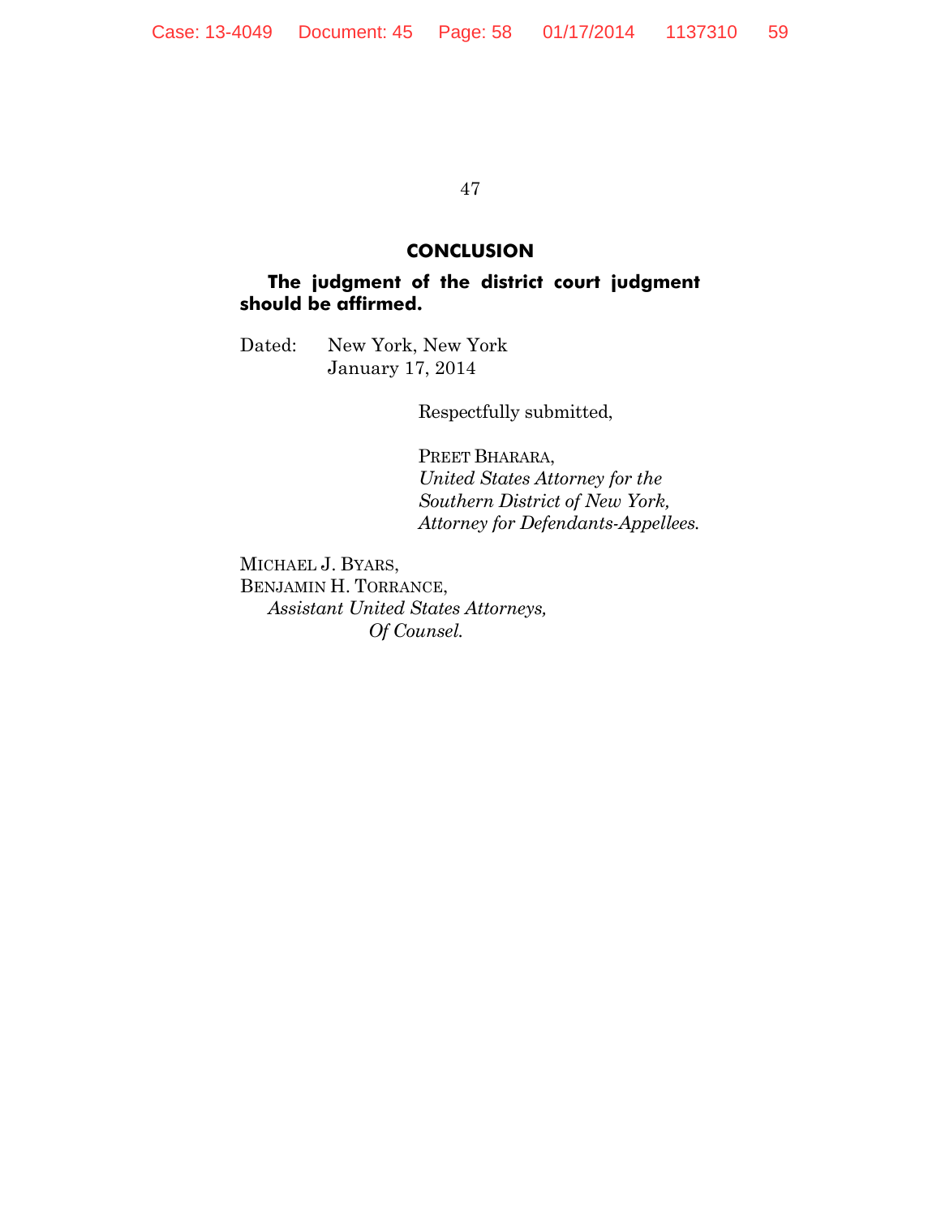## CONCLUSION

**The judgment of the district court judgment should be affirmed.**

Dated: New York, New York
January 17, 2014

Respectfully submitted,

PREET BHARARA,
*United States Attorney for the Southern District of New York,*
*Attorney for Defendants-Appellees.*

MICHAEL J. BYARS,
BENJAMIN H. TORRANCE,
*Assistant United States Attorneys,*
*Of Counsel.*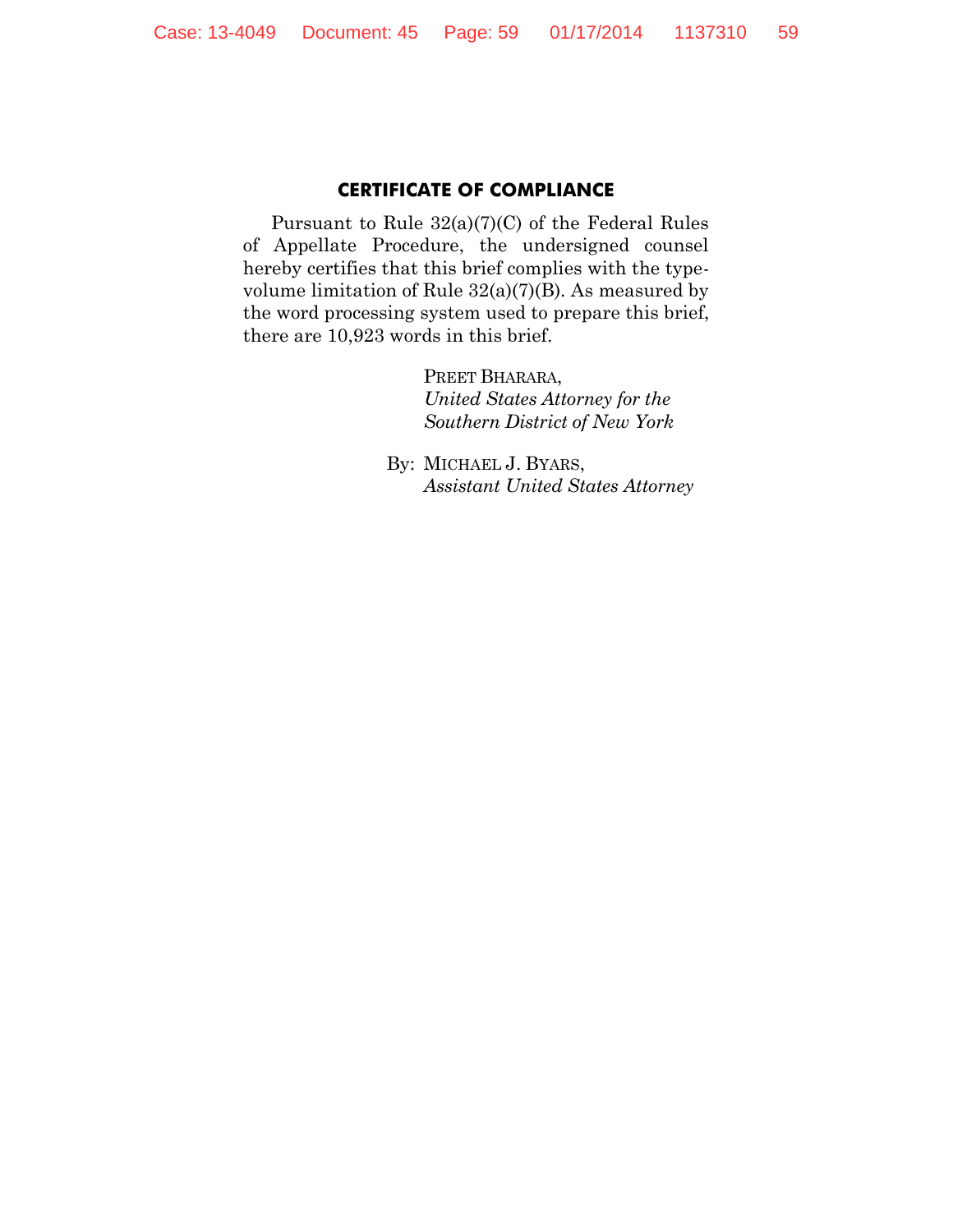## CERTIFICATE OF COMPLIANCE

Pursuant to Rule 32(a)(7)(C) of the Federal Rules of Appellate Procedure, the undersigned counsel hereby certifies that this brief complies with the type-volume limitation of Rule 32(a)(7)(B). As measured by the word processing system used to prepare this brief, there are 10,923 words in this brief.

PREET BHARARA,
*United States Attorney for the Southern District of New York*

By: MICHAEL J. BYARS,
*Assistant United States Attorney*